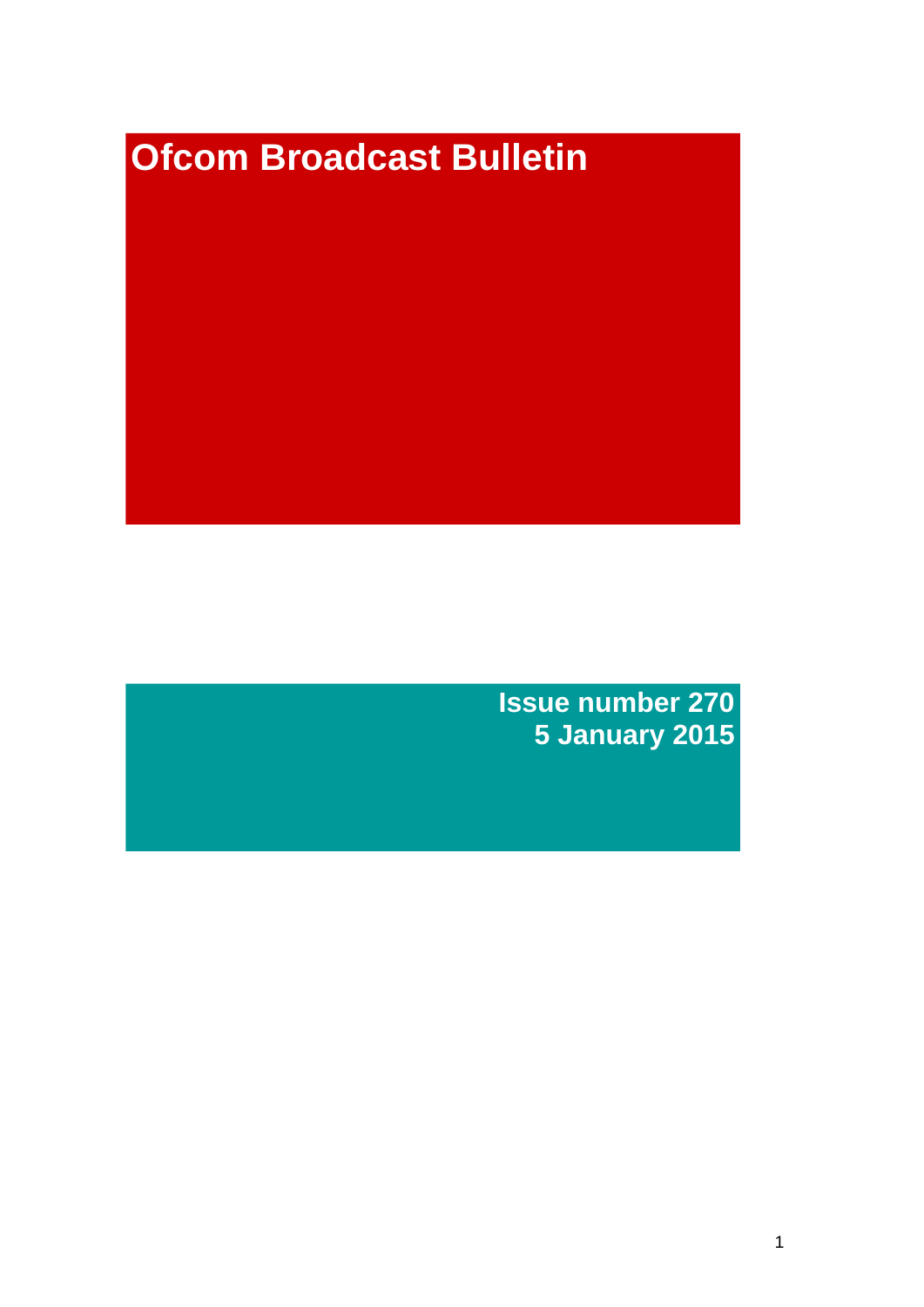# Ofcom Broadcast Bulletin

**Issue number 270**
**5 January 2015**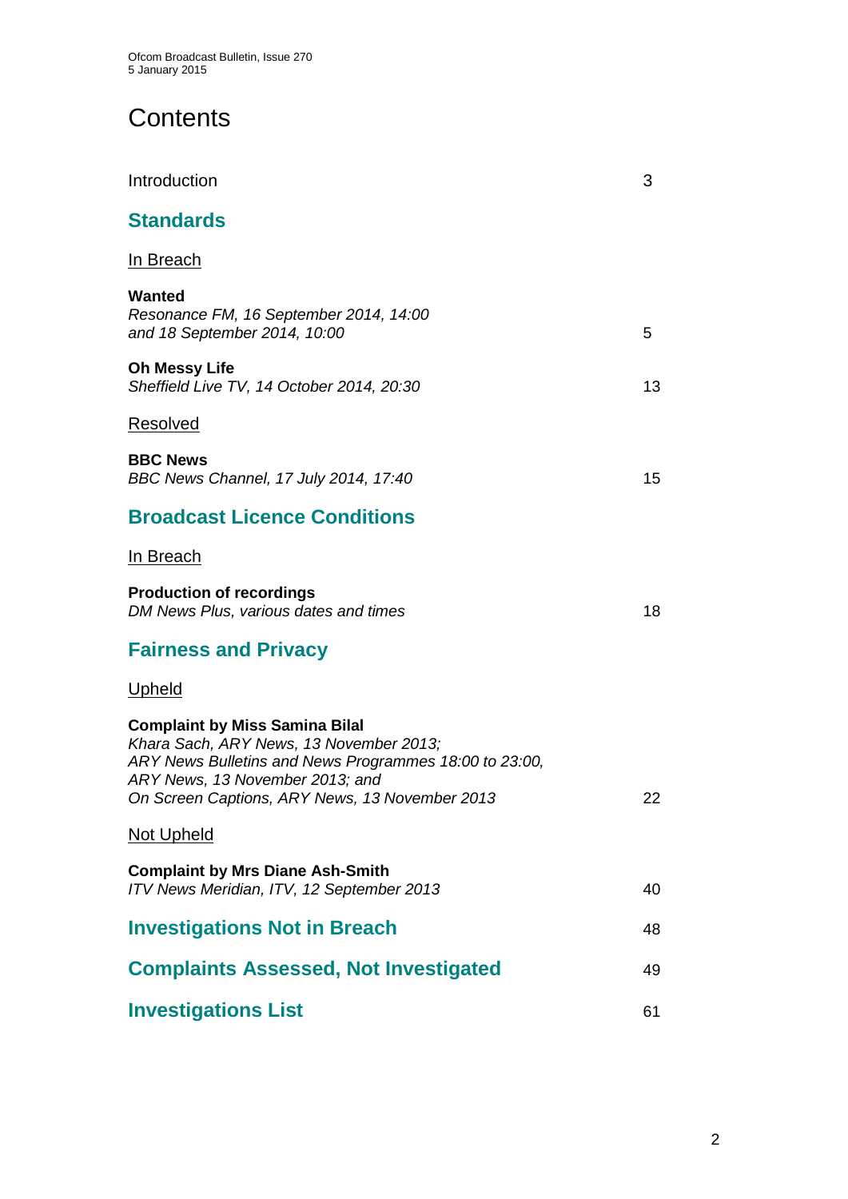# Contents

Introduction 3

## Standards

In Breach

**Wanted**
*Resonance FM, 16 September 2014, 14:00*
*and 18 September 2014, 10:00* 5

**Oh Messy Life**
*Sheffield Live TV, 14 October 2014, 20:30* 13

Resolved

**BBC News**
*BBC News Channel, 17 July 2014, 17:40* 15

## Broadcast Licence Conditions

In Breach

**Production of recordings**
*DM News Plus, various dates and times* 18

## Fairness and Privacy

Upheld

**Complaint by Miss Samina Bilal**
*Khara Sach, ARY News, 13 November 2013;*
*ARY News Bulletins and News Programmes 18:00 to 23:00,*
*ARY News, 13 November 2013; and*
*On Screen Captions, ARY News, 13 November 2013* 22

Not Upheld

**Complaint by Mrs Diane Ash-Smith**
*ITV News Meridian, ITV, 12 September 2013* 40

## Investigations Not in Breach 48

## Complaints Assessed, Not Investigated 49

## Investigations List 61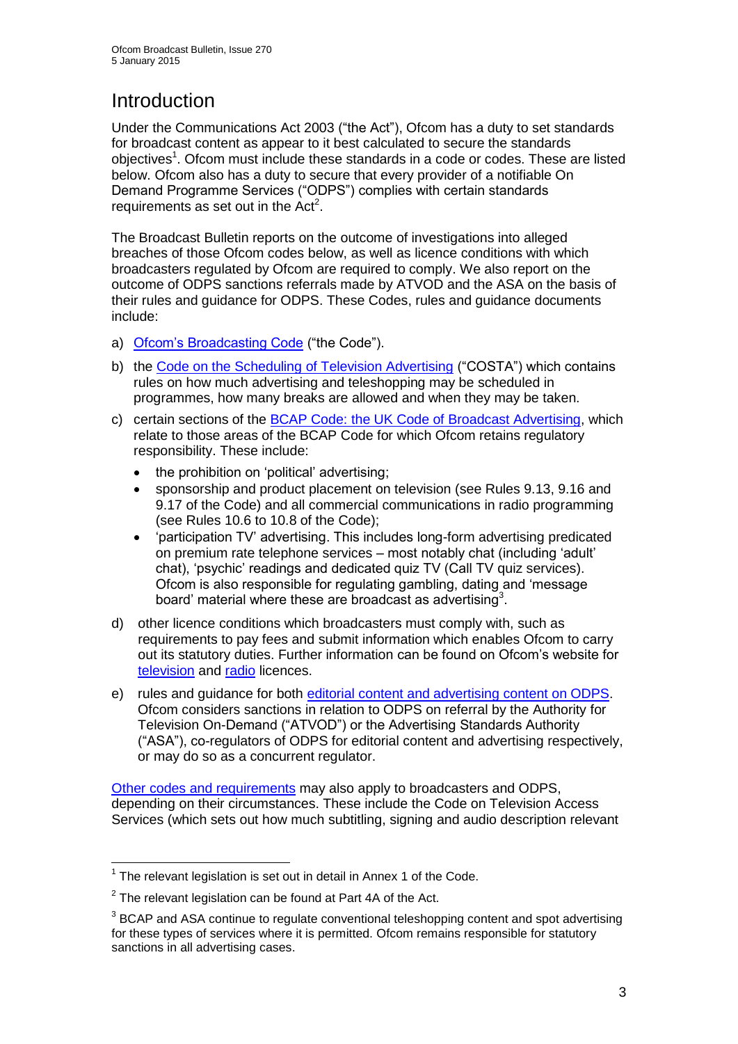# Introduction

Under the Communications Act 2003 ("the Act"), Ofcom has a duty to set standards for broadcast content as appear to it best calculated to secure the standards objectives[1]. Ofcom must include these standards in a code or codes. These are listed below. Ofcom also has a duty to secure that every provider of a notifiable On Demand Programme Services ("ODPS") complies with certain standards requirements as set out in the Act[2].

The Broadcast Bulletin reports on the outcome of investigations into alleged breaches of those Ofcom codes below, as well as licence conditions with which broadcasters regulated by Ofcom are required to comply. We also report on the outcome of ODPS sanctions referrals made by ATVOD and the ASA on the basis of their rules and guidance for ODPS. These Codes, rules and guidance documents include:

a) Ofcom's Broadcasting Code ("the Code").

b) the Code on the Scheduling of Television Advertising ("COSTA") which contains rules on how much advertising and teleshopping may be scheduled in programmes, how many breaks are allowed and when they may be taken.

c) certain sections of the BCAP Code: the UK Code of Broadcast Advertising, which relate to those areas of the BCAP Code for which Ofcom retains regulatory responsibility. These include:
   - the prohibition on 'political' advertising;
   - sponsorship and product placement on television (see Rules 9.13, 9.16 and 9.17 of the Code) and all commercial communications in radio programming (see Rules 10.6 to 10.8 of the Code);
   - 'participation TV' advertising. This includes long-form advertising predicated on premium rate telephone services – most notably chat (including 'adult' chat), 'psychic' readings and dedicated quiz TV (Call TV quiz services). Ofcom is also responsible for regulating gambling, dating and 'message board' material where these are broadcast as advertising[3].

d) other licence conditions which broadcasters must comply with, such as requirements to pay fees and submit information which enables Ofcom to carry out its statutory duties. Further information can be found on Ofcom's website for television and radio licences.

e) rules and guidance for both editorial content and advertising content on ODPS. Ofcom considers sanctions in relation to ODPS on referral by the Authority for Television On-Demand ("ATVOD") or the Advertising Standards Authority ("ASA"), co-regulators of ODPS for editorial content and advertising respectively, or may do so as a concurrent regulator.

Other codes and requirements may also apply to broadcasters and ODPS, depending on their circumstances. These include the Code on Television Access Services (which sets out how much subtitling, signing and audio description relevant

---

[1] The relevant legislation is set out in detail in Annex 1 of the Code.

[2] The relevant legislation can be found at Part 4A of the Act.

[3] BCAP and ASA continue to regulate conventional teleshopping content and spot advertising for these types of services where it is permitted. Ofcom remains responsible for statutory sanctions in all advertising cases.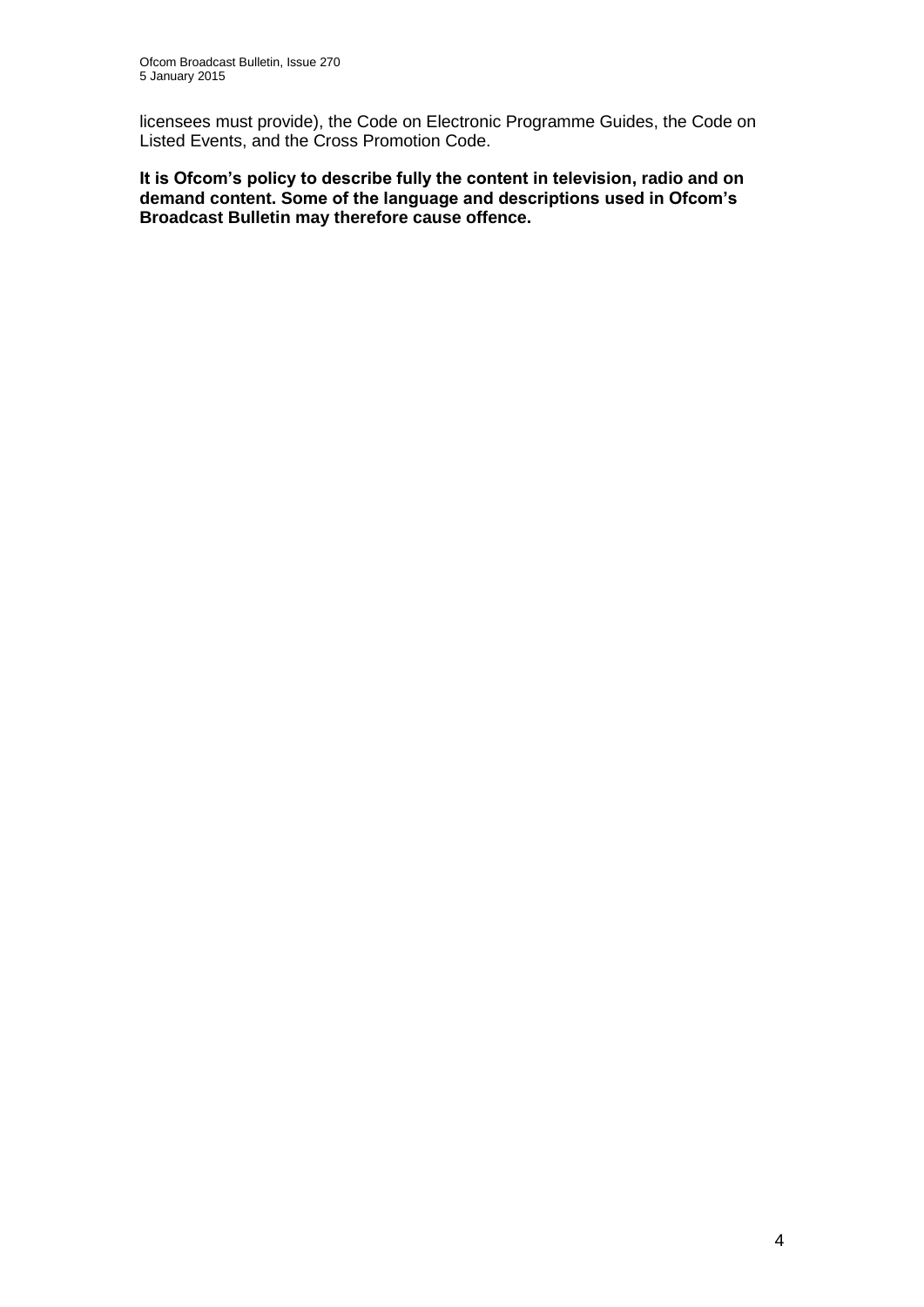licensees must provide), the Code on Electronic Programme Guides, the Code on Listed Events, and the Cross Promotion Code.

**It is Ofcom's policy to describe fully the content in television, radio and on demand content. Some of the language and descriptions used in Ofcom's Broadcast Bulletin may therefore cause offence.**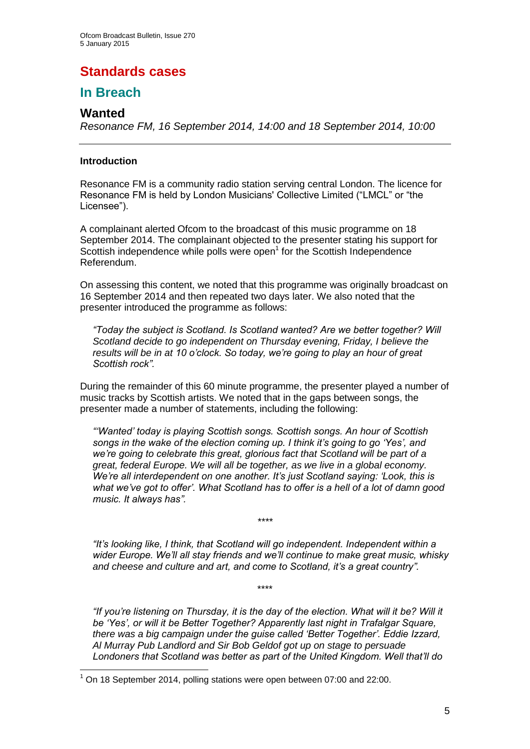# Standards cases

## In Breach

### Wanted

*Resonance FM, 16 September 2014, 14:00 and 18 September 2014, 10:00*

---

#### Introduction

Resonance FM is a community radio station serving central London. The licence for Resonance FM is held by London Musicians' Collective Limited ("LMCL" or "the Licensee").

A complainant alerted Ofcom to the broadcast of this music programme on 18 September 2014. The complainant objected to the presenter stating his support for Scottish independence while polls were open[1] for the Scottish Independence Referendum.

On assessing this content, we noted that this programme was originally broadcast on 16 September 2014 and then repeated two days later. We also noted that the presenter introduced the programme as follows:

> *"Today the subject is Scotland. Is Scotland wanted? Are we better together? Will Scotland decide to go independent on Thursday evening, Friday, I believe the results will be in at 10 o'clock. So today, we're going to play an hour of great Scottish rock".*

During the remainder of this 60 minute programme, the presenter played a number of music tracks by Scottish artists. We noted that in the gaps between songs, the presenter made a number of statements, including the following:

> *"'Wanted' today is playing Scottish songs. Scottish songs. An hour of Scottish songs in the wake of the election coming up. I think it's going to go 'Yes', and we're going to celebrate this great, glorious fact that Scotland will be part of a great, federal Europe. We will all be together, as we live in a global economy. We're all interdependent on one another. It's just Scotland saying: 'Look, this is what we've got to offer'. What Scotland has to offer is a hell of a lot of damn good music. It always has".*

****

> *"It's looking like, I think, that Scotland will go independent. Independent within a wider Europe. We'll all stay friends and we'll continue to make great music, whisky and cheese and culture and art, and come to Scotland, it's a great country".*

****

> *"If you're listening on Thursday, it is the day of the election. What will it be? Will it be 'Yes', or will it be Better Together? Apparently last night in Trafalgar Square, there was a big campaign under the guise called 'Better Together'. Eddie Izzard, Al Murray Pub Landlord and Sir Bob Geldof got up on stage to persuade Londoners that Scotland was better as part of the United Kingdom. Well that'll do*

---

[1] On 18 September 2014, polling stations were open between 07:00 and 22:00.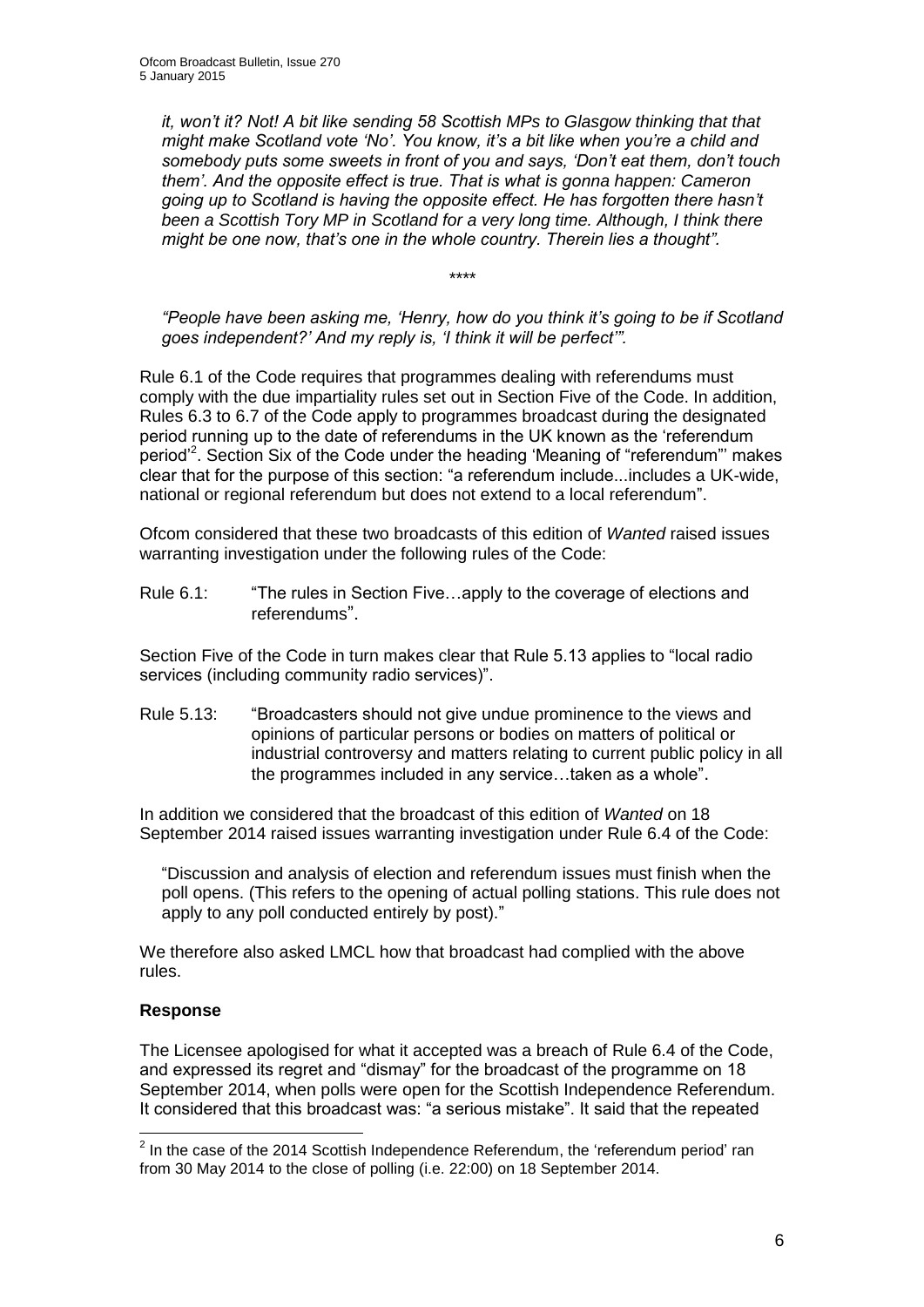*it, won't it? Not! A bit like sending 58 Scottish MPs to Glasgow thinking that that might make Scotland vote 'No'. You know, it's a bit like when you're a child and somebody puts some sweets in front of you and says, 'Don't eat them, don't touch them'. And the opposite effect is true. That is what is gonna happen: Cameron going up to Scotland is having the opposite effect. He has forgotten there hasn't been a Scottish Tory MP in Scotland for a very long time. Although, I think there might be one now, that's one in the whole country. Therein lies a thought".*

\*\*\*\*

*"People have been asking me, 'Henry, how do you think it's going to be if Scotland goes independent?' And my reply is, 'I think it will be perfect'".*

Rule 6.1 of the Code requires that programmes dealing with referendums must comply with the due impartiality rules set out in Section Five of the Code. In addition, Rules 6.3 to 6.7 of the Code apply to programmes broadcast during the designated period running up to the date of referendums in the UK known as the 'referendum period'[2]. Section Six of the Code under the heading 'Meaning of "referendum"' makes clear that for the purpose of this section: "a referendum include...includes a UK-wide, national or regional referendum but does not extend to a local referendum".

Ofcom considered that these two broadcasts of this edition of *Wanted* raised issues warranting investigation under the following rules of the Code:

Rule 6.1: "The rules in Section Five…apply to the coverage of elections and referendums".

Section Five of the Code in turn makes clear that Rule 5.13 applies to "local radio services (including community radio services)".

Rule 5.13: "Broadcasters should not give undue prominence to the views and opinions of particular persons or bodies on matters of political or industrial controversy and matters relating to current public policy in all the programmes included in any service…taken as a whole".

In addition we considered that the broadcast of this edition of *Wanted* on 18 September 2014 raised issues warranting investigation under Rule 6.4 of the Code:

"Discussion and analysis of election and referendum issues must finish when the poll opens. (This refers to the opening of actual polling stations. This rule does not apply to any poll conducted entirely by post)."

We therefore also asked LMCL how that broadcast had complied with the above rules.

## Response

The Licensee apologised for what it accepted was a breach of Rule 6.4 of the Code, and expressed its regret and "dismay" for the broadcast of the programme on 18 September 2014, when polls were open for the Scottish Independence Referendum. It considered that this broadcast was: "a serious mistake". It said that the repeated

[2] In the case of the 2014 Scottish Independence Referendum, the 'referendum period' ran from 30 May 2014 to the close of polling (i.e. 22:00) on 18 September 2014.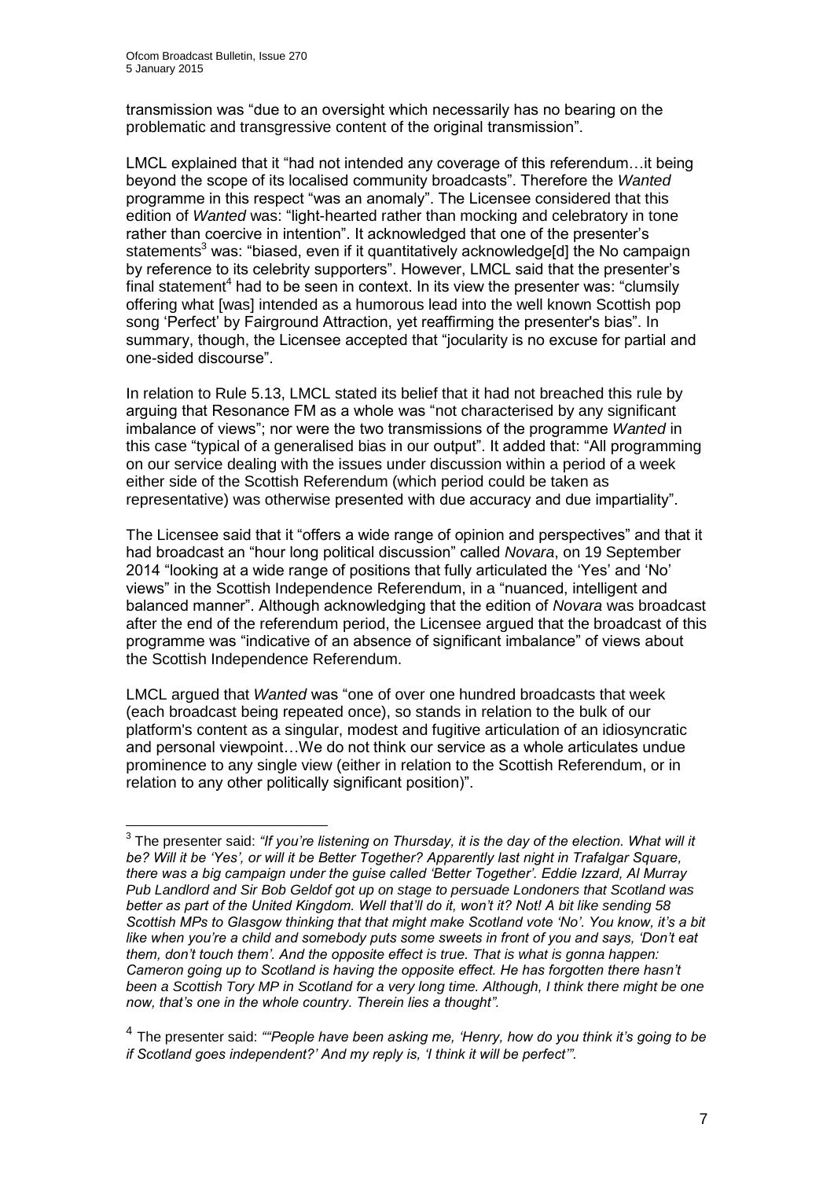transmission was "due to an oversight which necessarily has no bearing on the problematic and transgressive content of the original transmission".

LMCL explained that it "had not intended any coverage of this referendum…it being beyond the scope of its localised community broadcasts". Therefore the *Wanted* programme in this respect "was an anomaly". The Licensee considered that this edition of *Wanted* was: "light-hearted rather than mocking and celebratory in tone rather than coercive in intention". It acknowledged that one of the presenter's statements[3] was: "biased, even if it quantitatively acknowledge[d] the No campaign by reference to its celebrity supporters". However, LMCL said that the presenter's final statement[4] had to be seen in context. In its view the presenter was: "clumsily offering what [was] intended as a humorous lead into the well known Scottish pop song 'Perfect' by Fairground Attraction, yet reaffirming the presenter's bias". In summary, though, the Licensee accepted that "jocularity is no excuse for partial and one-sided discourse".

In relation to Rule 5.13, LMCL stated its belief that it had not breached this rule by arguing that Resonance FM as a whole was "not characterised by any significant imbalance of views"; nor were the two transmissions of the programme *Wanted* in this case "typical of a generalised bias in our output". It added that: "All programming on our service dealing with the issues under discussion within a period of a week either side of the Scottish Referendum (which period could be taken as representative) was otherwise presented with due accuracy and due impartiality".

The Licensee said that it "offers a wide range of opinion and perspectives" and that it had broadcast an "hour long political discussion" called *Novara*, on 19 September 2014 "looking at a wide range of positions that fully articulated the 'Yes' and 'No' views" in the Scottish Independence Referendum, in a "nuanced, intelligent and balanced manner". Although acknowledging that the edition of *Novara* was broadcast after the end of the referendum period, the Licensee argued that the broadcast of this programme was "indicative of an absence of significant imbalance" of views about the Scottish Independence Referendum.

LMCL argued that *Wanted* was "one of over one hundred broadcasts that week (each broadcast being repeated once), so stands in relation to the bulk of our platform's content as a singular, modest and fugitive articulation of an idiosyncratic and personal viewpoint…We do not think our service as a whole articulates undue prominence to any single view (either in relation to the Scottish Referendum, or in relation to any other politically significant position)".

---

[3] The presenter said: *"If you're listening on Thursday, it is the day of the election. What will it be? Will it be 'Yes', or will it be Better Together? Apparently last night in Trafalgar Square, there was a big campaign under the guise called 'Better Together'. Eddie Izzard, Al Murray Pub Landlord and Sir Bob Geldof got up on stage to persuade Londoners that Scotland was better as part of the United Kingdom. Well that'll do it, won't it? Not! A bit like sending 58 Scottish MPs to Glasgow thinking that that might make Scotland vote 'No'. You know, it's a bit like when you're a child and somebody puts some sweets in front of you and says, 'Don't eat them, don't touch them'. And the opposite effect is true. That is what is gonna happen: Cameron going up to Scotland is having the opposite effect. He has forgotten there hasn't been a Scottish Tory MP in Scotland for a very long time. Although, I think there might be one now, that's one in the whole country. Therein lies a thought".*

[4] The presenter said: *""People have been asking me, 'Henry, how do you think it's going to be if Scotland goes independent?' And my reply is, 'I think it will be perfect'".*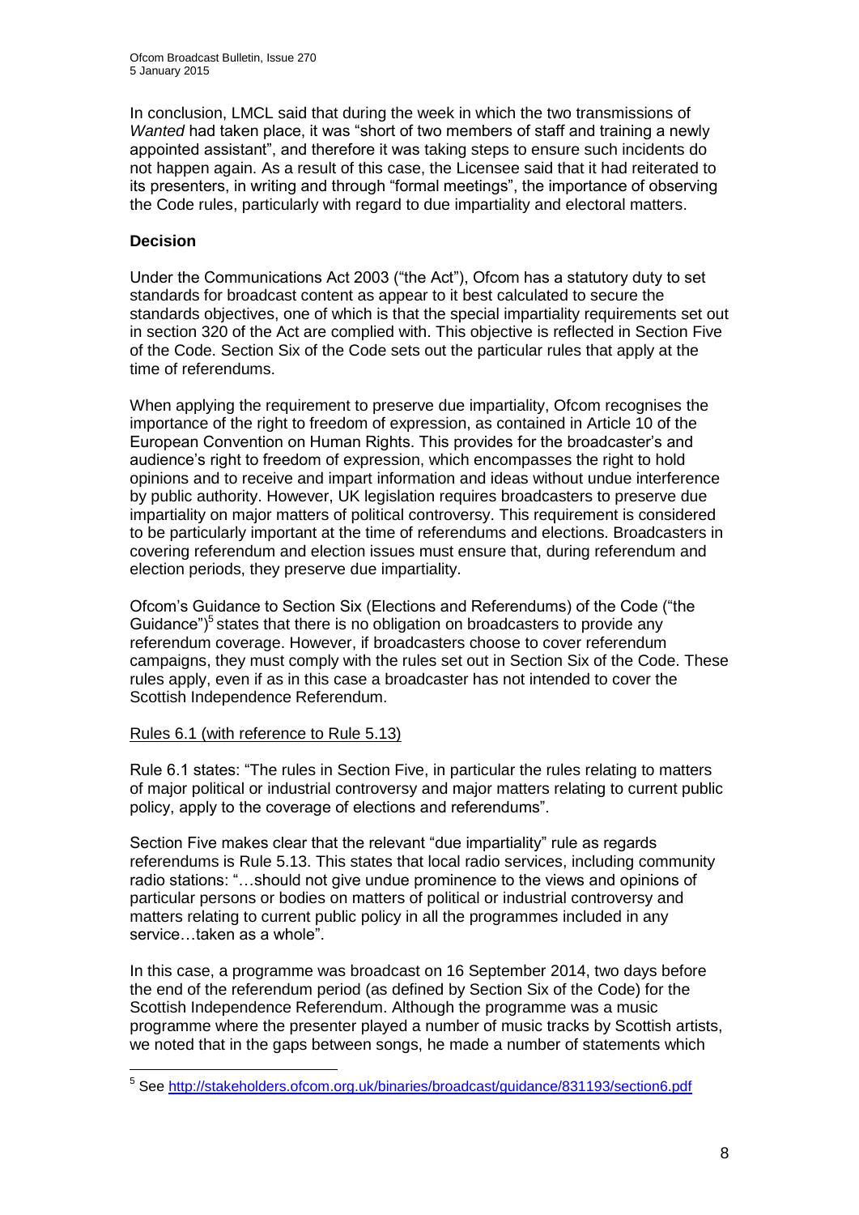In conclusion, LMCL said that during the week in which the two transmissions of *Wanted* had taken place, it was "short of two members of staff and training a newly appointed assistant", and therefore it was taking steps to ensure such incidents do not happen again. As a result of this case, the Licensee said that it had reiterated to its presenters, in writing and through "formal meetings", the importance of observing the Code rules, particularly with regard to due impartiality and electoral matters.

**Decision**

Under the Communications Act 2003 ("the Act"), Ofcom has a statutory duty to set standards for broadcast content as appear to it best calculated to secure the standards objectives, one of which is that the special impartiality requirements set out in section 320 of the Act are complied with. This objective is reflected in Section Five of the Code. Section Six of the Code sets out the particular rules that apply at the time of referendums.

When applying the requirement to preserve due impartiality, Ofcom recognises the importance of the right to freedom of expression, as contained in Article 10 of the European Convention on Human Rights. This provides for the broadcaster's and audience's right to freedom of expression, which encompasses the right to hold opinions and to receive and impart information and ideas without undue interference by public authority. However, UK legislation requires broadcasters to preserve due impartiality on major matters of political controversy. This requirement is considered to be particularly important at the time of referendums and elections. Broadcasters in covering referendum and election issues must ensure that, during referendum and election periods, they preserve due impartiality.

Ofcom's Guidance to Section Six (Elections and Referendums) of the Code ("the Guidance")[5] states that there is no obligation on broadcasters to provide any referendum coverage. However, if broadcasters choose to cover referendum campaigns, they must comply with the rules set out in Section Six of the Code. These rules apply, even if as in this case a broadcaster has not intended to cover the Scottish Independence Referendum.

Rules 6.1 (with reference to Rule 5.13)

Rule 6.1 states: "The rules in Section Five, in particular the rules relating to matters of major political or industrial controversy and major matters relating to current public policy, apply to the coverage of elections and referendums".

Section Five makes clear that the relevant "due impartiality" rule as regards referendums is Rule 5.13. This states that local radio services, including community radio stations: "…should not give undue prominence to the views and opinions of particular persons or bodies on matters of political or industrial controversy and matters relating to current public policy in all the programmes included in any service…taken as a whole".

In this case, a programme was broadcast on 16 September 2014, two days before the end of the referendum period (as defined by Section Six of the Code) for the Scottish Independence Referendum. Although the programme was a music programme where the presenter played a number of music tracks by Scottish artists, we noted that in the gaps between songs, he made a number of statements which

[5] See http://stakeholders.ofcom.org.uk/binaries/broadcast/guidance/831193/section6.pdf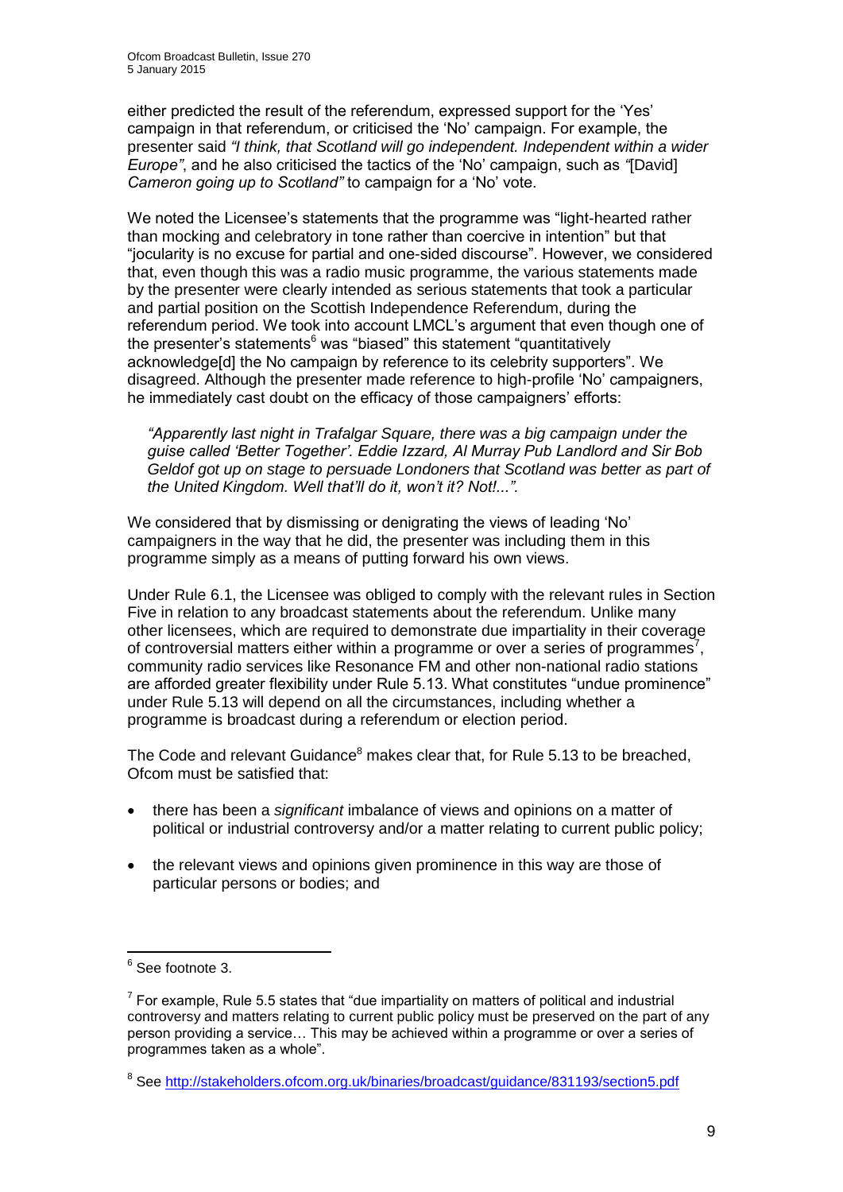either predicted the result of the referendum, expressed support for the 'Yes' campaign in that referendum, or criticised the 'No' campaign. For example, the presenter said *"I think, that Scotland will go independent. Independent within a wider Europe"*, and he also criticised the tactics of the 'No' campaign, such as *"*[David] *Cameron going up to Scotland"* to campaign for a 'No' vote.

We noted the Licensee's statements that the programme was "light-hearted rather than mocking and celebratory in tone rather than coercive in intention" but that "jocularity is no excuse for partial and one-sided discourse". However, we considered that, even though this was a radio music programme, the various statements made by the presenter were clearly intended as serious statements that took a particular and partial position on the Scottish Independence Referendum, during the referendum period. We took into account LMCL's argument that even though one of the presenter's statements[6] was "biased" this statement "quantitatively acknowledge[d] the No campaign by reference to its celebrity supporters". We disagreed. Although the presenter made reference to high-profile 'No' campaigners, he immediately cast doubt on the efficacy of those campaigners' efforts:

> *"Apparently last night in Trafalgar Square, there was a big campaign under the guise called 'Better Together'. Eddie Izzard, Al Murray Pub Landlord and Sir Bob Geldof got up on stage to persuade Londoners that Scotland was better as part of the United Kingdom. Well that'll do it, won't it? Not!...".*

We considered that by dismissing or denigrating the views of leading 'No' campaigners in the way that he did, the presenter was including them in this programme simply as a means of putting forward his own views.

Under Rule 6.1, the Licensee was obliged to comply with the relevant rules in Section Five in relation to any broadcast statements about the referendum. Unlike many other licensees, which are required to demonstrate due impartiality in their coverage of controversial matters either within a programme or over a series of programmes[7], community radio services like Resonance FM and other non-national radio stations are afforded greater flexibility under Rule 5.13. What constitutes "undue prominence" under Rule 5.13 will depend on all the circumstances, including whether a programme is broadcast during a referendum or election period.

The Code and relevant Guidance[8] makes clear that, for Rule 5.13 to be breached, Ofcom must be satisfied that:

- there has been a *significant* imbalance of views and opinions on a matter of political or industrial controversy and/or a matter relating to current public policy;
- the relevant views and opinions given prominence in this way are those of particular persons or bodies; and

---

[6] See footnote 3.

[7] For example, Rule 5.5 states that "due impartiality on matters of political and industrial controversy and matters relating to current public policy must be preserved on the part of any person providing a service… This may be achieved within a programme or over a series of programmes taken as a whole".

[8] See http://stakeholders.ofcom.org.uk/binaries/broadcast/guidance/831193/section5.pdf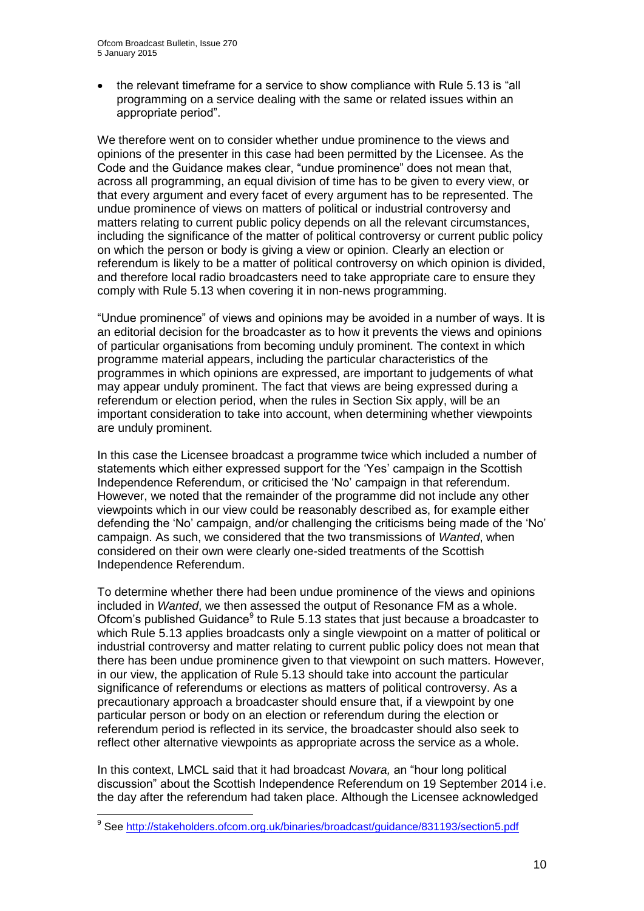- the relevant timeframe for a service to show compliance with Rule 5.13 is "all programming on a service dealing with the same or related issues within an appropriate period".

We therefore went on to consider whether undue prominence to the views and opinions of the presenter in this case had been permitted by the Licensee. As the Code and the Guidance makes clear, "undue prominence" does not mean that, across all programming, an equal division of time has to be given to every view, or that every argument and every facet of every argument has to be represented. The undue prominence of views on matters of political or industrial controversy and matters relating to current public policy depends on all the relevant circumstances, including the significance of the matter of political controversy or current public policy on which the person or body is giving a view or opinion. Clearly an election or referendum is likely to be a matter of political controversy on which opinion is divided, and therefore local radio broadcasters need to take appropriate care to ensure they comply with Rule 5.13 when covering it in non-news programming.

"Undue prominence" of views and opinions may be avoided in a number of ways. It is an editorial decision for the broadcaster as to how it prevents the views and opinions of particular organisations from becoming unduly prominent. The context in which programme material appears, including the particular characteristics of the programmes in which opinions are expressed, are important to judgements of what may appear unduly prominent. The fact that views are being expressed during a referendum or election period, when the rules in Section Six apply, will be an important consideration to take into account, when determining whether viewpoints are unduly prominent.

In this case the Licensee broadcast a programme twice which included a number of statements which either expressed support for the 'Yes' campaign in the Scottish Independence Referendum, or criticised the 'No' campaign in that referendum. However, we noted that the remainder of the programme did not include any other viewpoints which in our view could be reasonably described as, for example either defending the 'No' campaign, and/or challenging the criticisms being made of the 'No' campaign. As such, we considered that the two transmissions of *Wanted*, when considered on their own were clearly one-sided treatments of the Scottish Independence Referendum.

To determine whether there had been undue prominence of the views and opinions included in *Wanted*, we then assessed the output of Resonance FM as a whole. Ofcom's published Guidance[9] to Rule 5.13 states that just because a broadcaster to which Rule 5.13 applies broadcasts only a single viewpoint on a matter of political or industrial controversy and matter relating to current public policy does not mean that there has been undue prominence given to that viewpoint on such matters. However, in our view, the application of Rule 5.13 should take into account the particular significance of referendums or elections as matters of political controversy. As a precautionary approach a broadcaster should ensure that, if a viewpoint by one particular person or body on an election or referendum during the election or referendum period is reflected in its service, the broadcaster should also seek to reflect other alternative viewpoints as appropriate across the service as a whole.

In this context, LMCL said that it had broadcast *Novara,* an "hour long political discussion" about the Scottish Independence Referendum on 19 September 2014 i.e. the day after the referendum had taken place. Although the Licensee acknowledged

[9] See http://stakeholders.ofcom.org.uk/binaries/broadcast/guidance/831193/section5.pdf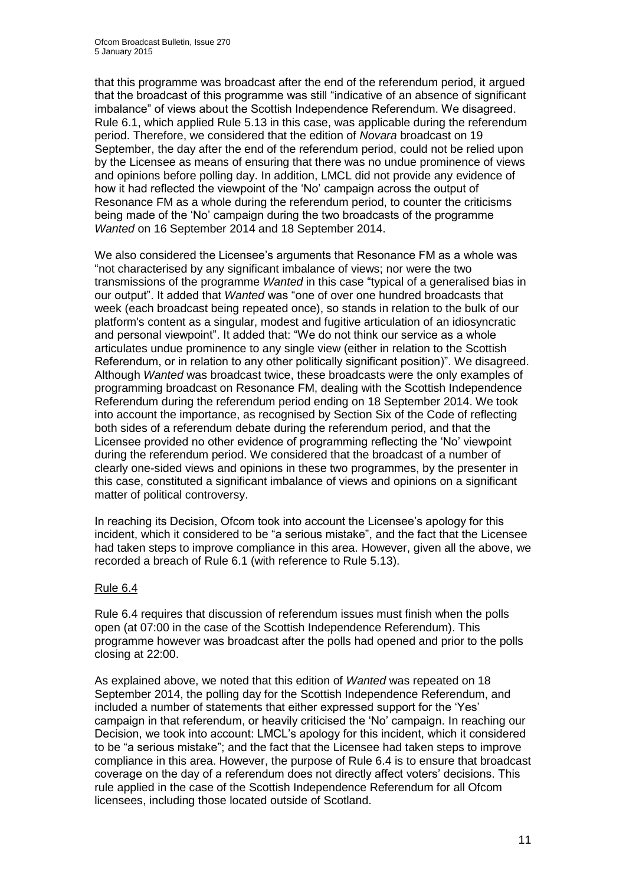that this programme was broadcast after the end of the referendum period, it argued that the broadcast of this programme was still "indicative of an absence of significant imbalance" of views about the Scottish Independence Referendum. We disagreed. Rule 6.1, which applied Rule 5.13 in this case, was applicable during the referendum period. Therefore, we considered that the edition of *Novara* broadcast on 19 September, the day after the end of the referendum period, could not be relied upon by the Licensee as means of ensuring that there was no undue prominence of views and opinions before polling day. In addition, LMCL did not provide any evidence of how it had reflected the viewpoint of the 'No' campaign across the output of Resonance FM as a whole during the referendum period, to counter the criticisms being made of the 'No' campaign during the two broadcasts of the programme *Wanted* on 16 September 2014 and 18 September 2014.

We also considered the Licensee's arguments that Resonance FM as a whole was "not characterised by any significant imbalance of views; nor were the two transmissions of the programme *Wanted* in this case "typical of a generalised bias in our output". It added that *Wanted* was "one of over one hundred broadcasts that week (each broadcast being repeated once), so stands in relation to the bulk of our platform's content as a singular, modest and fugitive articulation of an idiosyncratic and personal viewpoint". It added that: "We do not think our service as a whole articulates undue prominence to any single view (either in relation to the Scottish Referendum, or in relation to any other politically significant position)". We disagreed. Although *Wanted* was broadcast twice, these broadcasts were the only examples of programming broadcast on Resonance FM, dealing with the Scottish Independence Referendum during the referendum period ending on 18 September 2014. We took into account the importance, as recognised by Section Six of the Code of reflecting both sides of a referendum debate during the referendum period, and that the Licensee provided no other evidence of programming reflecting the 'No' viewpoint during the referendum period. We considered that the broadcast of a number of clearly one-sided views and opinions in these two programmes, by the presenter in this case, constituted a significant imbalance of views and opinions on a significant matter of political controversy.

In reaching its Decision, Ofcom took into account the Licensee's apology for this incident, which it considered to be "a serious mistake", and the fact that the Licensee had taken steps to improve compliance in this area. However, given all the above, we recorded a breach of Rule 6.1 (with reference to Rule 5.13).

Rule 6.4

Rule 6.4 requires that discussion of referendum issues must finish when the polls open (at 07:00 in the case of the Scottish Independence Referendum). This programme however was broadcast after the polls had opened and prior to the polls closing at 22:00.

As explained above, we noted that this edition of *Wanted* was repeated on 18 September 2014, the polling day for the Scottish Independence Referendum, and included a number of statements that either expressed support for the 'Yes' campaign in that referendum, or heavily criticised the 'No' campaign. In reaching our Decision, we took into account: LMCL's apology for this incident, which it considered to be "a serious mistake"; and the fact that the Licensee had taken steps to improve compliance in this area. However, the purpose of Rule 6.4 is to ensure that broadcast coverage on the day of a referendum does not directly affect voters' decisions. This rule applied in the case of the Scottish Independence Referendum for all Ofcom licensees, including those located outside of Scotland.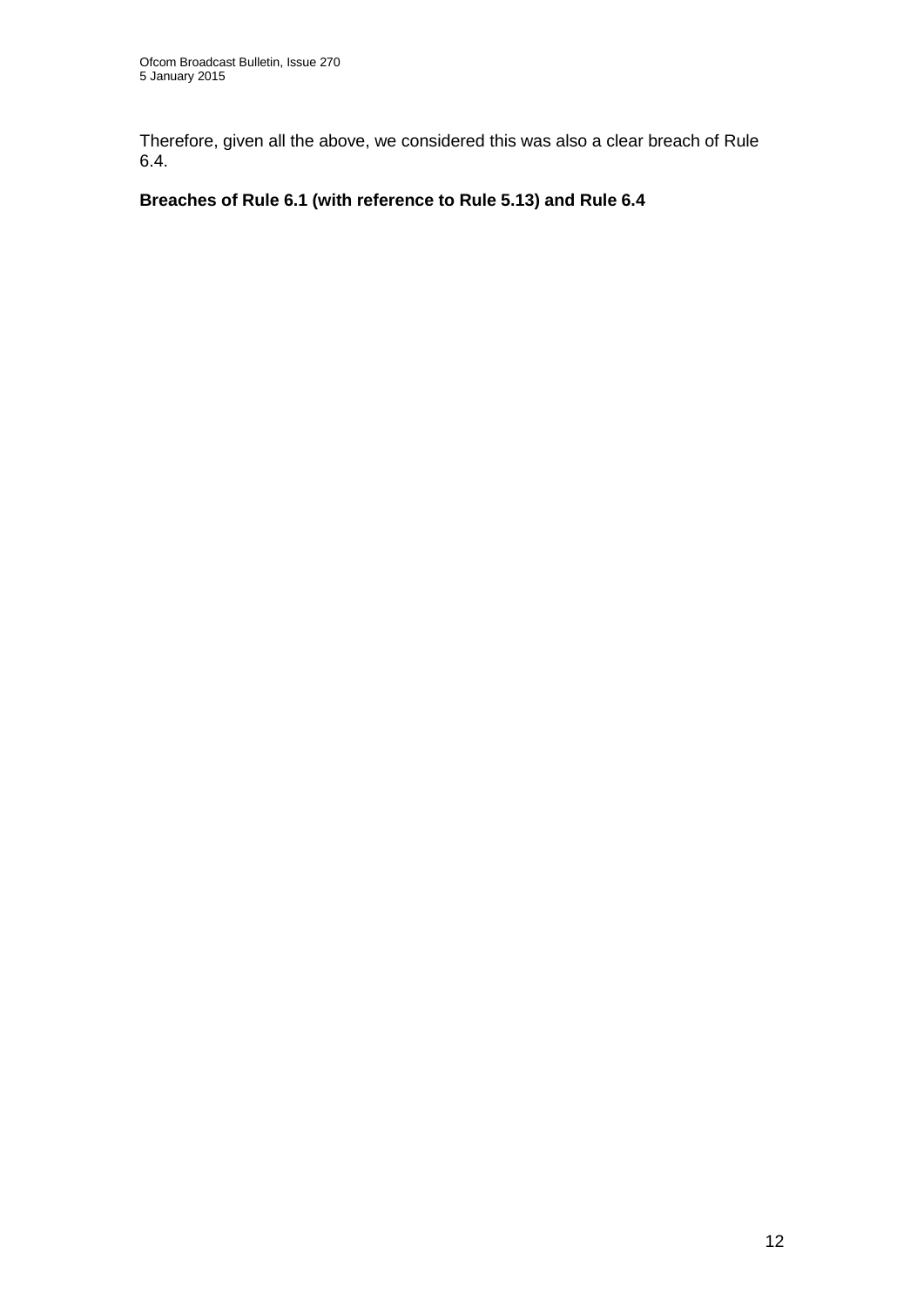Therefore, given all the above, we considered this was also a clear breach of Rule 6.4.

**Breaches of Rule 6.1 (with reference to Rule 5.13) and Rule 6.4**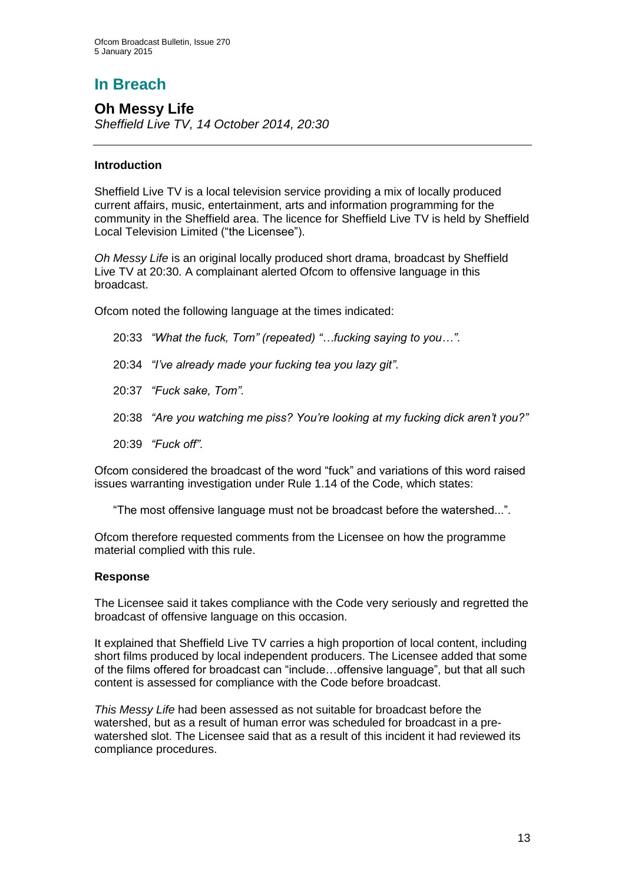# In Breach

## Oh Messy Life

*Sheffield Live TV, 14 October 2014, 20:30*

---

### Introduction

Sheffield Live TV is a local television service providing a mix of locally produced current affairs, music, entertainment, arts and information programming for the community in the Sheffield area. The licence for Sheffield Live TV is held by Sheffield Local Television Limited ("the Licensee").

*Oh Messy Life* is an original locally produced short drama, broadcast by Sheffield Live TV at 20:30. A complainant alerted Ofcom to offensive language in this broadcast.

Ofcom noted the following language at the times indicated:

20:33 *"What the fuck, Tom" (repeated) "…fucking saying to you…"*.

20:34 *"I've already made your fucking tea you lazy git"*.

20:37 *"Fuck sake, Tom"*.

20:38 *"Are you watching me piss? You're looking at my fucking dick aren't you?"*

20:39 *"Fuck off"*.

Ofcom considered the broadcast of the word "fuck" and variations of this word raised issues warranting investigation under Rule 1.14 of the Code, which states:

> "The most offensive language must not be broadcast before the watershed...".

Ofcom therefore requested comments from the Licensee on how the programme material complied with this rule.

### Response

The Licensee said it takes compliance with the Code very seriously and regretted the broadcast of offensive language on this occasion.

It explained that Sheffield Live TV carries a high proportion of local content, including short films produced by local independent producers. The Licensee added that some of the films offered for broadcast can "include…offensive language", but that all such content is assessed for compliance with the Code before broadcast.

*This Messy Life* had been assessed as not suitable for broadcast before the watershed, but as a result of human error was scheduled for broadcast in a pre-watershed slot. The Licensee said that as a result of this incident it had reviewed its compliance procedures.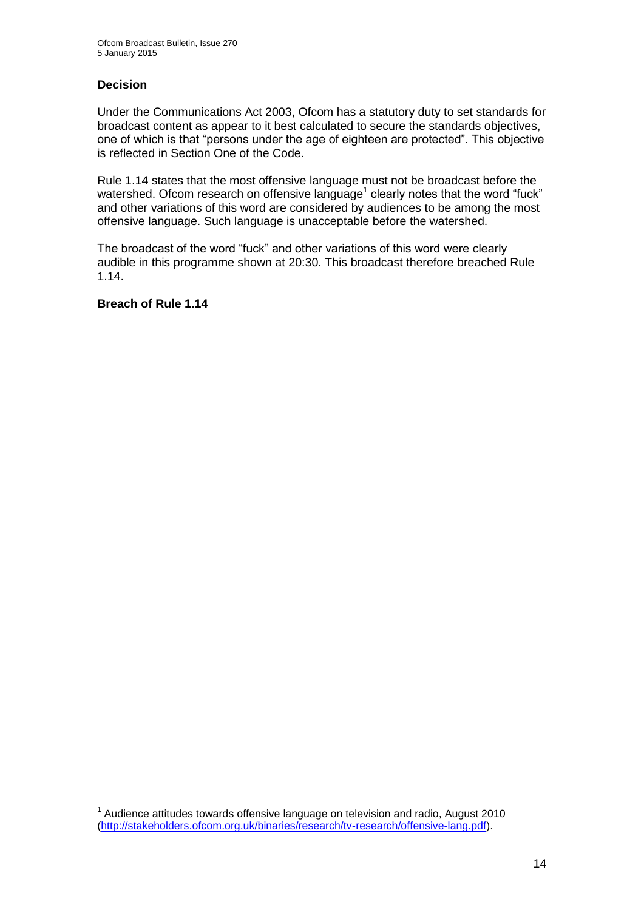### Decision

Under the Communications Act 2003, Ofcom has a statutory duty to set standards for broadcast content as appear to it best calculated to secure the standards objectives, one of which is that "persons under the age of eighteen are protected". This objective is reflected in Section One of the Code.

Rule 1.14 states that the most offensive language must not be broadcast before the watershed. Ofcom research on offensive language[1] clearly notes that the word "fuck" and other variations of this word are considered by audiences to be among the most offensive language. Such language is unacceptable before the watershed.

The broadcast of the word "fuck" and other variations of this word were clearly audible in this programme shown at 20:30. This broadcast therefore breached Rule 1.14.

**Breach of Rule 1.14**

---

[1] Audience attitudes towards offensive language on television and radio, August 2010 (http://stakeholders.ofcom.org.uk/binaries/research/tv-research/offensive-lang.pdf).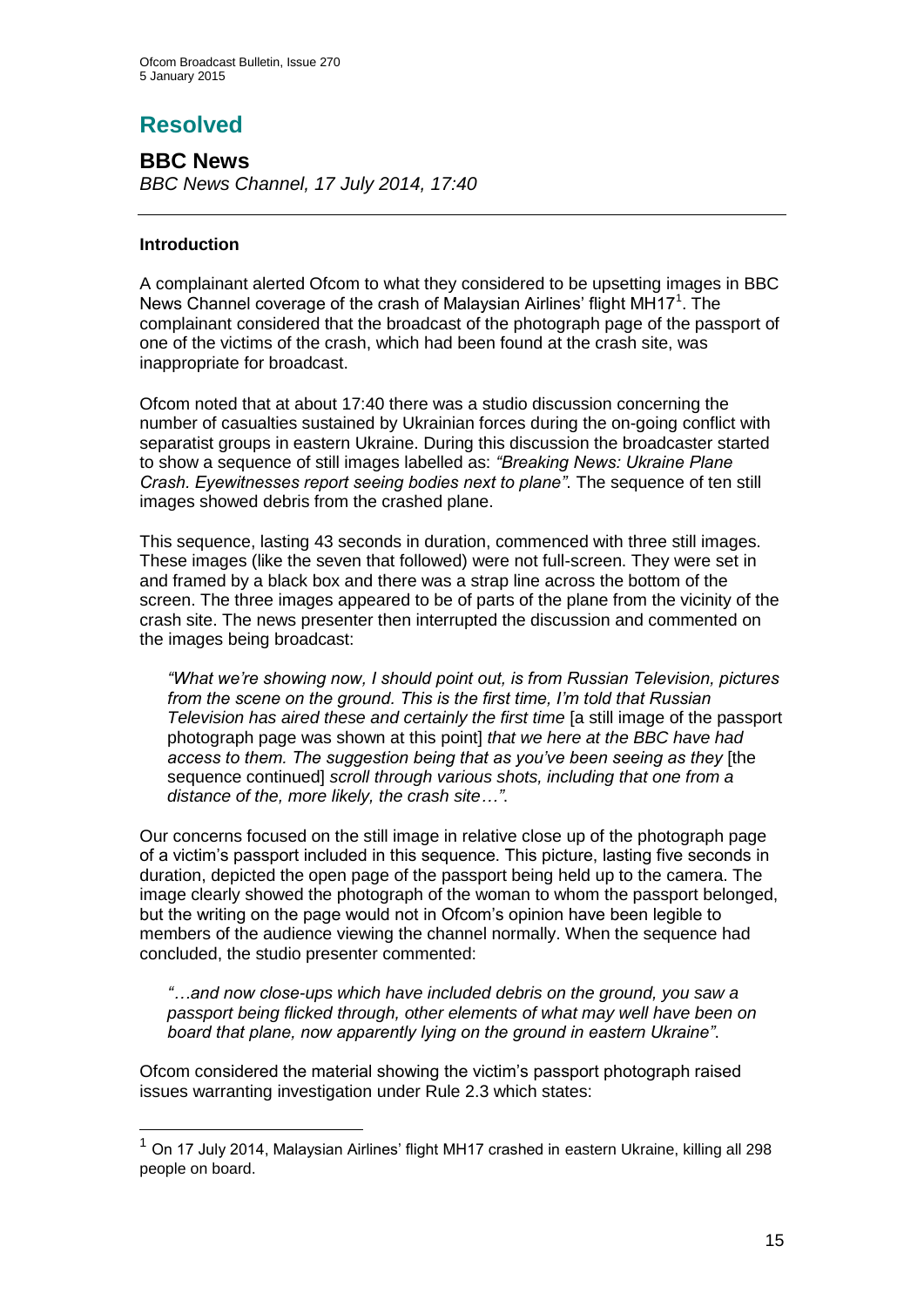# Resolved

## BBC News

*BBC News Channel, 17 July 2014, 17:40*

---

### Introduction

A complainant alerted Ofcom to what they considered to be upsetting images in BBC News Channel coverage of the crash of Malaysian Airlines' flight MH17[1]. The complainant considered that the broadcast of the photograph page of the passport of one of the victims of the crash, which had been found at the crash site, was inappropriate for broadcast.

Ofcom noted that at about 17:40 there was a studio discussion concerning the number of casualties sustained by Ukrainian forces during the on-going conflict with separatist groups in eastern Ukraine. During this discussion the broadcaster started to show a sequence of still images labelled as: *"Breaking News: Ukraine Plane Crash. Eyewitnesses report seeing bodies next to plane"*. The sequence of ten still images showed debris from the crashed plane.

This sequence, lasting 43 seconds in duration, commenced with three still images. These images (like the seven that followed) were not full-screen. They were set in and framed by a black box and there was a strap line across the bottom of the screen. The three images appeared to be of parts of the plane from the vicinity of the crash site. The news presenter then interrupted the discussion and commented on the images being broadcast:

> *"What we're showing now, I should point out, is from Russian Television, pictures from the scene on the ground. This is the first time, I'm told that Russian Television has aired these and certainly the first time* [a still image of the passport photograph page was shown at this point] *that we here at the BBC have had access to them. The suggestion being that as you've been seeing as they* [the sequence continued] *scroll through various shots, including that one from a distance of the, more likely, the crash site…"*.

Our concerns focused on the still image in relative close up of the photograph page of a victim's passport included in this sequence. This picture, lasting five seconds in duration, depicted the open page of the passport being held up to the camera. The image clearly showed the photograph of the woman to whom the passport belonged, but the writing on the page would not in Ofcom's opinion have been legible to members of the audience viewing the channel normally. When the sequence had concluded, the studio presenter commented:

> *"…and now close-ups which have included debris on the ground, you saw a passport being flicked through, other elements of what may well have been on board that plane, now apparently lying on the ground in eastern Ukraine"*.

Ofcom considered the material showing the victim's passport photograph raised issues warranting investigation under Rule 2.3 which states:

---

[1] On 17 July 2014, Malaysian Airlines' flight MH17 crashed in eastern Ukraine, killing all 298 people on board.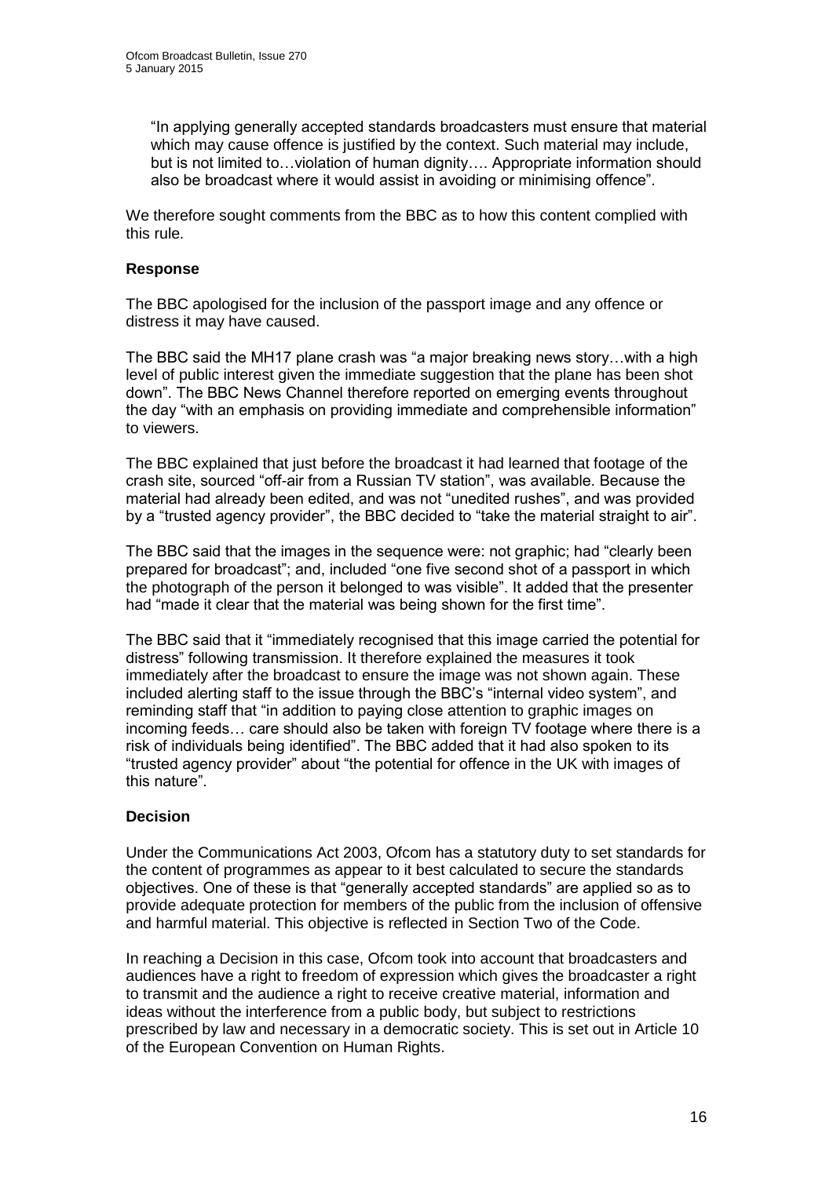> "In applying generally accepted standards broadcasters must ensure that material which may cause offence is justified by the context. Such material may include, but is not limited to…violation of human dignity…. Appropriate information should also be broadcast where it would assist in avoiding or minimising offence".

We therefore sought comments from the BBC as to how this content complied with this rule.

### Response

The BBC apologised for the inclusion of the passport image and any offence or distress it may have caused.

The BBC said the MH17 plane crash was "a major breaking news story…with a high level of public interest given the immediate suggestion that the plane has been shot down". The BBC News Channel therefore reported on emerging events throughout the day "with an emphasis on providing immediate and comprehensible information" to viewers.

The BBC explained that just before the broadcast it had learned that footage of the crash site, sourced "off-air from a Russian TV station", was available. Because the material had already been edited, and was not "unedited rushes", and was provided by a "trusted agency provider", the BBC decided to "take the material straight to air".

The BBC said that the images in the sequence were: not graphic; had "clearly been prepared for broadcast"; and, included "one five second shot of a passport in which the photograph of the person it belonged to was visible". It added that the presenter had "made it clear that the material was being shown for the first time".

The BBC said that it "immediately recognised that this image carried the potential for distress" following transmission. It therefore explained the measures it took immediately after the broadcast to ensure the image was not shown again. These included alerting staff to the issue through the BBC's "internal video system", and reminding staff that "in addition to paying close attention to graphic images on incoming feeds… care should also be taken with foreign TV footage where there is a risk of individuals being identified". The BBC added that it had also spoken to its "trusted agency provider" about "the potential for offence in the UK with images of this nature".

### Decision

Under the Communications Act 2003, Ofcom has a statutory duty to set standards for the content of programmes as appear to it best calculated to secure the standards objectives. One of these is that "generally accepted standards" are applied so as to provide adequate protection for members of the public from the inclusion of offensive and harmful material. This objective is reflected in Section Two of the Code.

In reaching a Decision in this case, Ofcom took into account that broadcasters and audiences have a right to freedom of expression which gives the broadcaster a right to transmit and the audience a right to receive creative material, information and ideas without the interference from a public body, but subject to restrictions prescribed by law and necessary in a democratic society. This is set out in Article 10 of the European Convention on Human Rights.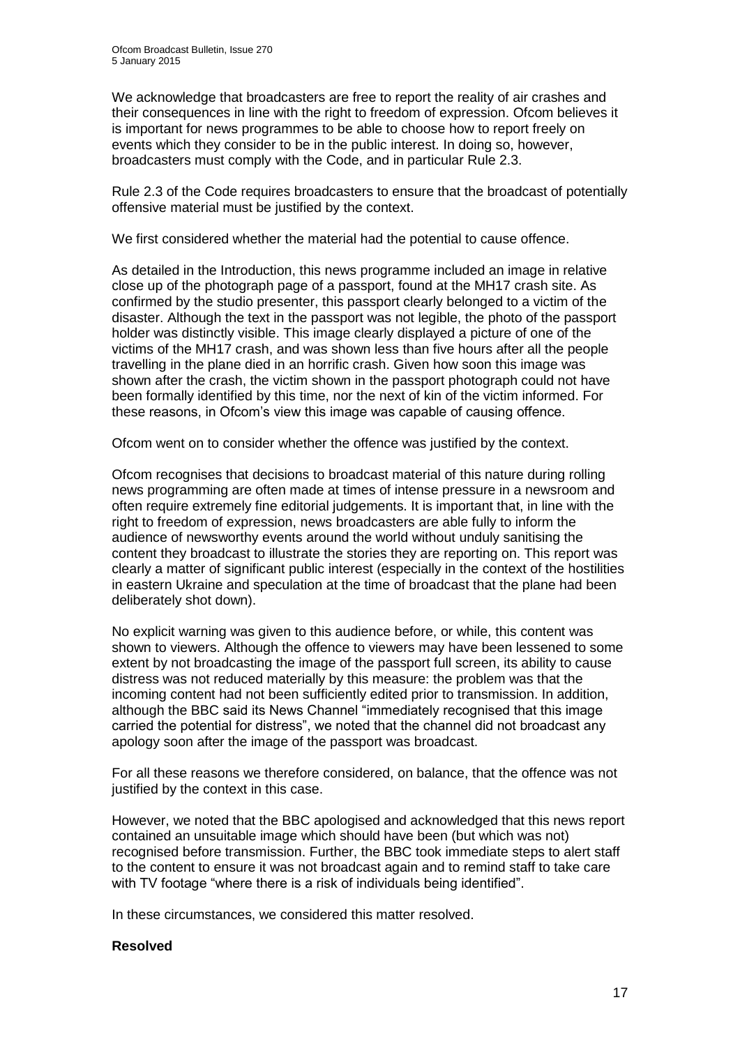We acknowledge that broadcasters are free to report the reality of air crashes and their consequences in line with the right to freedom of expression. Ofcom believes it is important for news programmes to be able to choose how to report freely on events which they consider to be in the public interest. In doing so, however, broadcasters must comply with the Code, and in particular Rule 2.3.

Rule 2.3 of the Code requires broadcasters to ensure that the broadcast of potentially offensive material must be justified by the context.

We first considered whether the material had the potential to cause offence.

As detailed in the Introduction, this news programme included an image in relative close up of the photograph page of a passport, found at the MH17 crash site. As confirmed by the studio presenter, this passport clearly belonged to a victim of the disaster. Although the text in the passport was not legible, the photo of the passport holder was distinctly visible. This image clearly displayed a picture of one of the victims of the MH17 crash, and was shown less than five hours after all the people travelling in the plane died in an horrific crash. Given how soon this image was shown after the crash, the victim shown in the passport photograph could not have been formally identified by this time, nor the next of kin of the victim informed. For these reasons, in Ofcom's view this image was capable of causing offence.

Ofcom went on to consider whether the offence was justified by the context.

Ofcom recognises that decisions to broadcast material of this nature during rolling news programming are often made at times of intense pressure in a newsroom and often require extremely fine editorial judgements. It is important that, in line with the right to freedom of expression, news broadcasters are able fully to inform the audience of newsworthy events around the world without unduly sanitising the content they broadcast to illustrate the stories they are reporting on. This report was clearly a matter of significant public interest (especially in the context of the hostilities in eastern Ukraine and speculation at the time of broadcast that the plane had been deliberately shot down).

No explicit warning was given to this audience before, or while, this content was shown to viewers. Although the offence to viewers may have been lessened to some extent by not broadcasting the image of the passport full screen, its ability to cause distress was not reduced materially by this measure: the problem was that the incoming content had not been sufficiently edited prior to transmission. In addition, although the BBC said its News Channel "immediately recognised that this image carried the potential for distress", we noted that the channel did not broadcast any apology soon after the image of the passport was broadcast.

For all these reasons we therefore considered, on balance, that the offence was not justified by the context in this case.

However, we noted that the BBC apologised and acknowledged that this news report contained an unsuitable image which should have been (but which was not) recognised before transmission. Further, the BBC took immediate steps to alert staff to the content to ensure it was not broadcast again and to remind staff to take care with TV footage "where there is a risk of individuals being identified".

In these circumstances, we considered this matter resolved.

**Resolved**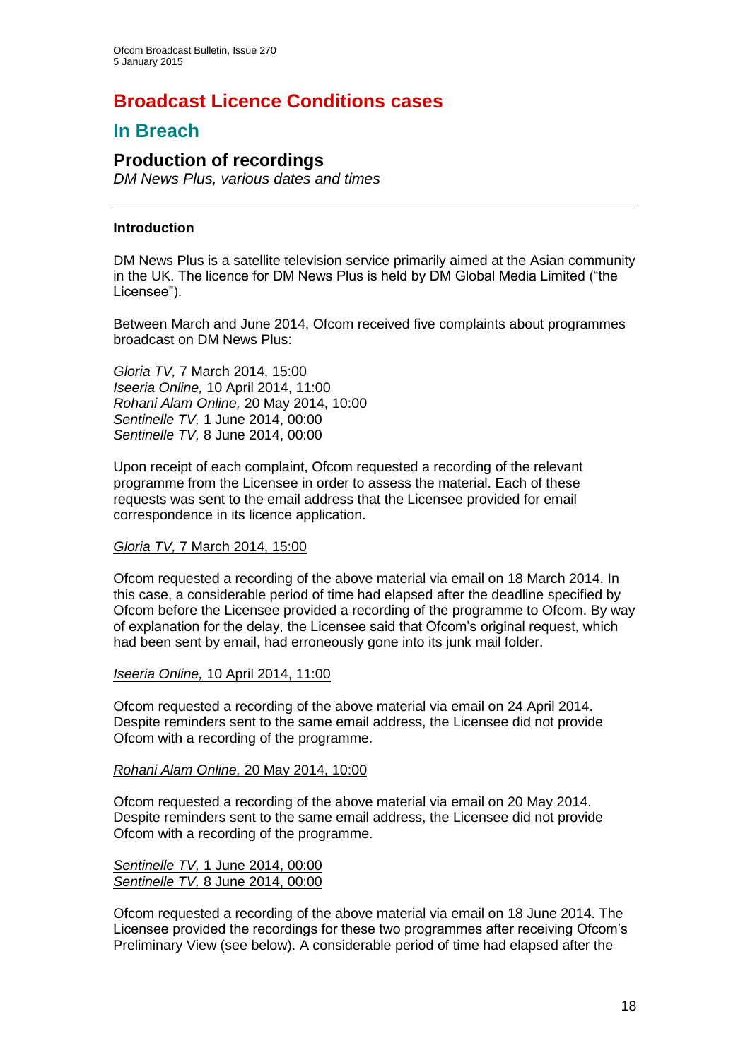# Broadcast Licence Conditions cases

## In Breach

### Production of recordings

*DM News Plus, various dates and times*

---

**Introduction**

DM News Plus is a satellite television service primarily aimed at the Asian community in the UK. The licence for DM News Plus is held by DM Global Media Limited ("the Licensee").

Between March and June 2014, Ofcom received five complaints about programmes broadcast on DM News Plus:

*Gloria TV,* 7 March 2014, 15:00
*Iseeria Online,* 10 April 2014, 11:00
*Rohani Alam Online,* 20 May 2014, 10:00
*Sentinelle TV,* 1 June 2014, 00:00
*Sentinelle TV,* 8 June 2014, 00:00

Upon receipt of each complaint, Ofcom requested a recording of the relevant programme from the Licensee in order to assess the material. Each of these requests was sent to the email address that the Licensee provided for email correspondence in its licence application.

*Gloria TV,* 7 March 2014, 15:00

Ofcom requested a recording of the above material via email on 18 March 2014. In this case, a considerable period of time had elapsed after the deadline specified by Ofcom before the Licensee provided a recording of the programme to Ofcom. By way of explanation for the delay, the Licensee said that Ofcom's original request, which had been sent by email, had erroneously gone into its junk mail folder.

*Iseeria Online,* 10 April 2014, 11:00

Ofcom requested a recording of the above material via email on 24 April 2014. Despite reminders sent to the same email address, the Licensee did not provide Ofcom with a recording of the programme.

*Rohani Alam Online,* 20 May 2014, 10:00

Ofcom requested a recording of the above material via email on 20 May 2014. Despite reminders sent to the same email address, the Licensee did not provide Ofcom with a recording of the programme.

*Sentinelle TV,* 1 June 2014, 00:00
*Sentinelle TV,* 8 June 2014, 00:00

Ofcom requested a recording of the above material via email on 18 June 2014. The Licensee provided the recordings for these two programmes after receiving Ofcom's Preliminary View (see below). A considerable period of time had elapsed after the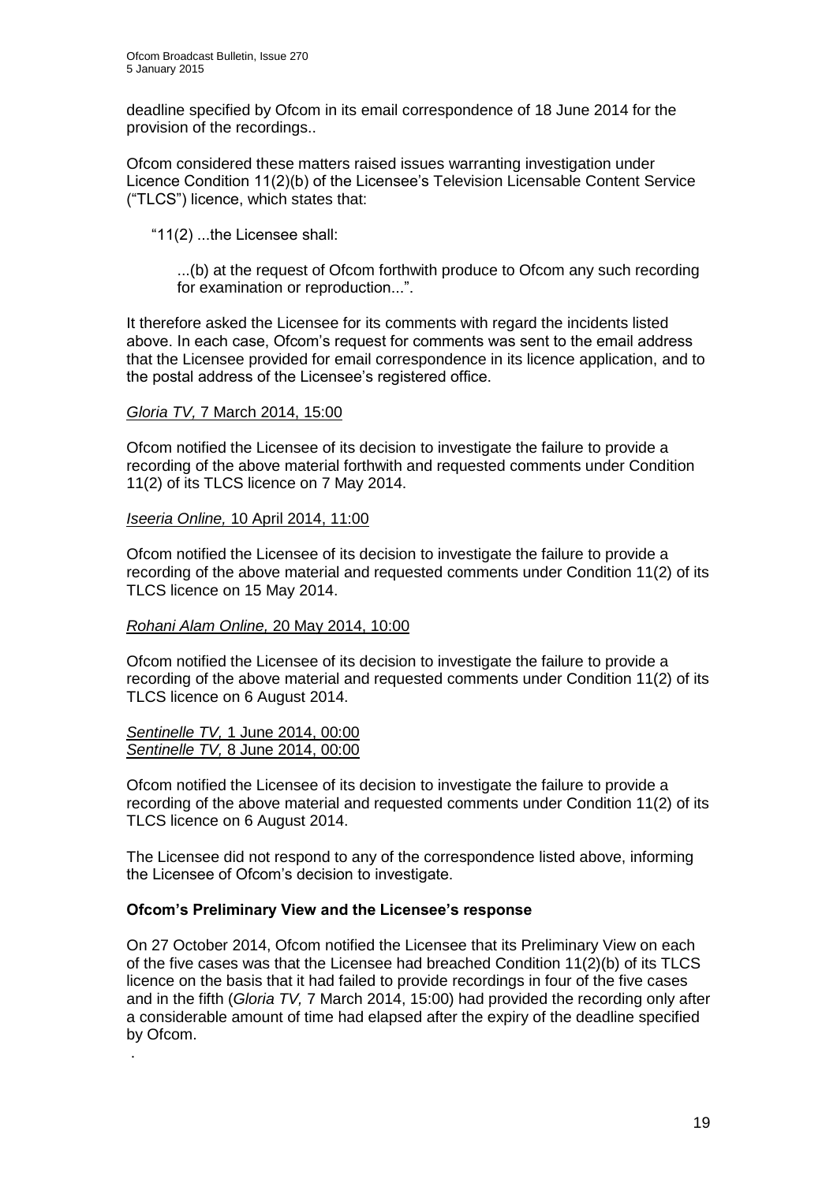deadline specified by Ofcom in its email correspondence of 18 June 2014 for the provision of the recordings..

Ofcom considered these matters raised issues warranting investigation under Licence Condition 11(2)(b) of the Licensee's Television Licensable Content Service ("TLCS") licence, which states that:

> "11(2) ...the Licensee shall:
>
> > ...(b) at the request of Ofcom forthwith produce to Ofcom any such recording for examination or reproduction...".

It therefore asked the Licensee for its comments with regard the incidents listed above. In each case, Ofcom's request for comments was sent to the email address that the Licensee provided for email correspondence in its licence application, and to the postal address of the Licensee's registered office.

*Gloria TV,* 7 March 2014, 15:00

Ofcom notified the Licensee of its decision to investigate the failure to provide a recording of the above material forthwith and requested comments under Condition 11(2) of its TLCS licence on 7 May 2014.

*Iseeria Online,* 10 April 2014, 11:00

Ofcom notified the Licensee of its decision to investigate the failure to provide a recording of the above material and requested comments under Condition 11(2) of its TLCS licence on 15 May 2014.

*Rohani Alam Online,* 20 May 2014, 10:00

Ofcom notified the Licensee of its decision to investigate the failure to provide a recording of the above material and requested comments under Condition 11(2) of its TLCS licence on 6 August 2014.

*Sentinelle TV,* 1 June 2014, 00:00
*Sentinelle TV,* 8 June 2014, 00:00

Ofcom notified the Licensee of its decision to investigate the failure to provide a recording of the above material and requested comments under Condition 11(2) of its TLCS licence on 6 August 2014.

The Licensee did not respond to any of the correspondence listed above, informing the Licensee of Ofcom's decision to investigate.

**Ofcom's Preliminary View and the Licensee's response**

On 27 October 2014, Ofcom notified the Licensee that its Preliminary View on each of the five cases was that the Licensee had breached Condition 11(2)(b) of its TLCS licence on the basis that it had failed to provide recordings in four of the five cases and in the fifth (*Gloria TV,* 7 March 2014, 15:00) had provided the recording only after a considerable amount of time had elapsed after the expiry of the deadline specified by Ofcom.

.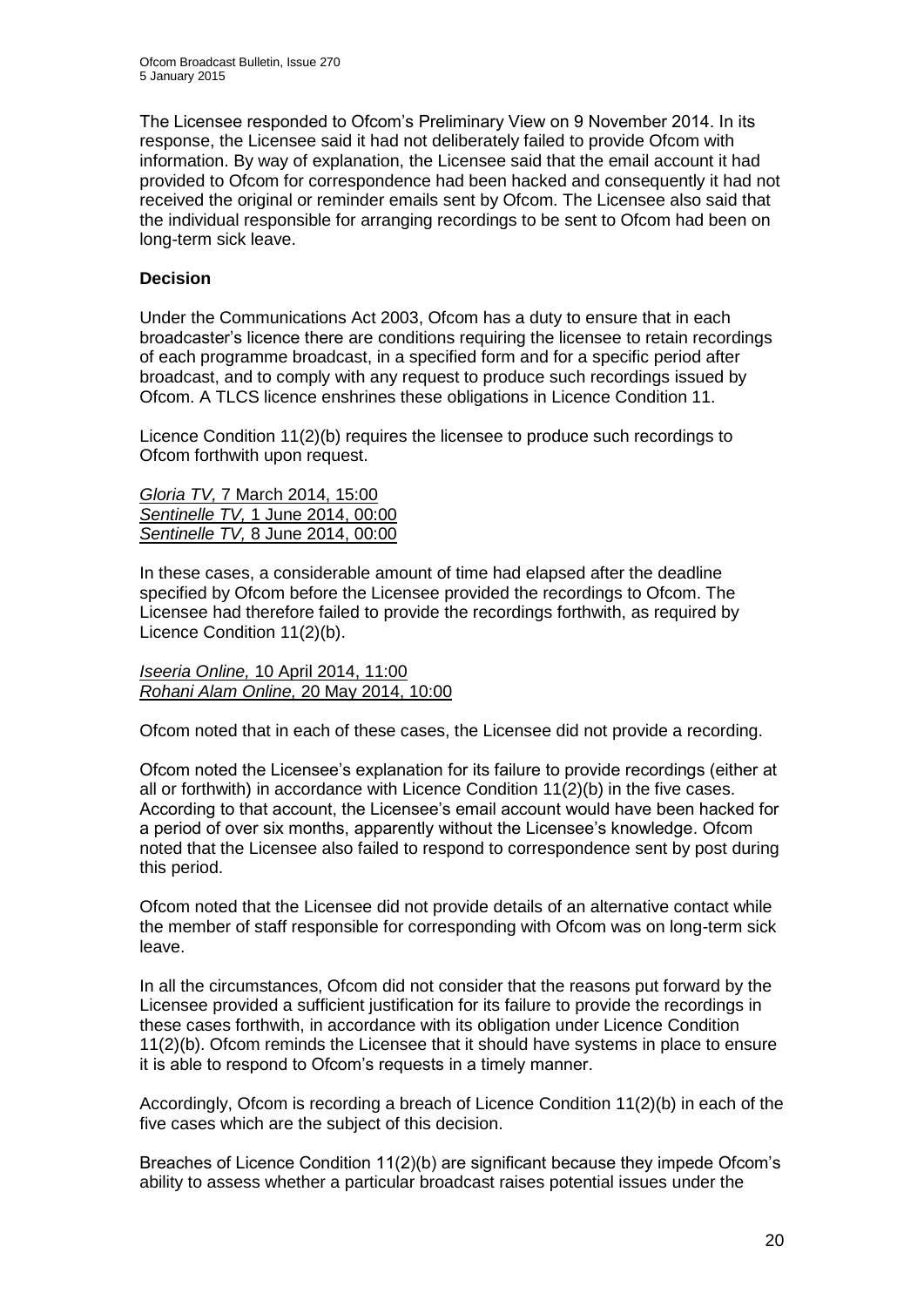The Licensee responded to Ofcom's Preliminary View on 9 November 2014. In its response, the Licensee said it had not deliberately failed to provide Ofcom with information. By way of explanation, the Licensee said that the email account it had provided to Ofcom for correspondence had been hacked and consequently it had not received the original or reminder emails sent by Ofcom. The Licensee also said that the individual responsible for arranging recordings to be sent to Ofcom had been on long-term sick leave.

**Decision**

Under the Communications Act 2003, Ofcom has a duty to ensure that in each broadcaster's licence there are conditions requiring the licensee to retain recordings of each programme broadcast, in a specified form and for a specific period after broadcast, and to comply with any request to produce such recordings issued by Ofcom. A TLCS licence enshrines these obligations in Licence Condition 11.

Licence Condition 11(2)(b) requires the licensee to produce such recordings to Ofcom forthwith upon request.

<u>*Gloria TV,* 7 March 2014, 15:00</u>
<u>*Sentinelle TV,* 1 June 2014, 00:00</u>
<u>*Sentinelle TV,* 8 June 2014, 00:00</u>

In these cases, a considerable amount of time had elapsed after the deadline specified by Ofcom before the Licensee provided the recordings to Ofcom. The Licensee had therefore failed to provide the recordings forthwith, as required by Licence Condition 11(2)(b).

<u>*Iseeria Online,* 10 April 2014, 11:00</u>
<u>*Rohani Alam Online,* 20 May 2014, 10:00</u>

Ofcom noted that in each of these cases, the Licensee did not provide a recording.

Ofcom noted the Licensee's explanation for its failure to provide recordings (either at all or forthwith) in accordance with Licence Condition 11(2)(b) in the five cases. According to that account, the Licensee's email account would have been hacked for a period of over six months, apparently without the Licensee's knowledge. Ofcom noted that the Licensee also failed to respond to correspondence sent by post during this period.

Ofcom noted that the Licensee did not provide details of an alternative contact while the member of staff responsible for corresponding with Ofcom was on long-term sick leave.

In all the circumstances, Ofcom did not consider that the reasons put forward by the Licensee provided a sufficient justification for its failure to provide the recordings in these cases forthwith, in accordance with its obligation under Licence Condition 11(2)(b). Ofcom reminds the Licensee that it should have systems in place to ensure it is able to respond to Ofcom's requests in a timely manner.

Accordingly, Ofcom is recording a breach of Licence Condition 11(2)(b) in each of the five cases which are the subject of this decision.

Breaches of Licence Condition 11(2)(b) are significant because they impede Ofcom's ability to assess whether a particular broadcast raises potential issues under the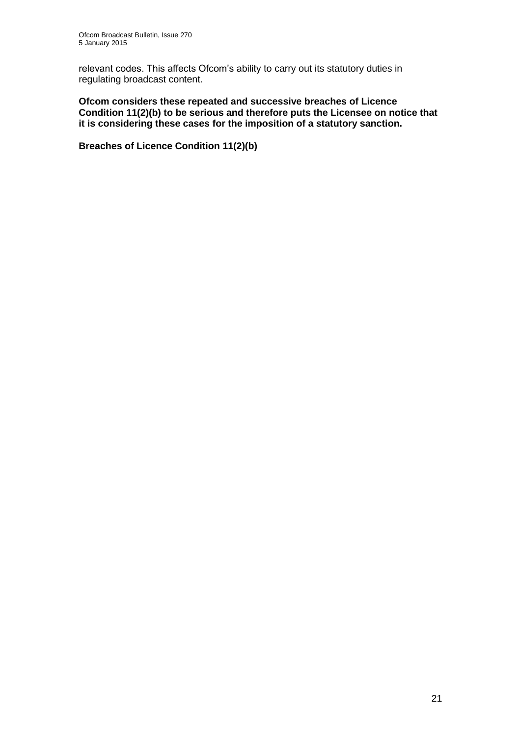relevant codes. This affects Ofcom's ability to carry out its statutory duties in regulating broadcast content.

**Ofcom considers these repeated and successive breaches of Licence Condition 11(2)(b) to be serious and therefore puts the Licensee on notice that it is considering these cases for the imposition of a statutory sanction.**

**Breaches of Licence Condition 11(2)(b)**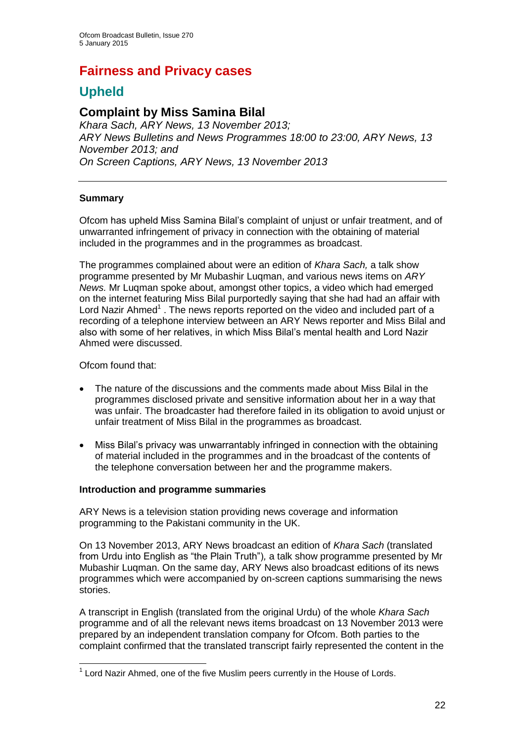# Fairness and Privacy cases

## Upheld

### Complaint by Miss Samina Bilal

*Khara Sach, ARY News, 13 November 2013;*
*ARY News Bulletins and News Programmes 18:00 to 23:00, ARY News, 13 November 2013; and*
*On Screen Captions, ARY News, 13 November 2013*

---

**Summary**

Ofcom has upheld Miss Samina Bilal's complaint of unjust or unfair treatment, and of unwarranted infringement of privacy in connection with the obtaining of material included in the programmes and in the programmes as broadcast.

The programmes complained about were an edition of *Khara Sach,* a talk show programme presented by Mr Mubashir Luqman, and various news items on *ARY News.* Mr Luqman spoke about, amongst other topics, a video which had emerged on the internet featuring Miss Bilal purportedly saying that she had had an affair with Lord Nazir Ahmed[1] . The news reports reported on the video and included part of a recording of a telephone interview between an ARY News reporter and Miss Bilal and also with some of her relatives, in which Miss Bilal's mental health and Lord Nazir Ahmed were discussed.

Ofcom found that:

- The nature of the discussions and the comments made about Miss Bilal in the programmes disclosed private and sensitive information about her in a way that was unfair. The broadcaster had therefore failed in its obligation to avoid unjust or unfair treatment of Miss Bilal in the programmes as broadcast.
- Miss Bilal's privacy was unwarrantably infringed in connection with the obtaining of material included in the programmes and in the broadcast of the contents of the telephone conversation between her and the programme makers.

**Introduction and programme summaries**

ARY News is a television station providing news coverage and information programming to the Pakistani community in the UK.

On 13 November 2013, ARY News broadcast an edition of *Khara Sach* (translated from Urdu into English as "the Plain Truth")*,* a talk show programme presented by Mr Mubashir Luqman. On the same day, ARY News also broadcast editions of its news programmes which were accompanied by on-screen captions summarising the news stories.

A transcript in English (translated from the original Urdu) of the whole *Khara Sach* programme and of all the relevant news items broadcast on 13 November 2013 were prepared by an independent translation company for Ofcom. Both parties to the complaint confirmed that the translated transcript fairly represented the content in the

[1] Lord Nazir Ahmed, one of the five Muslim peers currently in the House of Lords.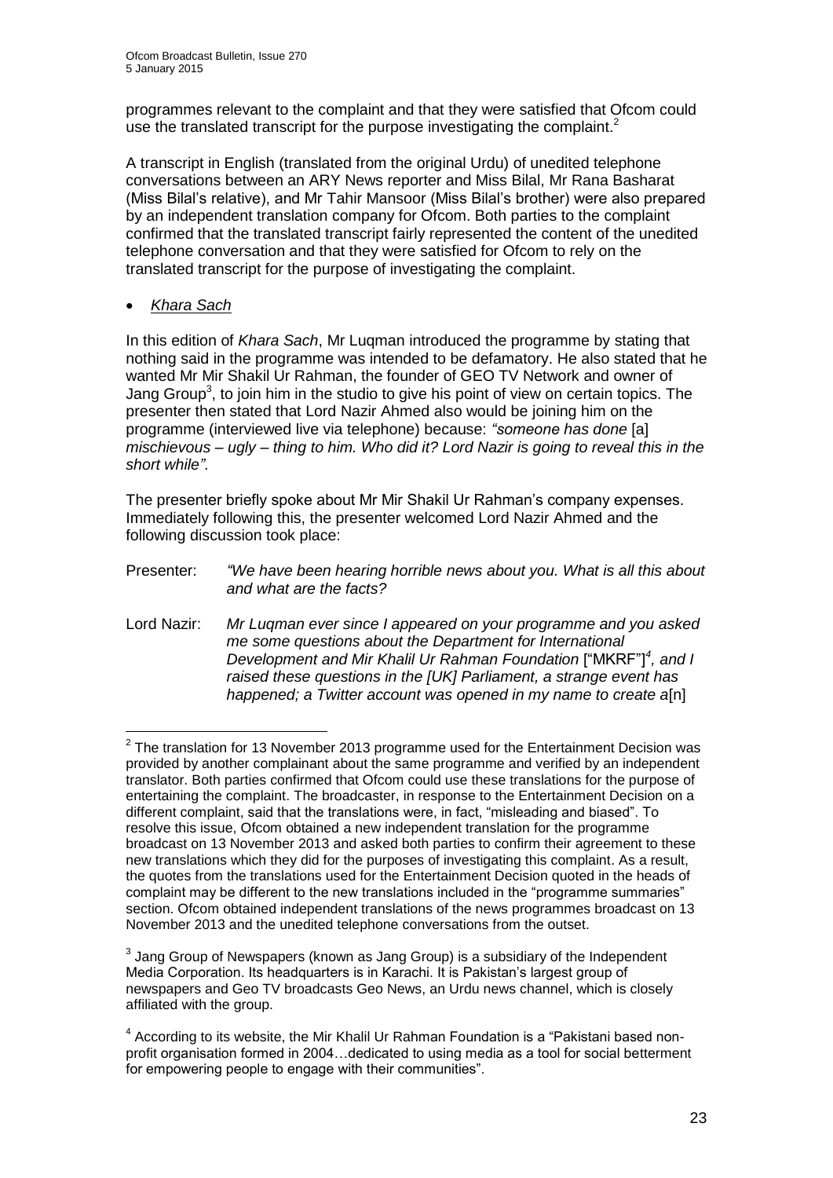programmes relevant to the complaint and that they were satisfied that Ofcom could use the translated transcript for the purpose investigating the complaint.[2]

A transcript in English (translated from the original Urdu) of unedited telephone conversations between an ARY News reporter and Miss Bilal, Mr Rana Basharat (Miss Bilal's relative), and Mr Tahir Mansoor (Miss Bilal's brother) were also prepared by an independent translation company for Ofcom. Both parties to the complaint confirmed that the translated transcript fairly represented the content of the unedited telephone conversation and that they were satisfied for Ofcom to rely on the translated transcript for the purpose of investigating the complaint.

- *Khara Sach*

In this edition of *Khara Sach*, Mr Luqman introduced the programme by stating that nothing said in the programme was intended to be defamatory. He also stated that he wanted Mr Mir Shakil Ur Rahman, the founder of GEO TV Network and owner of Jang Group[3], to join him in the studio to give his point of view on certain topics. The presenter then stated that Lord Nazir Ahmed also would be joining him on the programme (interviewed live via telephone) because: *"someone has done* [a] *mischievous – ugly – thing to him. Who did it? Lord Nazir is going to reveal this in the short while"*.

The presenter briefly spoke about Mr Mir Shakil Ur Rahman's company expenses. Immediately following this, the presenter welcomed Lord Nazir Ahmed and the following discussion took place:

Presenter: *"We have been hearing horrible news about you. What is all this about and what are the facts?*

Lord Nazir: *Mr Luqman ever since I appeared on your programme and you asked me some questions about the Department for International Development and Mir Khalil Ur Rahman Foundation* ["MKRF"][4]*, and I raised these questions in the [UK] Parliament, a strange event has happened; a Twitter account was opened in my name to create a*[n]

---

[2] The translation for 13 November 2013 programme used for the Entertainment Decision was provided by another complainant about the same programme and verified by an independent translator. Both parties confirmed that Ofcom could use these translations for the purpose of entertaining the complaint. The broadcaster, in response to the Entertainment Decision on a different complaint, said that the translations were, in fact, "misleading and biased". To resolve this issue, Ofcom obtained a new independent translation for the programme broadcast on 13 November 2013 and asked both parties to confirm their agreement to these new translations which they did for the purposes of investigating this complaint. As a result, the quotes from the translations used for the Entertainment Decision quoted in the heads of complaint may be different to the new translations included in the "programme summaries" section. Ofcom obtained independent translations of the news programmes broadcast on 13 November 2013 and the unedited telephone conversations from the outset.

[3] Jang Group of Newspapers (known as Jang Group) is a subsidiary of the Independent Media Corporation. Its headquarters is in Karachi. It is Pakistan's largest group of newspapers and Geo TV broadcasts Geo News, an Urdu news channel, which is closely affiliated with the group.

[4] According to its website, the Mir Khalil Ur Rahman Foundation is a "Pakistani based non-profit organisation formed in 2004…dedicated to using media as a tool for social betterment for empowering people to engage with their communities".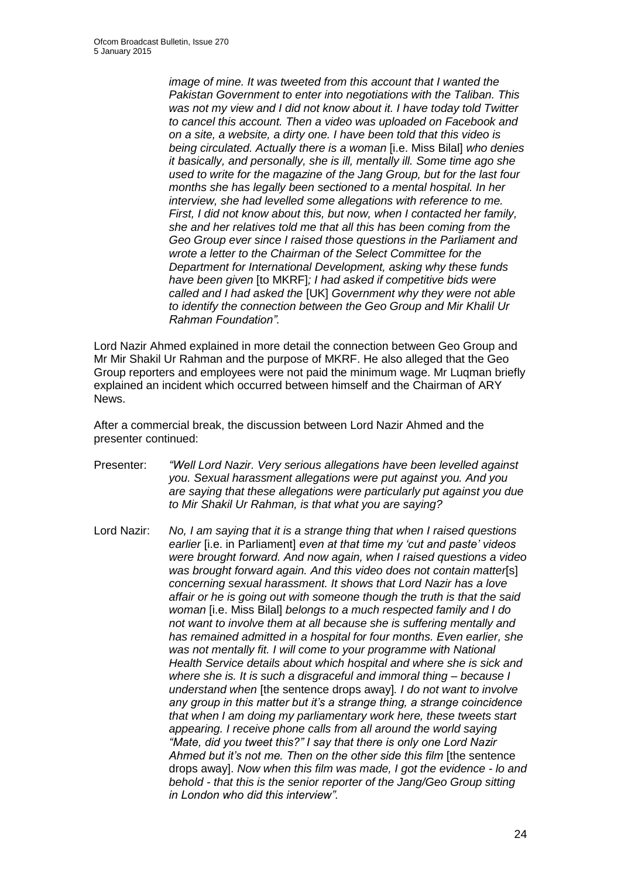*image of mine. It was tweeted from this account that I wanted the Pakistan Government to enter into negotiations with the Taliban. This was not my view and I did not know about it. I have today told Twitter to cancel this account. Then a video was uploaded on Facebook and on a site, a website, a dirty one. I have been told that this video is being circulated. Actually there is a woman* [i.e. Miss Bilal] *who denies it basically, and personally, she is ill, mentally ill. Some time ago she used to write for the magazine of the Jang Group, but for the last four months she has legally been sectioned to a mental hospital. In her interview, she had levelled some allegations with reference to me. First, I did not know about this, but now, when I contacted her family, she and her relatives told me that all this has been coming from the Geo Group ever since I raised those questions in the Parliament and wrote a letter to the Chairman of the Select Committee for the Department for International Development, asking why these funds have been given* [to MKRF]*; I had asked if competitive bids were called and I had asked the* [UK] *Government why they were not able to identify the connection between the Geo Group and Mir Khalil Ur Rahman Foundation".*

Lord Nazir Ahmed explained in more detail the connection between Geo Group and Mr Mir Shakil Ur Rahman and the purpose of MKRF. He also alleged that the Geo Group reporters and employees were not paid the minimum wage. Mr Luqman briefly explained an incident which occurred between himself and the Chairman of ARY News.

After a commercial break, the discussion between Lord Nazir Ahmed and the presenter continued:

Presenter: *"Well Lord Nazir. Very serious allegations have been levelled against you. Sexual harassment allegations were put against you. And you are saying that these allegations were particularly put against you due to Mir Shakil Ur Rahman, is that what you are saying?*

Lord Nazir: *No, I am saying that it is a strange thing that when I raised questions earlier* [i.e. in Parliament] *even at that time my 'cut and paste' videos were brought forward. And now again, when I raised questions a video was brought forward again. And this video does not contain matter*[s] *concerning sexual harassment. It shows that Lord Nazir has a love affair or he is going out with someone though the truth is that the said woman* [i.e. Miss Bilal] *belongs to a much respected family and I do not want to involve them at all because she is suffering mentally and has remained admitted in a hospital for four months. Even earlier, she was not mentally fit. I will come to your programme with National Health Service details about which hospital and where she is sick and where she is. It is such a disgraceful and immoral thing – because I understand when* [the sentence drops away]*. I do not want to involve any group in this matter but it's a strange thing, a strange coincidence that when I am doing my parliamentary work here, these tweets start appearing. I receive phone calls from all around the world saying "Mate, did you tweet this?" I say that there is only one Lord Nazir Ahmed but it's not me. Then on the other side this film* [the sentence drops away]. *Now when this film was made, I got the evidence - lo and behold - that this is the senior reporter of the Jang/Geo Group sitting in London who did this interview".*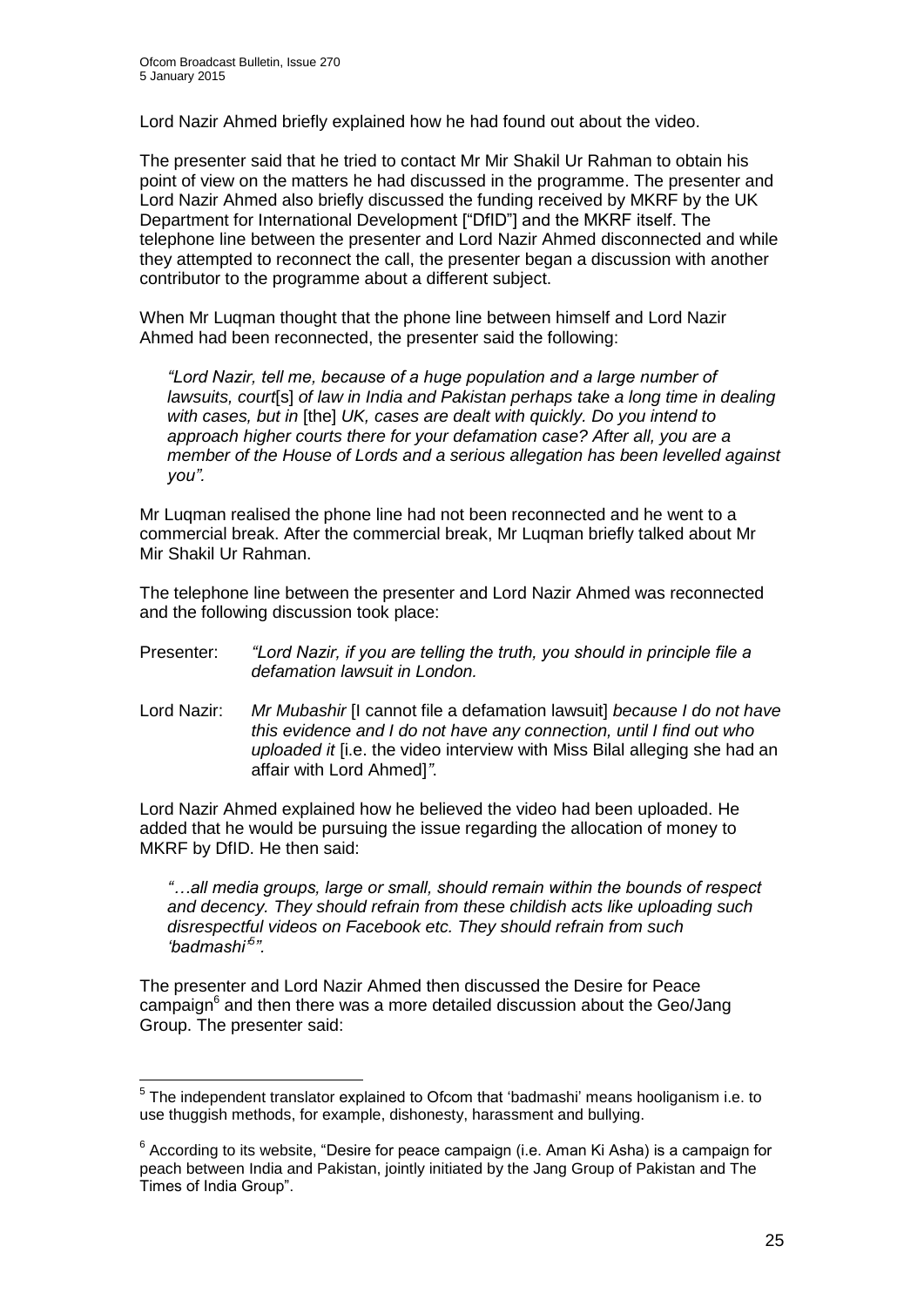Lord Nazir Ahmed briefly explained how he had found out about the video.

The presenter said that he tried to contact Mr Mir Shakil Ur Rahman to obtain his point of view on the matters he had discussed in the programme. The presenter and Lord Nazir Ahmed also briefly discussed the funding received by MKRF by the UK Department for International Development ["DfID"] and the MKRF itself. The telephone line between the presenter and Lord Nazir Ahmed disconnected and while they attempted to reconnect the call, the presenter began a discussion with another contributor to the programme about a different subject.

When Mr Luqman thought that the phone line between himself and Lord Nazir Ahmed had been reconnected, the presenter said the following:

> *"Lord Nazir, tell me, because of a huge population and a large number of lawsuits, court*[s] *of law in India and Pakistan perhaps take a long time in dealing with cases, but in* [the] *UK, cases are dealt with quickly. Do you intend to approach higher courts there for your defamation case? After all, you are a member of the House of Lords and a serious allegation has been levelled against you".*

Mr Luqman realised the phone line had not been reconnected and he went to a commercial break. After the commercial break, Mr Luqman briefly talked about Mr Mir Shakil Ur Rahman.

The telephone line between the presenter and Lord Nazir Ahmed was reconnected and the following discussion took place:

Presenter: *"Lord Nazir, if you are telling the truth, you should in principle file a defamation lawsuit in London.*

Lord Nazir: *Mr Mubashir* [I cannot file a defamation lawsuit] *because I do not have this evidence and I do not have any connection, until I find out who uploaded it* [i.e. the video interview with Miss Bilal alleging she had an affair with Lord Ahmed]*".*

Lord Nazir Ahmed explained how he believed the video had been uploaded. He added that he would be pursuing the issue regarding the allocation of money to MKRF by DfID. He then said:

> *"…all media groups, large or small, should remain within the bounds of respect and decency. They should refrain from these childish acts like uploading such disrespectful videos on Facebook etc. They should refrain from such 'badmashi'*[5]*".*

The presenter and Lord Nazir Ahmed then discussed the Desire for Peace campaign[6] and then there was a more detailed discussion about the Geo/Jang Group. The presenter said:

---

[5] The independent translator explained to Ofcom that 'badmashi' means hooliganism i.e. to use thuggish methods, for example, dishonesty, harassment and bullying.

[6] According to its website, "Desire for peace campaign (i.e. Aman Ki Asha) is a campaign for peach between India and Pakistan, jointly initiated by the Jang Group of Pakistan and The Times of India Group".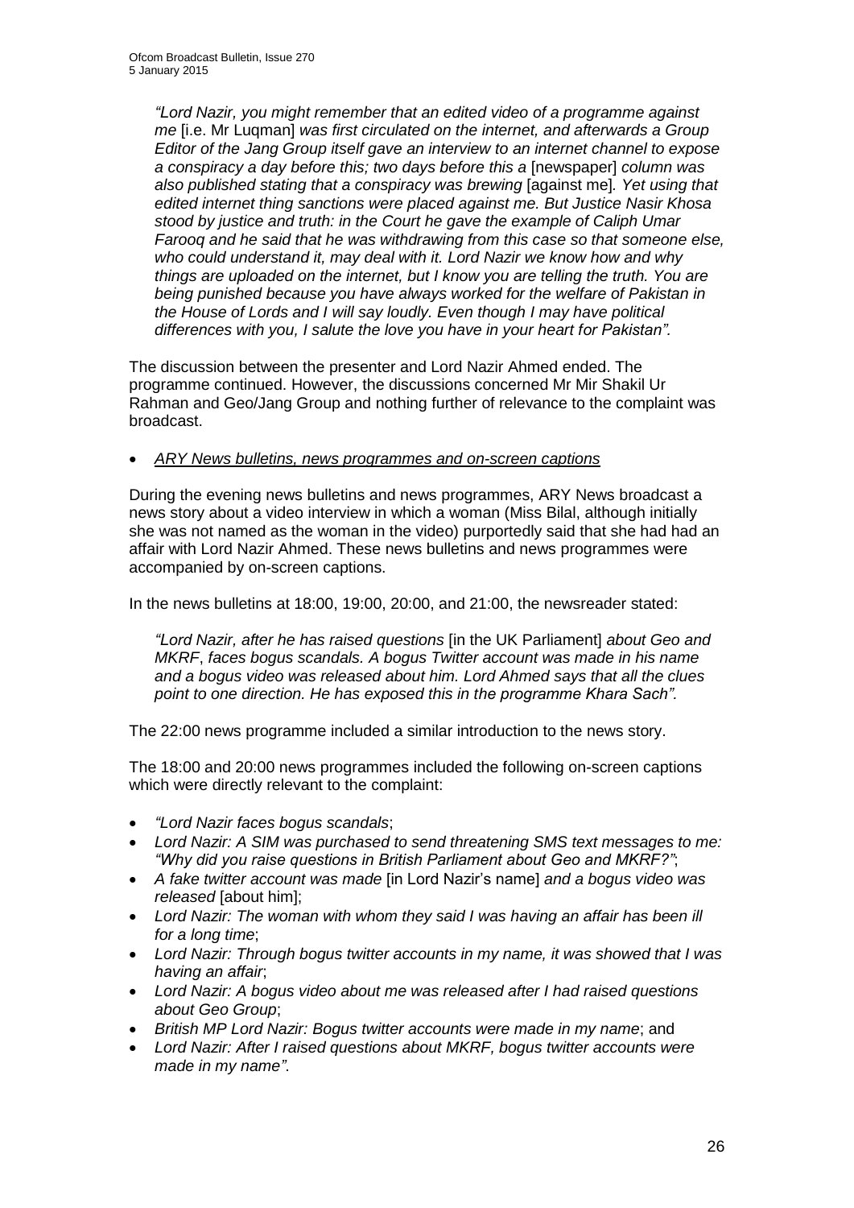*"Lord Nazir, you might remember that an edited video of a programme against me* [i.e. Mr Luqman] *was first circulated on the internet, and afterwards a Group Editor of the Jang Group itself gave an interview to an internet channel to expose a conspiracy a day before this; two days before this a* [newspaper] *column was also published stating that a conspiracy was brewing* [against me]*. Yet using that edited internet thing sanctions were placed against me. But Justice Nasir Khosa stood by justice and truth: in the Court he gave the example of Caliph Umar Farooq and he said that he was withdrawing from this case so that someone else, who could understand it, may deal with it. Lord Nazir we know how and why things are uploaded on the internet, but I know you are telling the truth. You are being punished because you have always worked for the welfare of Pakistan in the House of Lords and I will say loudly. Even though I may have political differences with you, I salute the love you have in your heart for Pakistan".*

The discussion between the presenter and Lord Nazir Ahmed ended. The programme continued. However, the discussions concerned Mr Mir Shakil Ur Rahman and Geo/Jang Group and nothing further of relevance to the complaint was broadcast.

- *ARY News bulletins, news programmes and on-screen captions*

During the evening news bulletins and news programmes, ARY News broadcast a news story about a video interview in which a woman (Miss Bilal, although initially she was not named as the woman in the video) purportedly said that she had had an affair with Lord Nazir Ahmed. These news bulletins and news programmes were accompanied by on-screen captions.

In the news bulletins at 18:00, 19:00, 20:00, and 21:00, the newsreader stated:

*"Lord Nazir, after he has raised questions* [in the UK Parliament] *about Geo and MKRF, faces bogus scandals. A bogus Twitter account was made in his name and a bogus video was released about him. Lord Ahmed says that all the clues point to one direction. He has exposed this in the programme Khara Sach".*

The 22:00 news programme included a similar introduction to the news story.

The 18:00 and 20:00 news programmes included the following on-screen captions which were directly relevant to the complaint:

- *"Lord Nazir faces bogus scandals*;
- *Lord Nazir: A SIM was purchased to send threatening SMS text messages to me: "Why did you raise questions in British Parliament about Geo and MKRF?"*;
- *A fake twitter account was made* [in Lord Nazir's name] *and a bogus video was released* [about him];
- *Lord Nazir: The woman with whom they said I was having an affair has been ill for a long time*;
- *Lord Nazir: Through bogus twitter accounts in my name, it was showed that I was having an affair*;
- *Lord Nazir: A bogus video about me was released after I had raised questions about Geo Group*;
- *British MP Lord Nazir: Bogus twitter accounts were made in my name*; and
- *Lord Nazir: After I raised questions about MKRF, bogus twitter accounts were made in my name".*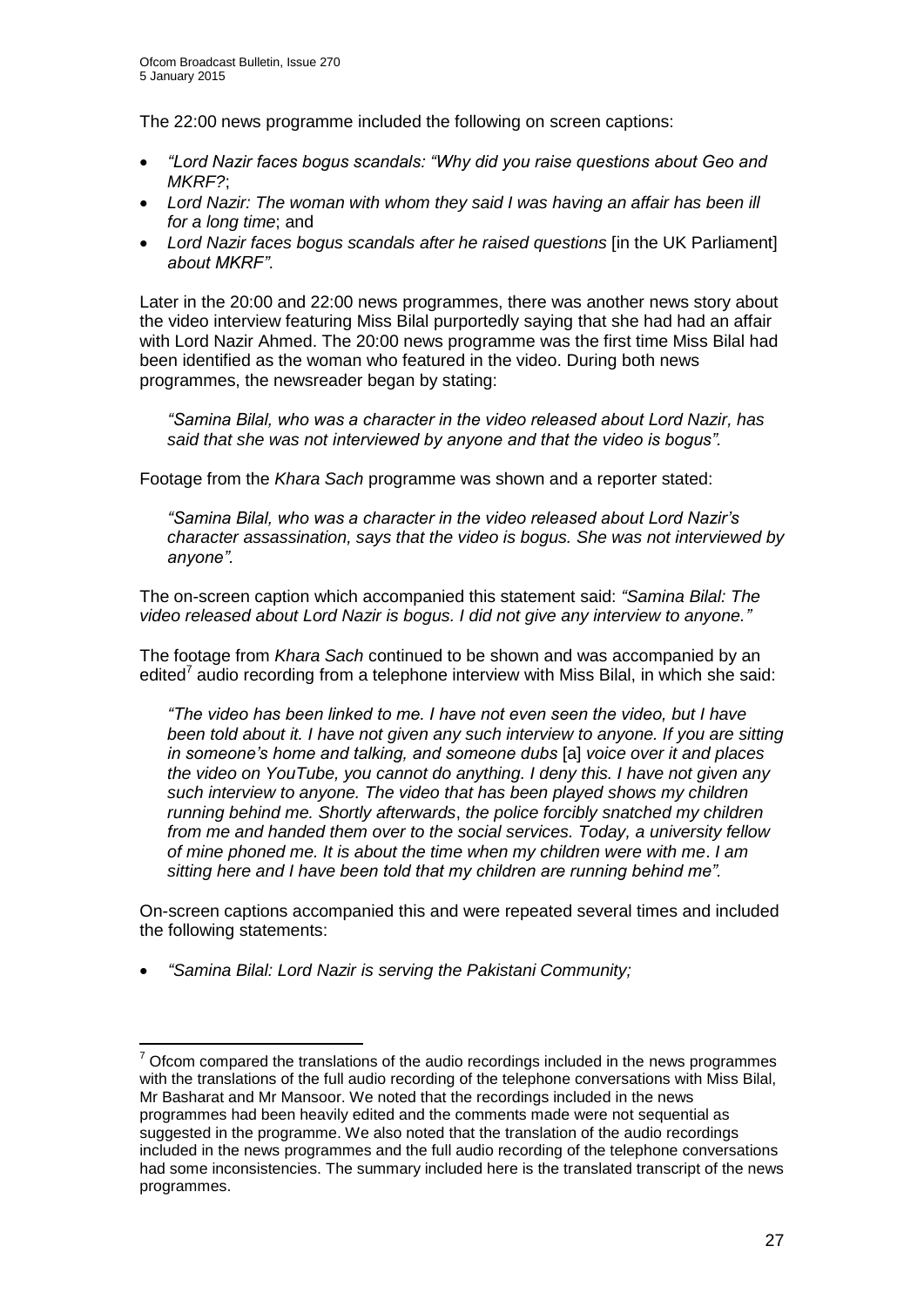The 22:00 news programme included the following on screen captions:

- *"Lord Nazir faces bogus scandals: "Why did you raise questions about Geo and MKRF?*;
- *Lord Nazir: The woman with whom they said I was having an affair has been ill for a long time*; and
- *Lord Nazir faces bogus scandals after he raised questions* [in the UK Parliament] *about MKRF"*.

Later in the 20:00 and 22:00 news programmes, there was another news story about the video interview featuring Miss Bilal purportedly saying that she had had an affair with Lord Nazir Ahmed. The 20:00 news programme was the first time Miss Bilal had been identified as the woman who featured in the video. During both news programmes, the newsreader began by stating:

> *"Samina Bilal, who was a character in the video released about Lord Nazir, has said that she was not interviewed by anyone and that the video is bogus".*

Footage from the *Khara Sach* programme was shown and a reporter stated:

> *"Samina Bilal, who was a character in the video released about Lord Nazir's character assassination, says that the video is bogus. She was not interviewed by anyone".*

The on-screen caption which accompanied this statement said: *"Samina Bilal: The video released about Lord Nazir is bogus. I did not give any interview to anyone."*

The footage from *Khara Sach* continued to be shown and was accompanied by an edited[7] audio recording from a telephone interview with Miss Bilal, in which she said:

> *"The video has been linked to me. I have not even seen the video, but I have been told about it. I have not given any such interview to anyone. If you are sitting in someone's home and talking, and someone dubs* [a] *voice over it and places the video on YouTube, you cannot do anything. I deny this. I have not given any such interview to anyone. The video that has been played shows my children running behind me. Shortly afterwards*, *the police forcibly snatched my children from me and handed them over to the social services. Today, a university fellow of mine phoned me. It is about the time when my children were with me*. *I am sitting here and I have been told that my children are running behind me".*

On-screen captions accompanied this and were repeated several times and included the following statements:

- *"Samina Bilal: Lord Nazir is serving the Pakistani Community;*

---

[7] Ofcom compared the translations of the audio recordings included in the news programmes with the translations of the full audio recording of the telephone conversations with Miss Bilal, Mr Basharat and Mr Mansoor. We noted that the recordings included in the news programmes had been heavily edited and the comments made were not sequential as suggested in the programme. We also noted that the translation of the audio recordings included in the news programmes and the full audio recording of the telephone conversations had some inconsistencies. The summary included here is the translated transcript of the news programmes.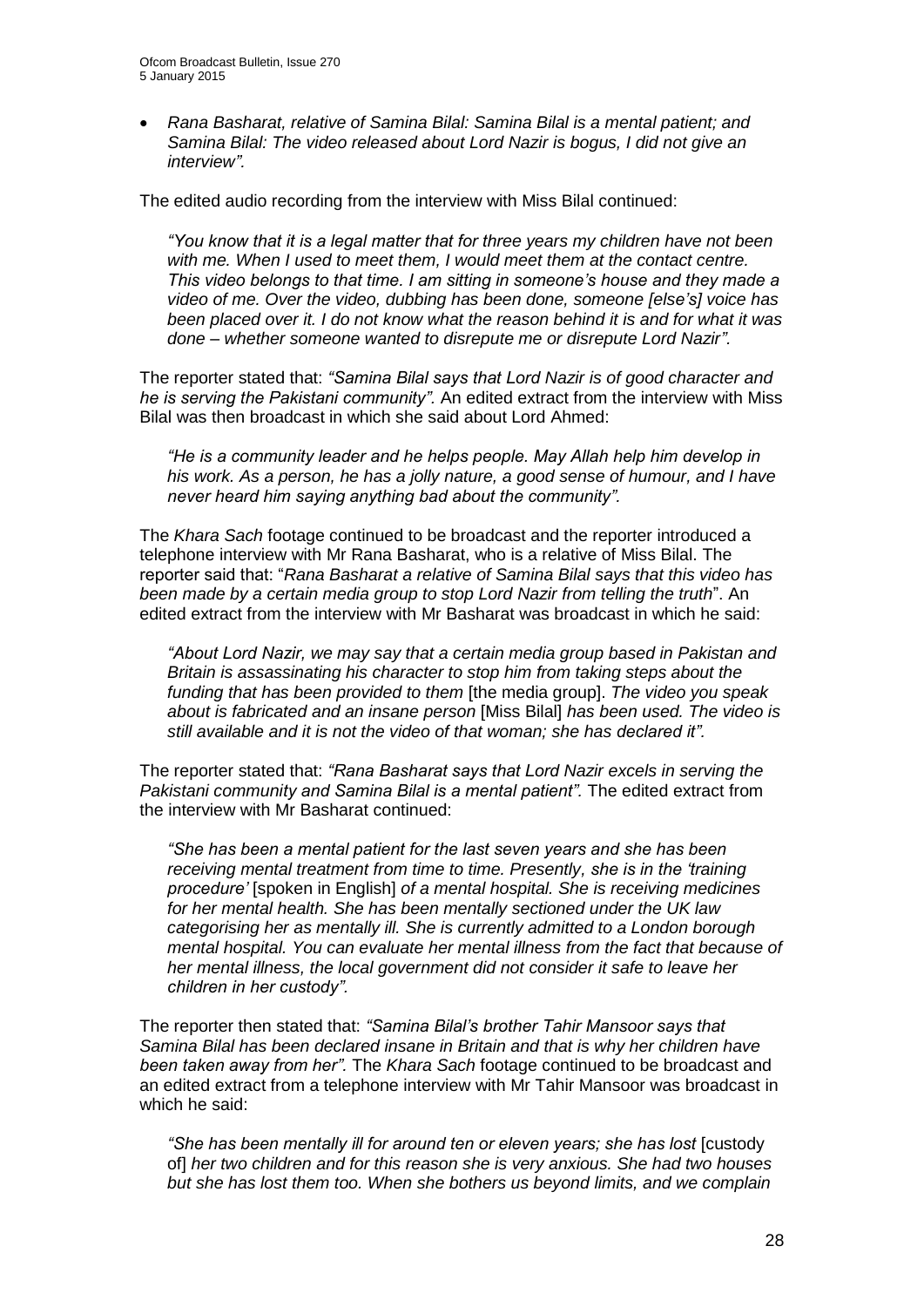- *Rana Basharat, relative of Samina Bilal: Samina Bilal is a mental patient; and Samina Bilal: The video released about Lord Nazir is bogus, I did not give an interview".*

The edited audio recording from the interview with Miss Bilal continued:

> *"You know that it is a legal matter that for three years my children have not been with me. When I used to meet them, I would meet them at the contact centre. This video belongs to that time. I am sitting in someone's house and they made a video of me. Over the video, dubbing has been done, someone [else's] voice has been placed over it. I do not know what the reason behind it is and for what it was done – whether someone wanted to disrepute me or disrepute Lord Nazir".*

The reporter stated that: *"Samina Bilal says that Lord Nazir is of good character and he is serving the Pakistani community".* An edited extract from the interview with Miss Bilal was then broadcast in which she said about Lord Ahmed:

> *"He is a community leader and he helps people. May Allah help him develop in his work. As a person, he has a jolly nature, a good sense of humour, and I have never heard him saying anything bad about the community".*

The *Khara Sach* footage continued to be broadcast and the reporter introduced a telephone interview with Mr Rana Basharat, who is a relative of Miss Bilal. The reporter said that: "*Rana Basharat a relative of Samina Bilal says that this video has been made by a certain media group to stop Lord Nazir from telling the truth*". An edited extract from the interview with Mr Basharat was broadcast in which he said:

> *"About Lord Nazir, we may say that a certain media group based in Pakistan and Britain is assassinating his character to stop him from taking steps about the funding that has been provided to them* [the media group]. *The video you speak about is fabricated and an insane person* [Miss Bilal] *has been used. The video is still available and it is not the video of that woman; she has declared it".*

The reporter stated that: *"Rana Basharat says that Lord Nazir excels in serving the Pakistani community and Samina Bilal is a mental patient".* The edited extract from the interview with Mr Basharat continued:

> *"She has been a mental patient for the last seven years and she has been receiving mental treatment from time to time. Presently, she is in the 'training procedure'* [spoken in English] *of a mental hospital. She is receiving medicines for her mental health. She has been mentally sectioned under the UK law categorising her as mentally ill. She is currently admitted to a London borough mental hospital. You can evaluate her mental illness from the fact that because of her mental illness, the local government did not consider it safe to leave her children in her custody".*

The reporter then stated that: *"Samina Bilal's brother Tahir Mansoor says that Samina Bilal has been declared insane in Britain and that is why her children have been taken away from her".* The *Khara Sach* footage continued to be broadcast and an edited extract from a telephone interview with Mr Tahir Mansoor was broadcast in which he said:

> *"She has been mentally ill for around ten or eleven years; she has lost* [custody of] *her two children and for this reason she is very anxious. She had two houses but she has lost them too. When she bothers us beyond limits, and we complain*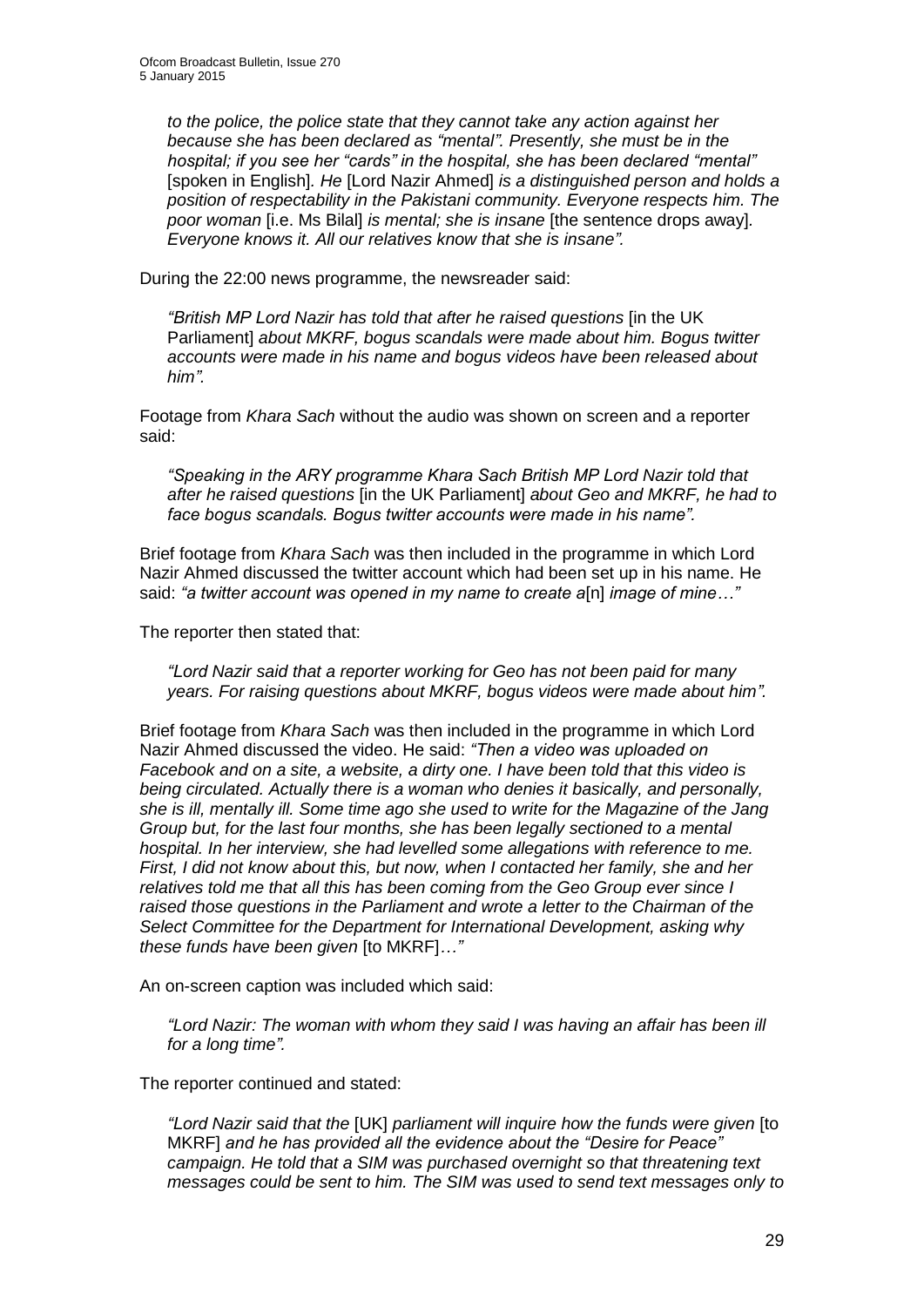> *to the police, the police state that they cannot take any action against her because she has been declared as "mental". Presently, she must be in the hospital; if you see her "cards" in the hospital, she has been declared "mental"* [spoken in English]. *He* [Lord Nazir Ahmed] *is a distinguished person and holds a position of respectability in the Pakistani community. Everyone respects him. The poor woman* [i.e. Ms Bilal] *is mental; she is insane* [the sentence drops away]. *Everyone knows it. All our relatives know that she is insane".*

During the 22:00 news programme, the newsreader said:

> *"British MP Lord Nazir has told that after he raised questions* [in the UK Parliament] *about MKRF, bogus scandals were made about him. Bogus twitter accounts were made in his name and bogus videos have been released about him".*

Footage from *Khara Sach* without the audio was shown on screen and a reporter said:

> *"Speaking in the ARY programme Khara Sach British MP Lord Nazir told that after he raised questions* [in the UK Parliament] *about Geo and MKRF, he had to face bogus scandals. Bogus twitter accounts were made in his name".*

Brief footage from *Khara Sach* was then included in the programme in which Lord Nazir Ahmed discussed the twitter account which had been set up in his name. He said: *"a twitter account was opened in my name to create a*[n] *image of mine…"*

The reporter then stated that:

> *"Lord Nazir said that a reporter working for Geo has not been paid for many years. For raising questions about MKRF, bogus videos were made about him".*

Brief footage from *Khara Sach* was then included in the programme in which Lord Nazir Ahmed discussed the video. He said: *"Then a video was uploaded on Facebook and on a site, a website, a dirty one. I have been told that this video is being circulated. Actually there is a woman who denies it basically, and personally, she is ill, mentally ill. Some time ago she used to write for the Magazine of the Jang Group but, for the last four months, she has been legally sectioned to a mental hospital. In her interview, she had levelled some allegations with reference to me. First, I did not know about this, but now, when I contacted her family, she and her relatives told me that all this has been coming from the Geo Group ever since I raised those questions in the Parliament and wrote a letter to the Chairman of the Select Committee for the Department for International Development, asking why these funds have been given* [to MKRF]*…"*

An on-screen caption was included which said:

> *"Lord Nazir: The woman with whom they said I was having an affair has been ill for a long time".*

The reporter continued and stated:

> *"Lord Nazir said that the* [UK] *parliament will inquire how the funds were given* [to MKRF] *and he has provided all the evidence about the "Desire for Peace" campaign. He told that a SIM was purchased overnight so that threatening text messages could be sent to him. The SIM was used to send text messages only to*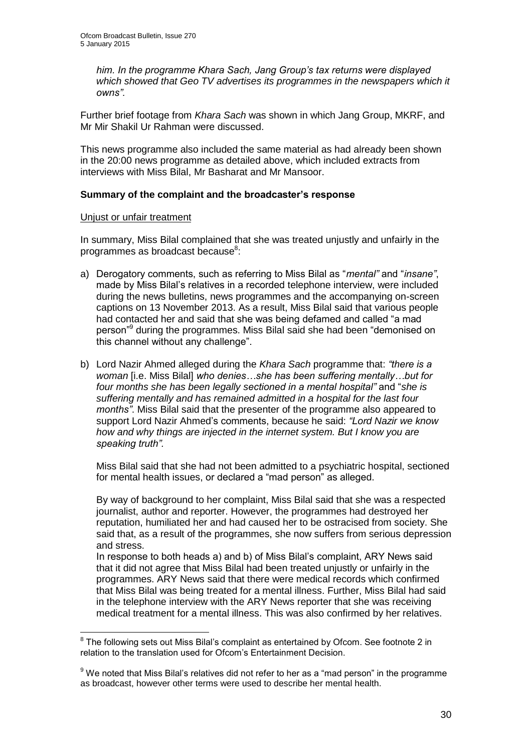*him. In the programme Khara Sach, Jang Group's tax returns were displayed which showed that Geo TV advertises its programmes in the newspapers which it owns".*

Further brief footage from *Khara Sach* was shown in which Jang Group, MKRF, and Mr Mir Shakil Ur Rahman were discussed.

This news programme also included the same material as had already been shown in the 20:00 news programme as detailed above, which included extracts from interviews with Miss Bilal, Mr Basharat and Mr Mansoor.

**Summary of the complaint and the broadcaster's response**

Unjust or unfair treatment

In summary, Miss Bilal complained that she was treated unjustly and unfairly in the programmes as broadcast because[8]:

a) Derogatory comments, such as referring to Miss Bilal as "*mental"* and "*insane"*, made by Miss Bilal's relatives in a recorded telephone interview, were included during the news bulletins, news programmes and the accompanying on-screen captions on 13 November 2013. As a result, Miss Bilal said that various people had contacted her and said that she was being defamed and called "a mad person"[9] during the programmes. Miss Bilal said she had been "demonised on this channel without any challenge".

b) Lord Nazir Ahmed alleged during the *Khara Sach* programme that: *"there is a woman* [i.e. Miss Bilal] *who denies…she has been suffering mentally…but for four months she has been legally sectioned in a mental hospital"* and "*she is suffering mentally and has remained admitted in a hospital for the last four months"*. Miss Bilal said that the presenter of the programme also appeared to support Lord Nazir Ahmed's comments, because he said: *"Lord Nazir we know how and why things are injected in the internet system. But I know you are speaking truth".*

   Miss Bilal said that she had not been admitted to a psychiatric hospital, sectioned for mental health issues, or declared a "mad person" as alleged.

   By way of background to her complaint, Miss Bilal said that she was a respected journalist, author and reporter. However, the programmes had destroyed her reputation, humiliated her and had caused her to be ostracised from society. She said that, as a result of the programmes, she now suffers from serious depression and stress.

   In response to both heads a) and b) of Miss Bilal's complaint, ARY News said that it did not agree that Miss Bilal had been treated unjustly or unfairly in the programmes. ARY News said that there were medical records which confirmed that Miss Bilal was being treated for a mental illness. Further, Miss Bilal had said in the telephone interview with the ARY News reporter that she was receiving medical treatment for a mental illness. This was also confirmed by her relatives.

---

[8] The following sets out Miss Bilal's complaint as entertained by Ofcom. See footnote 2 in relation to the translation used for Ofcom's Entertainment Decision.

[9] We noted that Miss Bilal's relatives did not refer to her as a "mad person" in the programme as broadcast, however other terms were used to describe her mental health.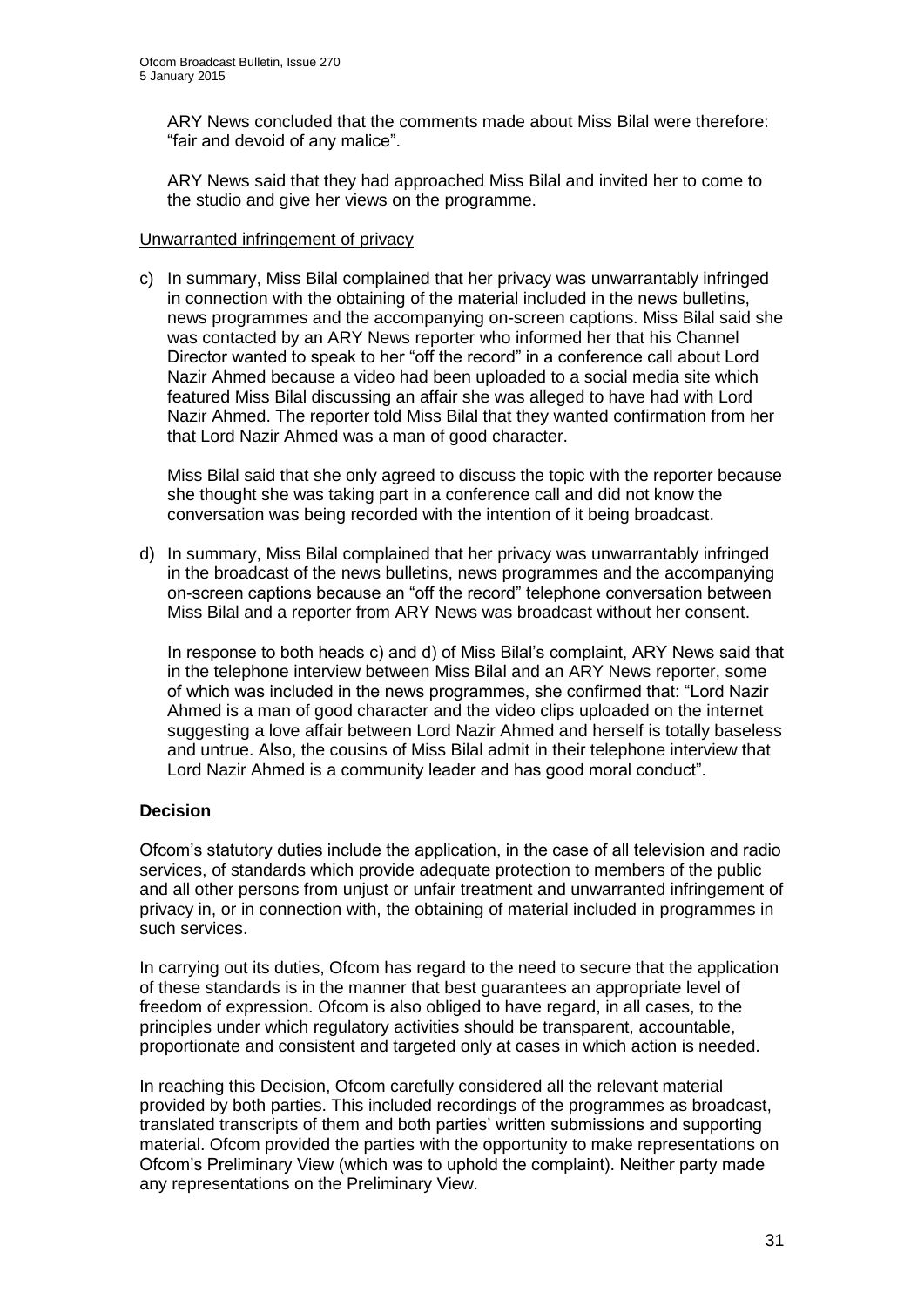ARY News concluded that the comments made about Miss Bilal were therefore: "fair and devoid of any malice".

ARY News said that they had approached Miss Bilal and invited her to come to the studio and give her views on the programme.

Unwarranted infringement of privacy

c) In summary, Miss Bilal complained that her privacy was unwarrantably infringed in connection with the obtaining of the material included in the news bulletins, news programmes and the accompanying on-screen captions. Miss Bilal said she was contacted by an ARY News reporter who informed her that his Channel Director wanted to speak to her "off the record" in a conference call about Lord Nazir Ahmed because a video had been uploaded to a social media site which featured Miss Bilal discussing an affair she was alleged to have had with Lord Nazir Ahmed. The reporter told Miss Bilal that they wanted confirmation from her that Lord Nazir Ahmed was a man of good character.

   Miss Bilal said that she only agreed to discuss the topic with the reporter because she thought she was taking part in a conference call and did not know the conversation was being recorded with the intention of it being broadcast.

d) In summary, Miss Bilal complained that her privacy was unwarrantably infringed in the broadcast of the news bulletins, news programmes and the accompanying on-screen captions because an "off the record" telephone conversation between Miss Bilal and a reporter from ARY News was broadcast without her consent.

   In response to both heads c) and d) of Miss Bilal's complaint, ARY News said that in the telephone interview between Miss Bilal and an ARY News reporter, some of which was included in the news programmes, she confirmed that: "Lord Nazir Ahmed is a man of good character and the video clips uploaded on the internet suggesting a love affair between Lord Nazir Ahmed and herself is totally baseless and untrue. Also, the cousins of Miss Bilal admit in their telephone interview that Lord Nazir Ahmed is a community leader and has good moral conduct".

**Decision**

Ofcom's statutory duties include the application, in the case of all television and radio services, of standards which provide adequate protection to members of the public and all other persons from unjust or unfair treatment and unwarranted infringement of privacy in, or in connection with, the obtaining of material included in programmes in such services.

In carrying out its duties, Ofcom has regard to the need to secure that the application of these standards is in the manner that best guarantees an appropriate level of freedom of expression. Ofcom is also obliged to have regard, in all cases, to the principles under which regulatory activities should be transparent, accountable, proportionate and consistent and targeted only at cases in which action is needed.

In reaching this Decision, Ofcom carefully considered all the relevant material provided by both parties. This included recordings of the programmes as broadcast, translated transcripts of them and both parties' written submissions and supporting material. Ofcom provided the parties with the opportunity to make representations on Ofcom's Preliminary View (which was to uphold the complaint). Neither party made any representations on the Preliminary View.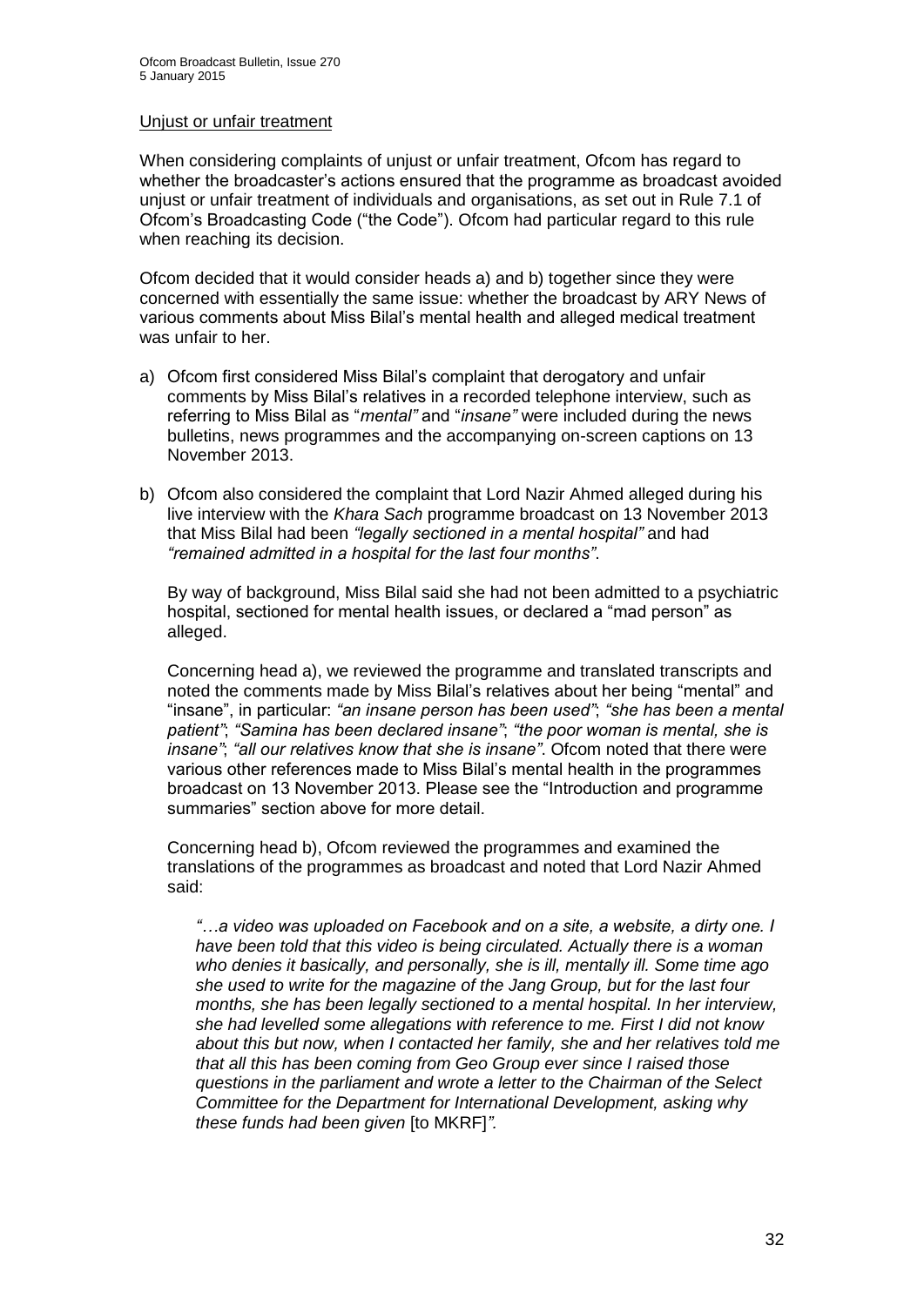Unjust or unfair treatment

When considering complaints of unjust or unfair treatment, Ofcom has regard to whether the broadcaster's actions ensured that the programme as broadcast avoided unjust or unfair treatment of individuals and organisations, as set out in Rule 7.1 of Ofcom's Broadcasting Code ("the Code"). Ofcom had particular regard to this rule when reaching its decision.

Ofcom decided that it would consider heads a) and b) together since they were concerned with essentially the same issue: whether the broadcast by ARY News of various comments about Miss Bilal's mental health and alleged medical treatment was unfair to her.

a) Ofcom first considered Miss Bilal's complaint that derogatory and unfair comments by Miss Bilal's relatives in a recorded telephone interview, such as referring to Miss Bilal as "*mental*" and "*insane*" were included during the news bulletins, news programmes and the accompanying on-screen captions on 13 November 2013.

b) Ofcom also considered the complaint that Lord Nazir Ahmed alleged during his live interview with the *Khara Sach* programme broadcast on 13 November 2013 that Miss Bilal had been *"legally sectioned in a mental hospital"* and had *"remained admitted in a hospital for the last four months"*.

   By way of background, Miss Bilal said she had not been admitted to a psychiatric hospital, sectioned for mental health issues, or declared a "mad person" as alleged.

   Concerning head a), we reviewed the programme and translated transcripts and noted the comments made by Miss Bilal's relatives about her being "mental" and "insane", in particular: *"an insane person has been used"*; *"she has been a mental patient"*; *"Samina has been declared insane"*; *"the poor woman is mental, she is insane"*; *"all our relatives know that she is insane"*. Ofcom noted that there were various other references made to Miss Bilal's mental health in the programmes broadcast on 13 November 2013. Please see the "Introduction and programme summaries" section above for more detail.

   Concerning head b), Ofcom reviewed the programmes and examined the translations of the programmes as broadcast and noted that Lord Nazir Ahmed said:

   > *"…a video was uploaded on Facebook and on a site, a website, a dirty one. I have been told that this video is being circulated. Actually there is a woman who denies it basically, and personally, she is ill, mentally ill. Some time ago she used to write for the magazine of the Jang Group, but for the last four months, she has been legally sectioned to a mental hospital. In her interview, she had levelled some allegations with reference to me. First I did not know about this but now, when I contacted her family, she and her relatives told me that all this has been coming from Geo Group ever since I raised those questions in the parliament and wrote a letter to the Chairman of the Select Committee for the Department for International Development, asking why these funds had been given* [to MKRF]*".*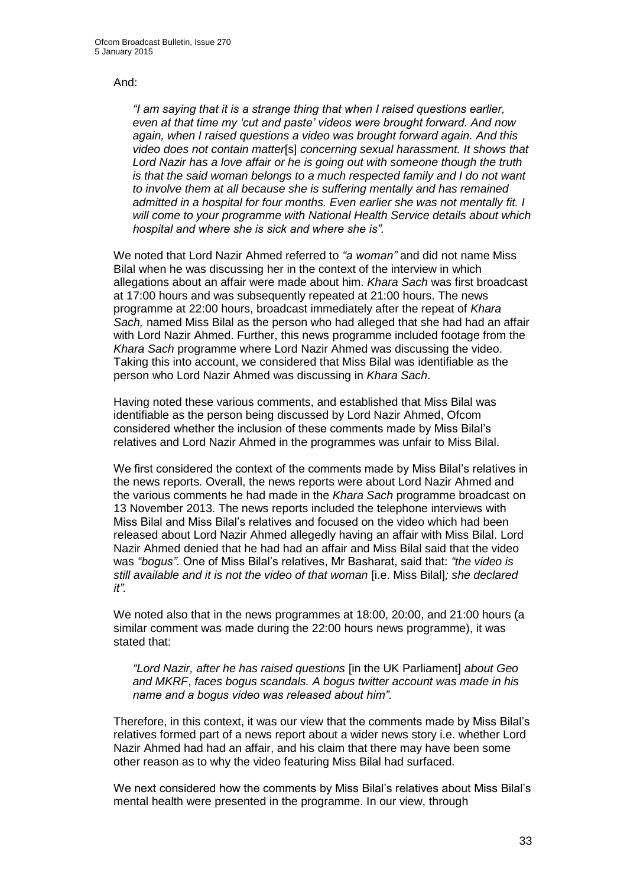And:

> *"I am saying that it is a strange thing that when I raised questions earlier, even at that time my 'cut and paste' videos were brought forward. And now again, when I raised questions a video was brought forward again. And this video does not contain matter*[s] *concerning sexual harassment. It shows that Lord Nazir has a love affair or he is going out with someone though the truth is that the said woman belongs to a much respected family and I do not want to involve them at all because she is suffering mentally and has remained admitted in a hospital for four months. Even earlier she was not mentally fit. I will come to your programme with National Health Service details about which hospital and where she is sick and where she is".*

We noted that Lord Nazir Ahmed referred to *"a woman"* and did not name Miss Bilal when he was discussing her in the context of the interview in which allegations about an affair were made about him. *Khara Sach* was first broadcast at 17:00 hours and was subsequently repeated at 21:00 hours. The news programme at 22:00 hours, broadcast immediately after the repeat of *Khara Sach,* named Miss Bilal as the person who had alleged that she had had an affair with Lord Nazir Ahmed. Further, this news programme included footage from the *Khara Sach* programme where Lord Nazir Ahmed was discussing the video. Taking this into account, we considered that Miss Bilal was identifiable as the person who Lord Nazir Ahmed was discussing in *Khara Sach*.

Having noted these various comments, and established that Miss Bilal was identifiable as the person being discussed by Lord Nazir Ahmed, Ofcom considered whether the inclusion of these comments made by Miss Bilal's relatives and Lord Nazir Ahmed in the programmes was unfair to Miss Bilal.

We first considered the context of the comments made by Miss Bilal's relatives in the news reports. Overall, the news reports were about Lord Nazir Ahmed and the various comments he had made in the *Khara Sach* programme broadcast on 13 November 2013. The news reports included the telephone interviews with Miss Bilal and Miss Bilal's relatives and focused on the video which had been released about Lord Nazir Ahmed allegedly having an affair with Miss Bilal. Lord Nazir Ahmed denied that he had had an affair and Miss Bilal said that the video was *"bogus"*. One of Miss Bilal's relatives, Mr Basharat, said that: *"the video is still available and it is not the video of that woman* [i.e. Miss Bilal]*; she declared it".*

We noted also that in the news programmes at 18:00, 20:00, and 21:00 hours (a similar comment was made during the 22:00 hours news programme), it was stated that:

> *"Lord Nazir, after he has raised questions* [in the UK Parliament] *about Geo and MKRF*, *faces bogus scandals. A bogus twitter account was made in his name and a bogus video was released about him".*

Therefore, in this context, it was our view that the comments made by Miss Bilal's relatives formed part of a news report about a wider news story i.e. whether Lord Nazir Ahmed had had an affair, and his claim that there may have been some other reason as to why the video featuring Miss Bilal had surfaced.

We next considered how the comments by Miss Bilal's relatives about Miss Bilal's mental health were presented in the programme. In our view, through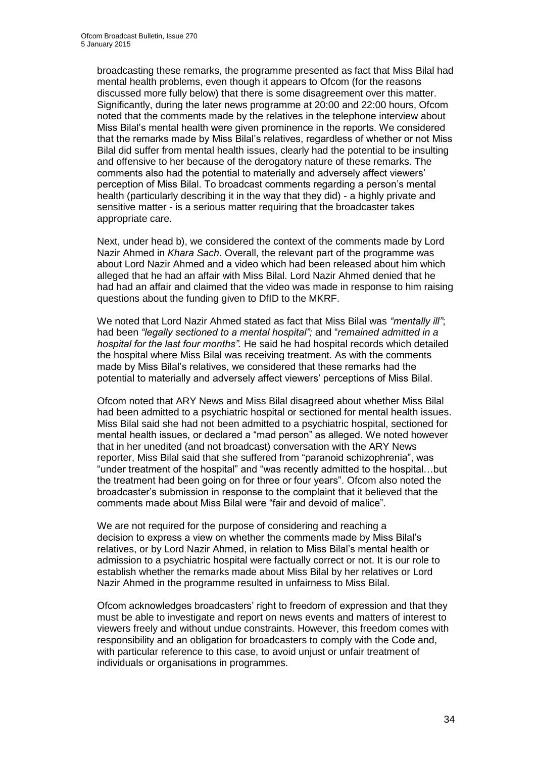broadcasting these remarks, the programme presented as fact that Miss Bilal had mental health problems, even though it appears to Ofcom (for the reasons discussed more fully below) that there is some disagreement over this matter. Significantly, during the later news programme at 20:00 and 22:00 hours, Ofcom noted that the comments made by the relatives in the telephone interview about Miss Bilal's mental health were given prominence in the reports. We considered that the remarks made by Miss Bilal's relatives, regardless of whether or not Miss Bilal did suffer from mental health issues, clearly had the potential to be insulting and offensive to her because of the derogatory nature of these remarks. The comments also had the potential to materially and adversely affect viewers' perception of Miss Bilal. To broadcast comments regarding a person's mental health (particularly describing it in the way that they did) - a highly private and sensitive matter - is a serious matter requiring that the broadcaster takes appropriate care.

Next, under head b), we considered the context of the comments made by Lord Nazir Ahmed in *Khara Sach*. Overall, the relevant part of the programme was about Lord Nazir Ahmed and a video which had been released about him which alleged that he had an affair with Miss Bilal. Lord Nazir Ahmed denied that he had had an affair and claimed that the video was made in response to him raising questions about the funding given to DfID to the MKRF.

We noted that Lord Nazir Ahmed stated as fact that Miss Bilal was *"mentally ill"*; had been *"legally sectioned to a mental hospital";* and "*remained admitted in a hospital for the last four months".* He said he had hospital records which detailed the hospital where Miss Bilal was receiving treatment. As with the comments made by Miss Bilal's relatives, we considered that these remarks had the potential to materially and adversely affect viewers' perceptions of Miss Bilal.

Ofcom noted that ARY News and Miss Bilal disagreed about whether Miss Bilal had been admitted to a psychiatric hospital or sectioned for mental health issues. Miss Bilal said she had not been admitted to a psychiatric hospital, sectioned for mental health issues, or declared a "mad person" as alleged. We noted however that in her unedited (and not broadcast) conversation with the ARY News reporter, Miss Bilal said that she suffered from "paranoid schizophrenia", was "under treatment of the hospital" and "was recently admitted to the hospital…but the treatment had been going on for three or four years". Ofcom also noted the broadcaster's submission in response to the complaint that it believed that the comments made about Miss Bilal were "fair and devoid of malice".

We are not required for the purpose of considering and reaching a decision to express a view on whether the comments made by Miss Bilal's relatives, or by Lord Nazir Ahmed, in relation to Miss Bilal's mental health or admission to a psychiatric hospital were factually correct or not. It is our role to establish whether the remarks made about Miss Bilal by her relatives or Lord Nazir Ahmed in the programme resulted in unfairness to Miss Bilal.

Ofcom acknowledges broadcasters' right to freedom of expression and that they must be able to investigate and report on news events and matters of interest to viewers freely and without undue constraints. However, this freedom comes with responsibility and an obligation for broadcasters to comply with the Code and, with particular reference to this case, to avoid unjust or unfair treatment of individuals or organisations in programmes.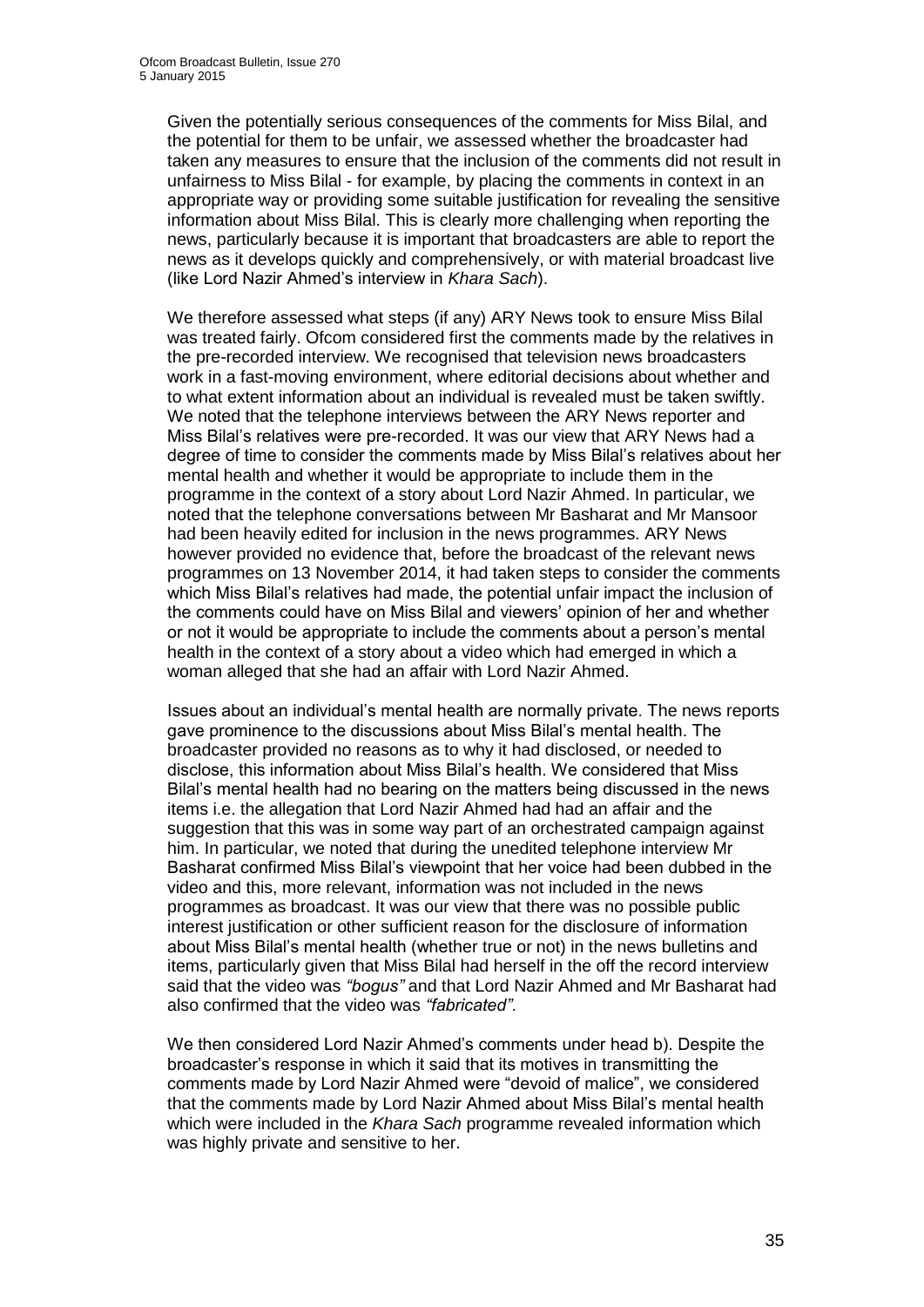Given the potentially serious consequences of the comments for Miss Bilal, and the potential for them to be unfair, we assessed whether the broadcaster had taken any measures to ensure that the inclusion of the comments did not result in unfairness to Miss Bilal - for example, by placing the comments in context in an appropriate way or providing some suitable justification for revealing the sensitive information about Miss Bilal. This is clearly more challenging when reporting the news, particularly because it is important that broadcasters are able to report the news as it develops quickly and comprehensively, or with material broadcast live (like Lord Nazir Ahmed's interview in *Khara Sach*).

We therefore assessed what steps (if any) ARY News took to ensure Miss Bilal was treated fairly. Ofcom considered first the comments made by the relatives in the pre-recorded interview. We recognised that television news broadcasters work in a fast-moving environment, where editorial decisions about whether and to what extent information about an individual is revealed must be taken swiftly. We noted that the telephone interviews between the ARY News reporter and Miss Bilal's relatives were pre-recorded. It was our view that ARY News had a degree of time to consider the comments made by Miss Bilal's relatives about her mental health and whether it would be appropriate to include them in the programme in the context of a story about Lord Nazir Ahmed. In particular, we noted that the telephone conversations between Mr Basharat and Mr Mansoor had been heavily edited for inclusion in the news programmes. ARY News however provided no evidence that, before the broadcast of the relevant news programmes on 13 November 2014, it had taken steps to consider the comments which Miss Bilal's relatives had made, the potential unfair impact the inclusion of the comments could have on Miss Bilal and viewers' opinion of her and whether or not it would be appropriate to include the comments about a person's mental health in the context of a story about a video which had emerged in which a woman alleged that she had an affair with Lord Nazir Ahmed.

Issues about an individual's mental health are normally private. The news reports gave prominence to the discussions about Miss Bilal's mental health. The broadcaster provided no reasons as to why it had disclosed, or needed to disclose, this information about Miss Bilal's health. We considered that Miss Bilal's mental health had no bearing on the matters being discussed in the news items i.e. the allegation that Lord Nazir Ahmed had had an affair and the suggestion that this was in some way part of an orchestrated campaign against him. In particular, we noted that during the unedited telephone interview Mr Basharat confirmed Miss Bilal's viewpoint that her voice had been dubbed in the video and this, more relevant, information was not included in the news programmes as broadcast. It was our view that there was no possible public interest justification or other sufficient reason for the disclosure of information about Miss Bilal's mental health (whether true or not) in the news bulletins and items, particularly given that Miss Bilal had herself in the off the record interview said that the video was *"bogus"* and that Lord Nazir Ahmed and Mr Basharat had also confirmed that the video was *"fabricated"*.

We then considered Lord Nazir Ahmed's comments under head b). Despite the broadcaster's response in which it said that its motives in transmitting the comments made by Lord Nazir Ahmed were "devoid of malice", we considered that the comments made by Lord Nazir Ahmed about Miss Bilal's mental health which were included in the *Khara Sach* programme revealed information which was highly private and sensitive to her.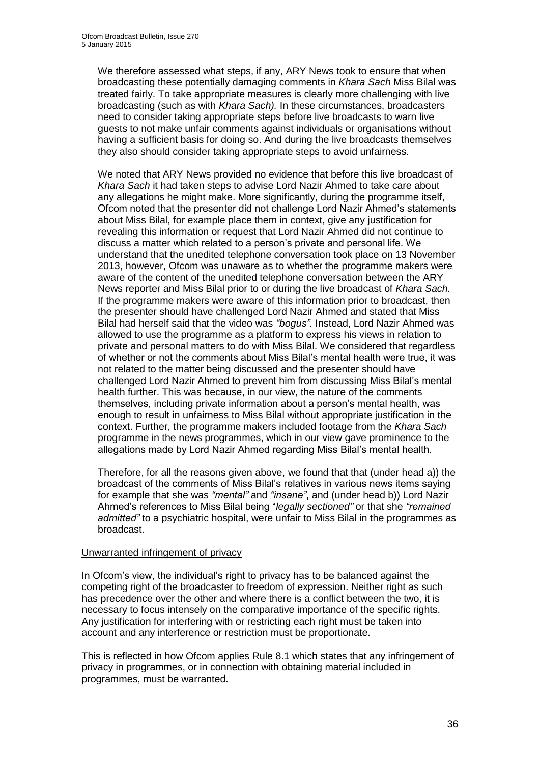We therefore assessed what steps, if any, ARY News took to ensure that when broadcasting these potentially damaging comments in *Khara Sach* Miss Bilal was treated fairly. To take appropriate measures is clearly more challenging with live broadcasting (such as with *Khara Sach).* In these circumstances, broadcasters need to consider taking appropriate steps before live broadcasts to warn live guests to not make unfair comments against individuals or organisations without having a sufficient basis for doing so. And during the live broadcasts themselves they also should consider taking appropriate steps to avoid unfairness.

We noted that ARY News provided no evidence that before this live broadcast of *Khara Sach* it had taken steps to advise Lord Nazir Ahmed to take care about any allegations he might make. More significantly, during the programme itself, Ofcom noted that the presenter did not challenge Lord Nazir Ahmed's statements about Miss Bilal, for example place them in context, give any justification for revealing this information or request that Lord Nazir Ahmed did not continue to discuss a matter which related to a person's private and personal life. We understand that the unedited telephone conversation took place on 13 November 2013, however, Ofcom was unaware as to whether the programme makers were aware of the content of the unedited telephone conversation between the ARY News reporter and Miss Bilal prior to or during the live broadcast of *Khara Sach.* If the programme makers were aware of this information prior to broadcast, then the presenter should have challenged Lord Nazir Ahmed and stated that Miss Bilal had herself said that the video was *"bogus"*. Instead, Lord Nazir Ahmed was allowed to use the programme as a platform to express his views in relation to private and personal matters to do with Miss Bilal. We considered that regardless of whether or not the comments about Miss Bilal's mental health were true, it was not related to the matter being discussed and the presenter should have challenged Lord Nazir Ahmed to prevent him from discussing Miss Bilal's mental health further. This was because, in our view, the nature of the comments themselves, including private information about a person's mental health, was enough to result in unfairness to Miss Bilal without appropriate justification in the context. Further, the programme makers included footage from the *Khara Sach* programme in the news programmes, which in our view gave prominence to the allegations made by Lord Nazir Ahmed regarding Miss Bilal's mental health.

Therefore, for all the reasons given above, we found that that (under head a)) the broadcast of the comments of Miss Bilal's relatives in various news items saying for example that she was *"mental"* and *"insane"*, and (under head b)) Lord Nazir Ahmed's references to Miss Bilal being "*legally sectioned"* or that she *"remained admitted"* to a psychiatric hospital, were unfair to Miss Bilal in the programmes as broadcast.

Unwarranted infringement of privacy

In Ofcom's view, the individual's right to privacy has to be balanced against the competing right of the broadcaster to freedom of expression. Neither right as such has precedence over the other and where there is a conflict between the two, it is necessary to focus intensely on the comparative importance of the specific rights. Any justification for interfering with or restricting each right must be taken into account and any interference or restriction must be proportionate.

This is reflected in how Ofcom applies Rule 8.1 which states that any infringement of privacy in programmes, or in connection with obtaining material included in programmes, must be warranted.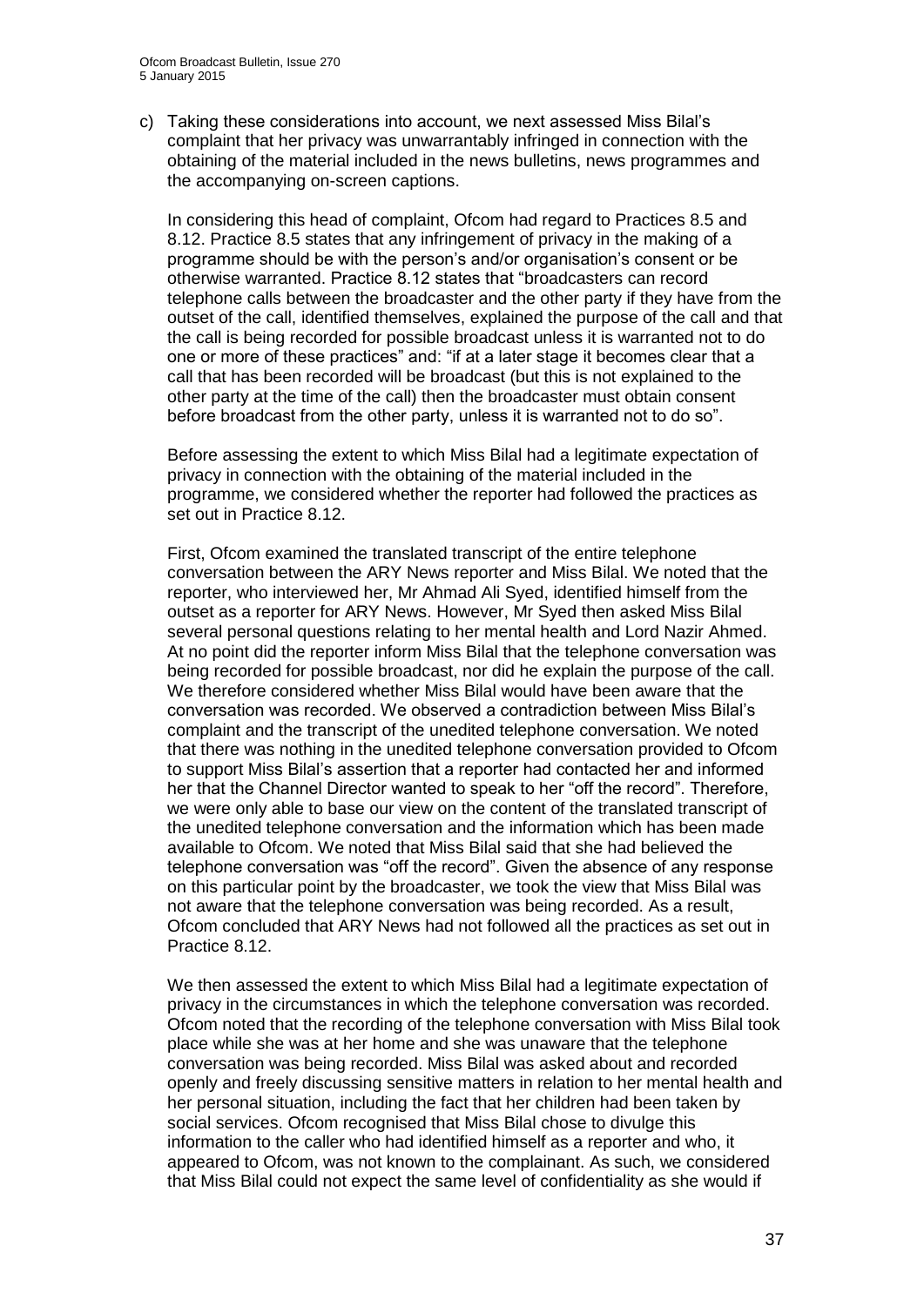c) Taking these considerations into account, we next assessed Miss Bilal's complaint that her privacy was unwarrantably infringed in connection with the obtaining of the material included in the news bulletins, news programmes and the accompanying on-screen captions.

In considering this head of complaint, Ofcom had regard to Practices 8.5 and 8.12. Practice 8.5 states that any infringement of privacy in the making of a programme should be with the person's and/or organisation's consent or be otherwise warranted. Practice 8.12 states that "broadcasters can record telephone calls between the broadcaster and the other party if they have from the outset of the call, identified themselves, explained the purpose of the call and that the call is being recorded for possible broadcast unless it is warranted not to do one or more of these practices" and: "if at a later stage it becomes clear that a call that has been recorded will be broadcast (but this is not explained to the other party at the time of the call) then the broadcaster must obtain consent before broadcast from the other party, unless it is warranted not to do so".

Before assessing the extent to which Miss Bilal had a legitimate expectation of privacy in connection with the obtaining of the material included in the programme, we considered whether the reporter had followed the practices as set out in Practice 8.12.

First, Ofcom examined the translated transcript of the entire telephone conversation between the ARY News reporter and Miss Bilal. We noted that the reporter, who interviewed her, Mr Ahmad Ali Syed, identified himself from the outset as a reporter for ARY News. However, Mr Syed then asked Miss Bilal several personal questions relating to her mental health and Lord Nazir Ahmed. At no point did the reporter inform Miss Bilal that the telephone conversation was being recorded for possible broadcast, nor did he explain the purpose of the call. We therefore considered whether Miss Bilal would have been aware that the conversation was recorded. We observed a contradiction between Miss Bilal's complaint and the transcript of the unedited telephone conversation. We noted that there was nothing in the unedited telephone conversation provided to Ofcom to support Miss Bilal's assertion that a reporter had contacted her and informed her that the Channel Director wanted to speak to her "off the record". Therefore, we were only able to base our view on the content of the translated transcript of the unedited telephone conversation and the information which has been made available to Ofcom. We noted that Miss Bilal said that she had believed the telephone conversation was "off the record". Given the absence of any response on this particular point by the broadcaster, we took the view that Miss Bilal was not aware that the telephone conversation was being recorded. As a result, Ofcom concluded that ARY News had not followed all the practices as set out in Practice 8.12.

We then assessed the extent to which Miss Bilal had a legitimate expectation of privacy in the circumstances in which the telephone conversation was recorded. Ofcom noted that the recording of the telephone conversation with Miss Bilal took place while she was at her home and she was unaware that the telephone conversation was being recorded. Miss Bilal was asked about and recorded openly and freely discussing sensitive matters in relation to her mental health and her personal situation, including the fact that her children had been taken by social services. Ofcom recognised that Miss Bilal chose to divulge this information to the caller who had identified himself as a reporter and who, it appeared to Ofcom, was not known to the complainant. As such, we considered that Miss Bilal could not expect the same level of confidentiality as she would if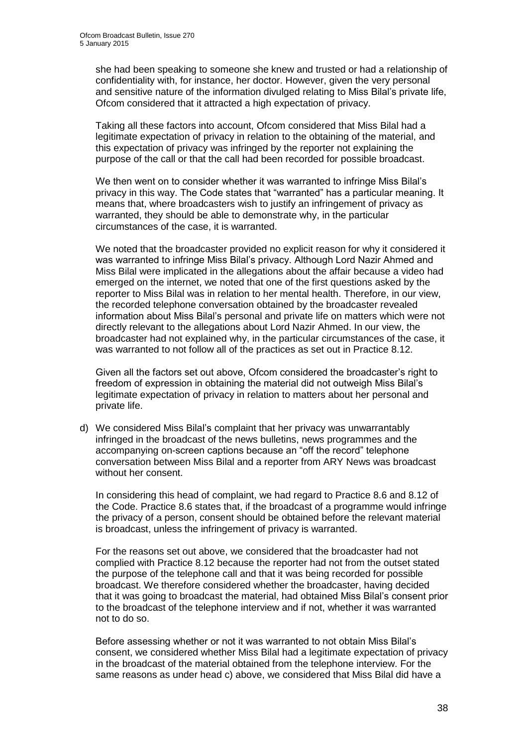she had been speaking to someone she knew and trusted or had a relationship of confidentiality with, for instance, her doctor. However, given the very personal and sensitive nature of the information divulged relating to Miss Bilal's private life, Ofcom considered that it attracted a high expectation of privacy.

Taking all these factors into account, Ofcom considered that Miss Bilal had a legitimate expectation of privacy in relation to the obtaining of the material, and this expectation of privacy was infringed by the reporter not explaining the purpose of the call or that the call had been recorded for possible broadcast.

We then went on to consider whether it was warranted to infringe Miss Bilal's privacy in this way. The Code states that "warranted" has a particular meaning. It means that, where broadcasters wish to justify an infringement of privacy as warranted, they should be able to demonstrate why, in the particular circumstances of the case, it is warranted.

We noted that the broadcaster provided no explicit reason for why it considered it was warranted to infringe Miss Bilal's privacy. Although Lord Nazir Ahmed and Miss Bilal were implicated in the allegations about the affair because a video had emerged on the internet, we noted that one of the first questions asked by the reporter to Miss Bilal was in relation to her mental health. Therefore, in our view, the recorded telephone conversation obtained by the broadcaster revealed information about Miss Bilal's personal and private life on matters which were not directly relevant to the allegations about Lord Nazir Ahmed. In our view, the broadcaster had not explained why, in the particular circumstances of the case, it was warranted to not follow all of the practices as set out in Practice 8.12.

Given all the factors set out above, Ofcom considered the broadcaster's right to freedom of expression in obtaining the material did not outweigh Miss Bilal's legitimate expectation of privacy in relation to matters about her personal and private life.

d) We considered Miss Bilal's complaint that her privacy was unwarrantably infringed in the broadcast of the news bulletins, news programmes and the accompanying on-screen captions because an "off the record" telephone conversation between Miss Bilal and a reporter from ARY News was broadcast without her consent.

In considering this head of complaint, we had regard to Practice 8.6 and 8.12 of the Code. Practice 8.6 states that, if the broadcast of a programme would infringe the privacy of a person, consent should be obtained before the relevant material is broadcast, unless the infringement of privacy is warranted.

For the reasons set out above, we considered that the broadcaster had not complied with Practice 8.12 because the reporter had not from the outset stated the purpose of the telephone call and that it was being recorded for possible broadcast. We therefore considered whether the broadcaster, having decided that it was going to broadcast the material, had obtained Miss Bilal's consent prior to the broadcast of the telephone interview and if not, whether it was warranted not to do so.

Before assessing whether or not it was warranted to not obtain Miss Bilal's consent, we considered whether Miss Bilal had a legitimate expectation of privacy in the broadcast of the material obtained from the telephone interview. For the same reasons as under head c) above, we considered that Miss Bilal did have a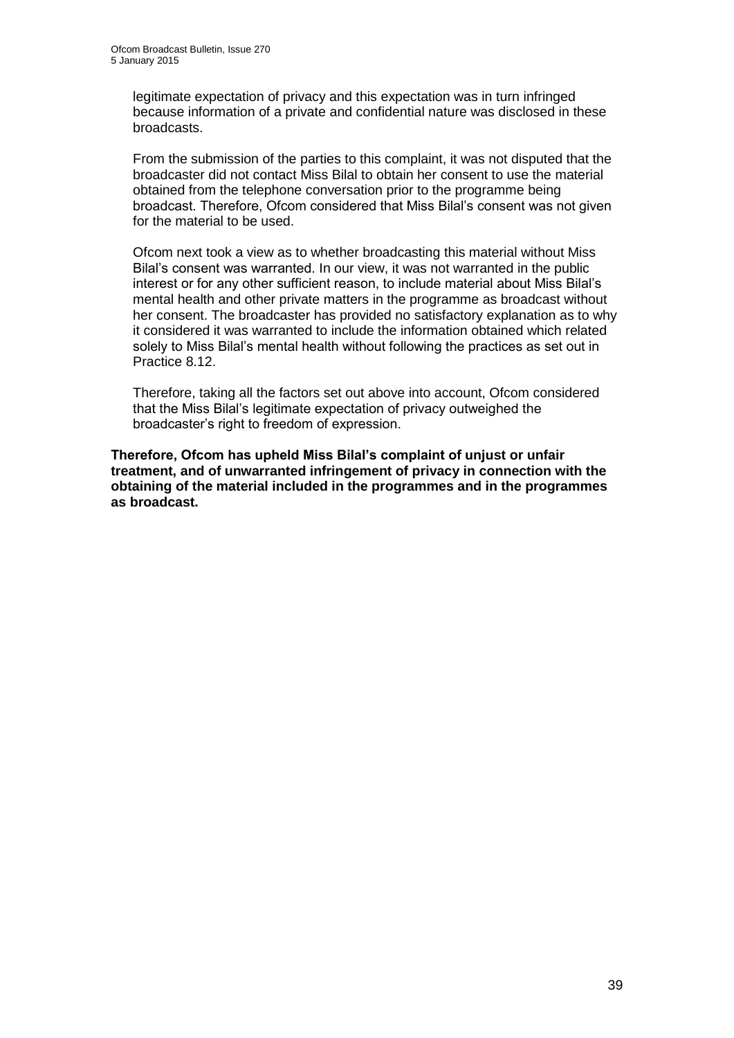legitimate expectation of privacy and this expectation was in turn infringed because information of a private and confidential nature was disclosed in these broadcasts.

From the submission of the parties to this complaint, it was not disputed that the broadcaster did not contact Miss Bilal to obtain her consent to use the material obtained from the telephone conversation prior to the programme being broadcast. Therefore, Ofcom considered that Miss Bilal's consent was not given for the material to be used.

Ofcom next took a view as to whether broadcasting this material without Miss Bilal's consent was warranted. In our view, it was not warranted in the public interest or for any other sufficient reason, to include material about Miss Bilal's mental health and other private matters in the programme as broadcast without her consent. The broadcaster has provided no satisfactory explanation as to why it considered it was warranted to include the information obtained which related solely to Miss Bilal's mental health without following the practices as set out in Practice 8.12.

Therefore, taking all the factors set out above into account, Ofcom considered that the Miss Bilal's legitimate expectation of privacy outweighed the broadcaster's right to freedom of expression.

**Therefore, Ofcom has upheld Miss Bilal's complaint of unjust or unfair treatment, and of unwarranted infringement of privacy in connection with the obtaining of the material included in the programmes and in the programmes as broadcast.**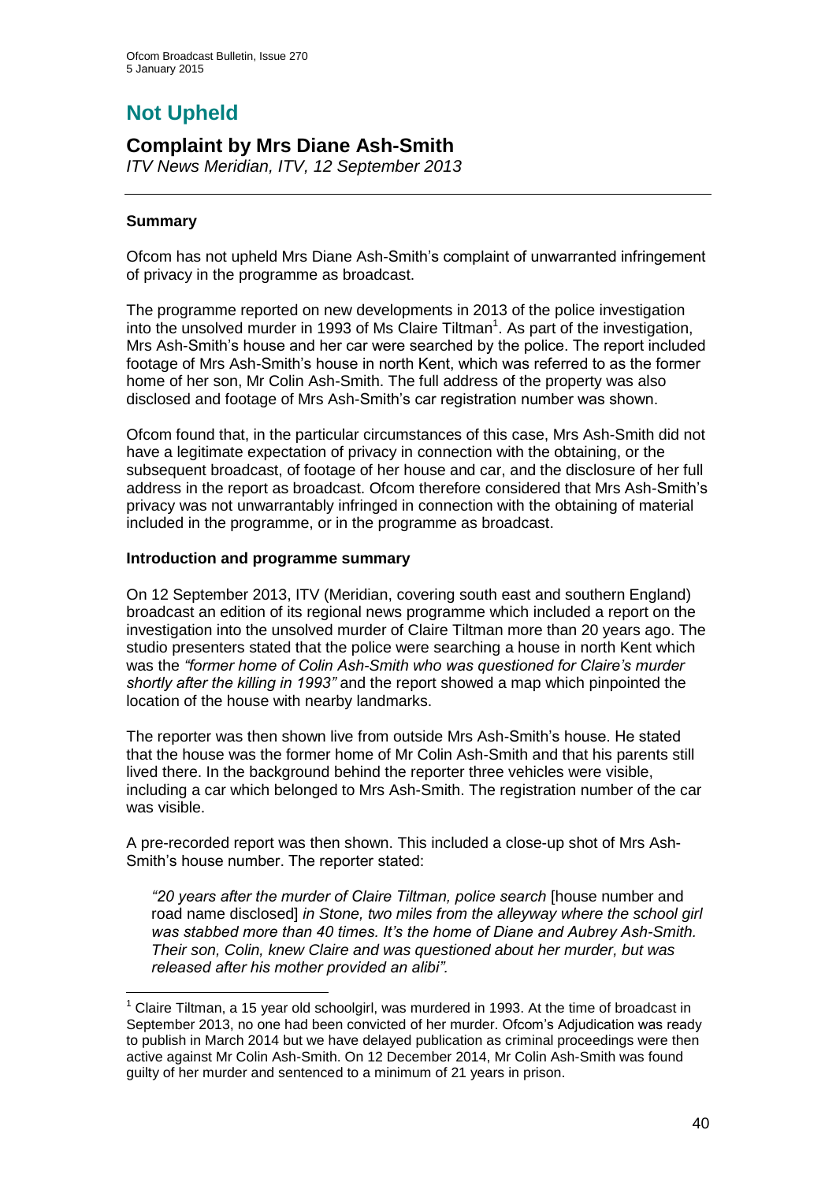# Not Upheld

## Complaint by Mrs Diane Ash-Smith

*ITV News Meridian, ITV, 12 September 2013*

### Summary

Ofcom has not upheld Mrs Diane Ash-Smith's complaint of unwarranted infringement of privacy in the programme as broadcast.

The programme reported on new developments in 2013 of the police investigation into the unsolved murder in 1993 of Ms Claire Tiltman[1]. As part of the investigation, Mrs Ash-Smith's house and her car were searched by the police. The report included footage of Mrs Ash-Smith's house in north Kent, which was referred to as the former home of her son, Mr Colin Ash-Smith. The full address of the property was also disclosed and footage of Mrs Ash-Smith's car registration number was shown.

Ofcom found that, in the particular circumstances of this case, Mrs Ash-Smith did not have a legitimate expectation of privacy in connection with the obtaining, or the subsequent broadcast, of footage of her house and car, and the disclosure of her full address in the report as broadcast. Ofcom therefore considered that Mrs Ash-Smith's privacy was not unwarrantably infringed in connection with the obtaining of material included in the programme, or in the programme as broadcast.

### Introduction and programme summary

On 12 September 2013, ITV (Meridian, covering south east and southern England) broadcast an edition of its regional news programme which included a report on the investigation into the unsolved murder of Claire Tiltman more than 20 years ago. The studio presenters stated that the police were searching a house in north Kent which was the *"former home of Colin Ash-Smith who was questioned for Claire's murder shortly after the killing in 1993"* and the report showed a map which pinpointed the location of the house with nearby landmarks.

The reporter was then shown live from outside Mrs Ash-Smith's house. He stated that the house was the former home of Mr Colin Ash-Smith and that his parents still lived there. In the background behind the reporter three vehicles were visible, including a car which belonged to Mrs Ash-Smith. The registration number of the car was visible.

A pre-recorded report was then shown. This included a close-up shot of Mrs Ash-Smith's house number. The reporter stated:

> *"20 years after the murder of Claire Tiltman, police search* [house number and road name disclosed] *in Stone, two miles from the alleyway where the school girl was stabbed more than 40 times. It's the home of Diane and Aubrey Ash-Smith. Their son, Colin, knew Claire and was questioned about her murder, but was released after his mother provided an alibi".*

---

[1] Claire Tiltman, a 15 year old schoolgirl, was murdered in 1993. At the time of broadcast in September 2013, no one had been convicted of her murder. Ofcom's Adjudication was ready to publish in March 2014 but we have delayed publication as criminal proceedings were then active against Mr Colin Ash-Smith. On 12 December 2014, Mr Colin Ash-Smith was found guilty of her murder and sentenced to a minimum of 21 years in prison.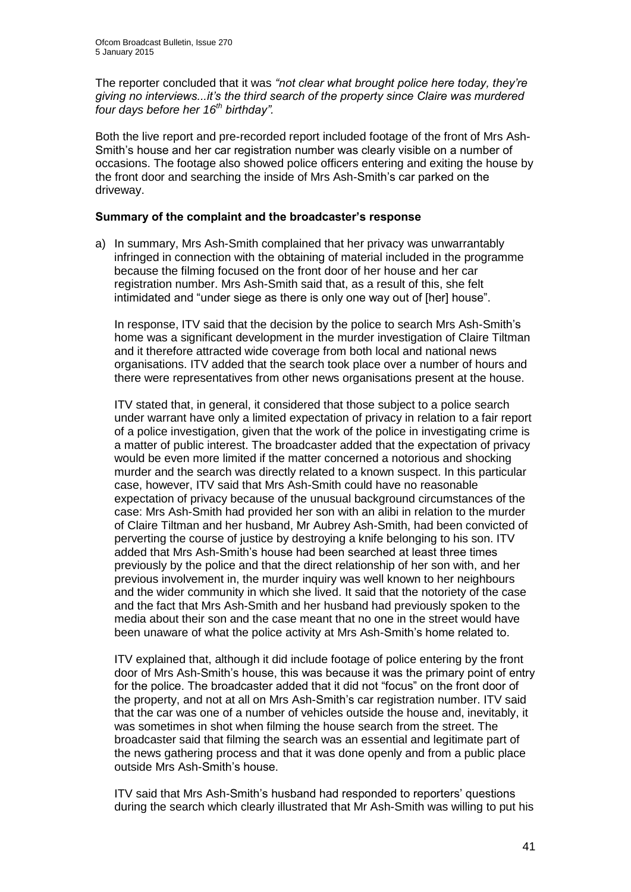The reporter concluded that it was *"not clear what brought police here today, they're giving no interviews...it's the third search of the property since Claire was murdered four days before her 16th birthday".*

Both the live report and pre-recorded report included footage of the front of Mrs Ash-Smith's house and her car registration number was clearly visible on a number of occasions. The footage also showed police officers entering and exiting the house by the front door and searching the inside of Mrs Ash-Smith's car parked on the driveway.

**Summary of the complaint and the broadcaster's response**

a) In summary, Mrs Ash-Smith complained that her privacy was unwarrantably infringed in connection with the obtaining of material included in the programme because the filming focused on the front door of her house and her car registration number. Mrs Ash-Smith said that, as a result of this, she felt intimidated and "under siege as there is only one way out of [her] house".

In response, ITV said that the decision by the police to search Mrs Ash-Smith's home was a significant development in the murder investigation of Claire Tiltman and it therefore attracted wide coverage from both local and national news organisations. ITV added that the search took place over a number of hours and there were representatives from other news organisations present at the house.

ITV stated that, in general, it considered that those subject to a police search under warrant have only a limited expectation of privacy in relation to a fair report of a police investigation, given that the work of the police in investigating crime is a matter of public interest. The broadcaster added that the expectation of privacy would be even more limited if the matter concerned a notorious and shocking murder and the search was directly related to a known suspect. In this particular case, however, ITV said that Mrs Ash-Smith could have no reasonable expectation of privacy because of the unusual background circumstances of the case: Mrs Ash-Smith had provided her son with an alibi in relation to the murder of Claire Tiltman and her husband, Mr Aubrey Ash-Smith, had been convicted of perverting the course of justice by destroying a knife belonging to his son. ITV added that Mrs Ash-Smith's house had been searched at least three times previously by the police and that the direct relationship of her son with, and her previous involvement in, the murder inquiry was well known to her neighbours and the wider community in which she lived. It said that the notoriety of the case and the fact that Mrs Ash-Smith and her husband had previously spoken to the media about their son and the case meant that no one in the street would have been unaware of what the police activity at Mrs Ash-Smith's home related to.

ITV explained that, although it did include footage of police entering by the front door of Mrs Ash-Smith's house, this was because it was the primary point of entry for the police. The broadcaster added that it did not "focus" on the front door of the property, and not at all on Mrs Ash-Smith's car registration number. ITV said that the car was one of a number of vehicles outside the house and, inevitably, it was sometimes in shot when filming the house search from the street. The broadcaster said that filming the search was an essential and legitimate part of the news gathering process and that it was done openly and from a public place outside Mrs Ash-Smith's house.

ITV said that Mrs Ash-Smith's husband had responded to reporters' questions during the search which clearly illustrated that Mr Ash-Smith was willing to put his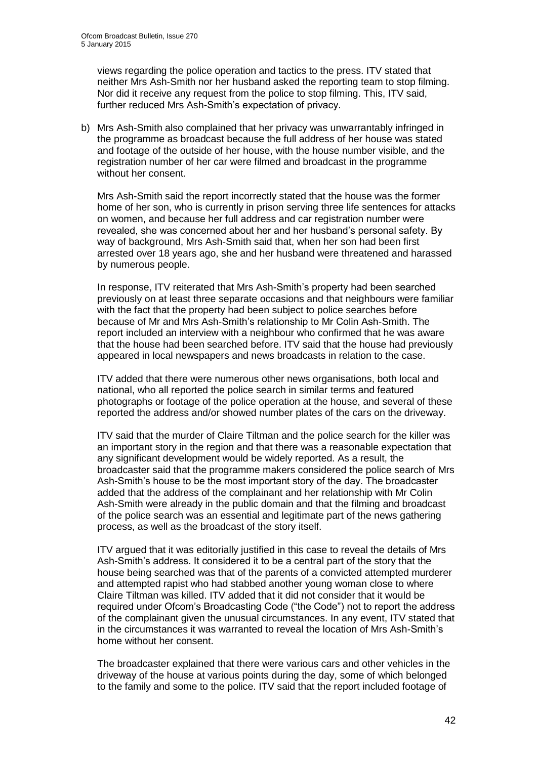views regarding the police operation and tactics to the press. ITV stated that neither Mrs Ash-Smith nor her husband asked the reporting team to stop filming. Nor did it receive any request from the police to stop filming. This, ITV said, further reduced Mrs Ash-Smith's expectation of privacy.

b) Mrs Ash-Smith also complained that her privacy was unwarrantably infringed in the programme as broadcast because the full address of her house was stated and footage of the outside of her house, with the house number visible, and the registration number of her car were filmed and broadcast in the programme without her consent.

   Mrs Ash-Smith said the report incorrectly stated that the house was the former home of her son, who is currently in prison serving three life sentences for attacks on women, and because her full address and car registration number were revealed, she was concerned about her and her husband's personal safety. By way of background, Mrs Ash-Smith said that, when her son had been first arrested over 18 years ago, she and her husband were threatened and harassed by numerous people.

   In response, ITV reiterated that Mrs Ash-Smith's property had been searched previously on at least three separate occasions and that neighbours were familiar with the fact that the property had been subject to police searches before because of Mr and Mrs Ash-Smith's relationship to Mr Colin Ash-Smith. The report included an interview with a neighbour who confirmed that he was aware that the house had been searched before. ITV said that the house had previously appeared in local newspapers and news broadcasts in relation to the case.

   ITV added that there were numerous other news organisations, both local and national, who all reported the police search in similar terms and featured photographs or footage of the police operation at the house, and several of these reported the address and/or showed number plates of the cars on the driveway.

   ITV said that the murder of Claire Tiltman and the police search for the killer was an important story in the region and that there was a reasonable expectation that any significant development would be widely reported. As a result, the broadcaster said that the programme makers considered the police search of Mrs Ash-Smith's house to be the most important story of the day. The broadcaster added that the address of the complainant and her relationship with Mr Colin Ash-Smith were already in the public domain and that the filming and broadcast of the police search was an essential and legitimate part of the news gathering process, as well as the broadcast of the story itself.

   ITV argued that it was editorially justified in this case to reveal the details of Mrs Ash-Smith's address. It considered it to be a central part of the story that the house being searched was that of the parents of a convicted attempted murderer and attempted rapist who had stabbed another young woman close to where Claire Tiltman was killed. ITV added that it did not consider that it would be required under Ofcom's Broadcasting Code ("the Code") not to report the address of the complainant given the unusual circumstances. In any event, ITV stated that in the circumstances it was warranted to reveal the location of Mrs Ash-Smith's home without her consent.

   The broadcaster explained that there were various cars and other vehicles in the driveway of the house at various points during the day, some of which belonged to the family and some to the police. ITV said that the report included footage of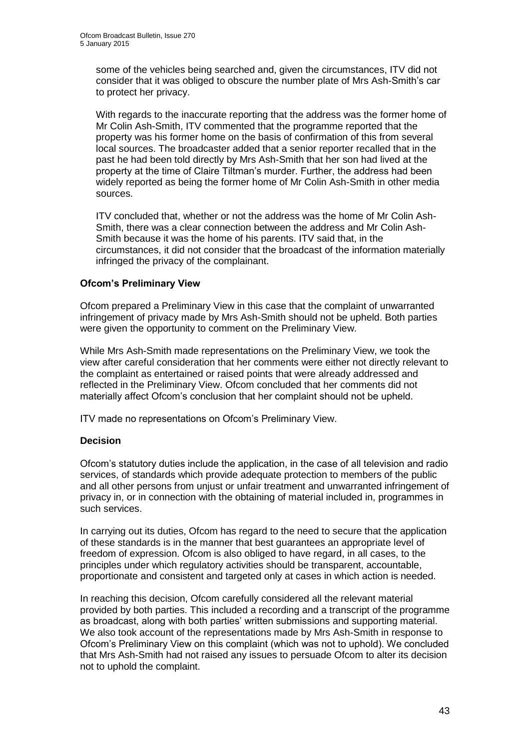some of the vehicles being searched and, given the circumstances, ITV did not consider that it was obliged to obscure the number plate of Mrs Ash-Smith's car to protect her privacy.

With regards to the inaccurate reporting that the address was the former home of Mr Colin Ash-Smith, ITV commented that the programme reported that the property was his former home on the basis of confirmation of this from several local sources. The broadcaster added that a senior reporter recalled that in the past he had been told directly by Mrs Ash-Smith that her son had lived at the property at the time of Claire Tiltman's murder. Further, the address had been widely reported as being the former home of Mr Colin Ash-Smith in other media sources.

ITV concluded that, whether or not the address was the home of Mr Colin Ash-Smith, there was a clear connection between the address and Mr Colin Ash-Smith because it was the home of his parents. ITV said that, in the circumstances, it did not consider that the broadcast of the information materially infringed the privacy of the complainant.

**Ofcom's Preliminary View**

Ofcom prepared a Preliminary View in this case that the complaint of unwarranted infringement of privacy made by Mrs Ash-Smith should not be upheld. Both parties were given the opportunity to comment on the Preliminary View.

While Mrs Ash-Smith made representations on the Preliminary View, we took the view after careful consideration that her comments were either not directly relevant to the complaint as entertained or raised points that were already addressed and reflected in the Preliminary View. Ofcom concluded that her comments did not materially affect Ofcom's conclusion that her complaint should not be upheld.

ITV made no representations on Ofcom's Preliminary View.

**Decision**

Ofcom's statutory duties include the application, in the case of all television and radio services, of standards which provide adequate protection to members of the public and all other persons from unjust or unfair treatment and unwarranted infringement of privacy in, or in connection with the obtaining of material included in, programmes in such services.

In carrying out its duties, Ofcom has regard to the need to secure that the application of these standards is in the manner that best guarantees an appropriate level of freedom of expression. Ofcom is also obliged to have regard, in all cases, to the principles under which regulatory activities should be transparent, accountable, proportionate and consistent and targeted only at cases in which action is needed.

In reaching this decision, Ofcom carefully considered all the relevant material provided by both parties. This included a recording and a transcript of the programme as broadcast, along with both parties' written submissions and supporting material. We also took account of the representations made by Mrs Ash-Smith in response to Ofcom's Preliminary View on this complaint (which was not to uphold). We concluded that Mrs Ash-Smith had not raised any issues to persuade Ofcom to alter its decision not to uphold the complaint.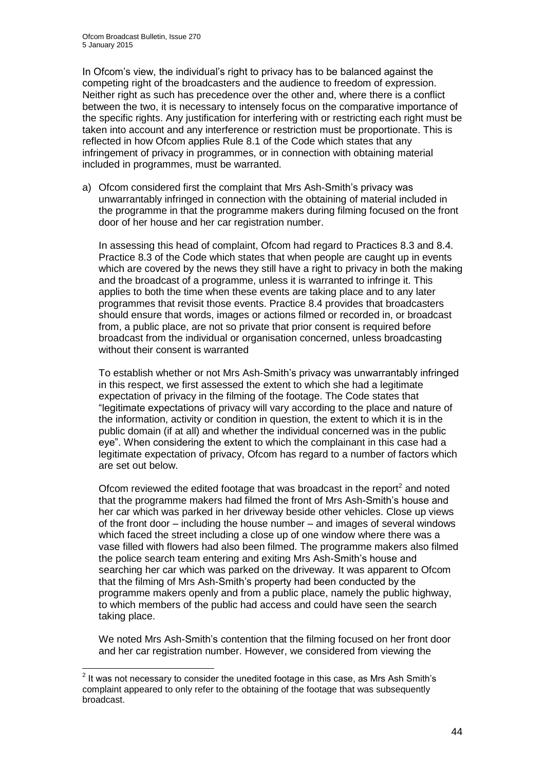In Ofcom's view, the individual's right to privacy has to be balanced against the competing right of the broadcasters and the audience to freedom of expression. Neither right as such has precedence over the other and, where there is a conflict between the two, it is necessary to intensely focus on the comparative importance of the specific rights. Any justification for interfering with or restricting each right must be taken into account and any interference or restriction must be proportionate. This is reflected in how Ofcom applies Rule 8.1 of the Code which states that any infringement of privacy in programmes, or in connection with obtaining material included in programmes, must be warranted.

a) Ofcom considered first the complaint that Mrs Ash-Smith's privacy was unwarrantably infringed in connection with the obtaining of material included in the programme in that the programme makers during filming focused on the front door of her house and her car registration number.

   In assessing this head of complaint, Ofcom had regard to Practices 8.3 and 8.4. Practice 8.3 of the Code which states that when people are caught up in events which are covered by the news they still have a right to privacy in both the making and the broadcast of a programme, unless it is warranted to infringe it. This applies to both the time when these events are taking place and to any later programmes that revisit those events. Practice 8.4 provides that broadcasters should ensure that words, images or actions filmed or recorded in, or broadcast from, a public place, are not so private that prior consent is required before broadcast from the individual or organisation concerned, unless broadcasting without their consent is warranted

   To establish whether or not Mrs Ash-Smith's privacy was unwarrantably infringed in this respect, we first assessed the extent to which she had a legitimate expectation of privacy in the filming of the footage. The Code states that "legitimate expectations of privacy will vary according to the place and nature of the information, activity or condition in question, the extent to which it is in the public domain (if at all) and whether the individual concerned was in the public eye". When considering the extent to which the complainant in this case had a legitimate expectation of privacy, Ofcom has regard to a number of factors which are set out below.

   Ofcom reviewed the edited footage that was broadcast in the report[2] and noted that the programme makers had filmed the front of Mrs Ash-Smith's house and her car which was parked in her driveway beside other vehicles. Close up views of the front door – including the house number – and images of several windows which faced the street including a close up of one window where there was a vase filled with flowers had also been filmed. The programme makers also filmed the police search team entering and exiting Mrs Ash-Smith's house and searching her car which was parked on the driveway. It was apparent to Ofcom that the filming of Mrs Ash-Smith's property had been conducted by the programme makers openly and from a public place, namely the public highway, to which members of the public had access and could have seen the search taking place.

   We noted Mrs Ash-Smith's contention that the filming focused on her front door and her car registration number. However, we considered from viewing the

---

[2] It was not necessary to consider the unedited footage in this case, as Mrs Ash Smith's complaint appeared to only refer to the obtaining of the footage that was subsequently broadcast.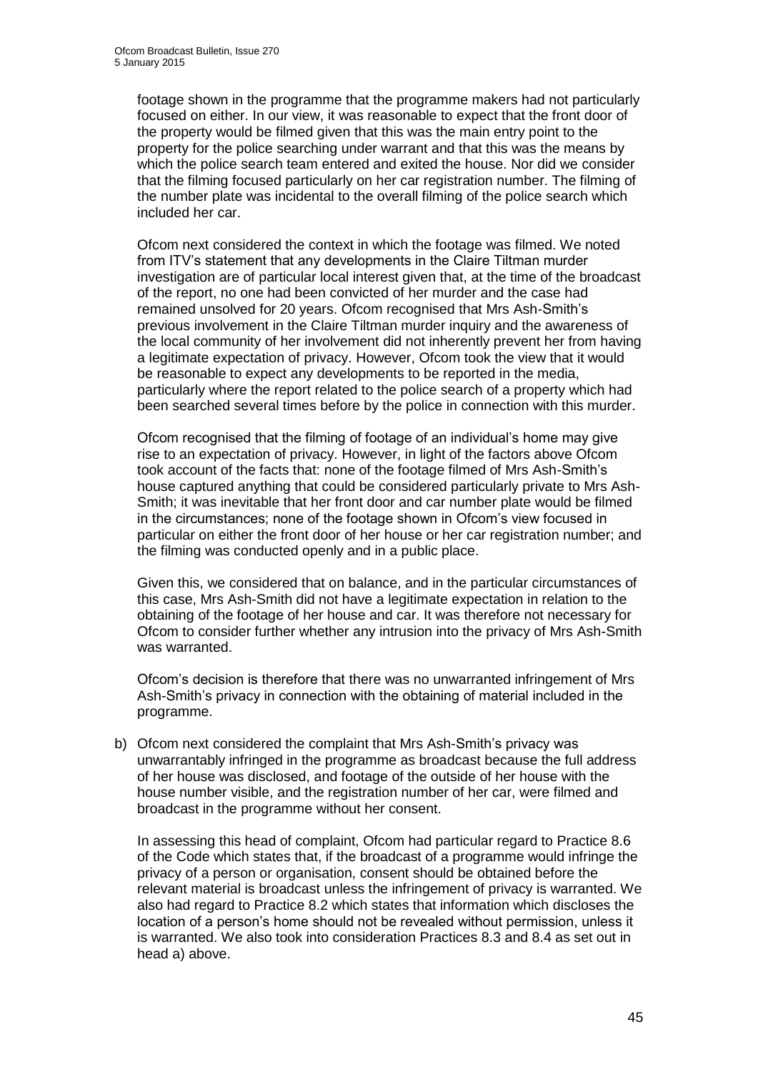footage shown in the programme that the programme makers had not particularly focused on either. In our view, it was reasonable to expect that the front door of the property would be filmed given that this was the main entry point to the property for the police searching under warrant and that this was the means by which the police search team entered and exited the house. Nor did we consider that the filming focused particularly on her car registration number. The filming of the number plate was incidental to the overall filming of the police search which included her car.

Ofcom next considered the context in which the footage was filmed. We noted from ITV's statement that any developments in the Claire Tiltman murder investigation are of particular local interest given that, at the time of the broadcast of the report, no one had been convicted of her murder and the case had remained unsolved for 20 years. Ofcom recognised that Mrs Ash-Smith's previous involvement in the Claire Tiltman murder inquiry and the awareness of the local community of her involvement did not inherently prevent her from having a legitimate expectation of privacy. However, Ofcom took the view that it would be reasonable to expect any developments to be reported in the media, particularly where the report related to the police search of a property which had been searched several times before by the police in connection with this murder.

Ofcom recognised that the filming of footage of an individual's home may give rise to an expectation of privacy. However, in light of the factors above Ofcom took account of the facts that: none of the footage filmed of Mrs Ash-Smith's house captured anything that could be considered particularly private to Mrs Ash-Smith; it was inevitable that her front door and car number plate would be filmed in the circumstances; none of the footage shown in Ofcom's view focused in particular on either the front door of her house or her car registration number; and the filming was conducted openly and in a public place.

Given this, we considered that on balance, and in the particular circumstances of this case, Mrs Ash-Smith did not have a legitimate expectation in relation to the obtaining of the footage of her house and car. It was therefore not necessary for Ofcom to consider further whether any intrusion into the privacy of Mrs Ash-Smith was warranted.

Ofcom's decision is therefore that there was no unwarranted infringement of Mrs Ash-Smith's privacy in connection with the obtaining of material included in the programme.

b) Ofcom next considered the complaint that Mrs Ash-Smith's privacy was unwarrantably infringed in the programme as broadcast because the full address of her house was disclosed, and footage of the outside of her house with the house number visible, and the registration number of her car, were filmed and broadcast in the programme without her consent.

   In assessing this head of complaint, Ofcom had particular regard to Practice 8.6 of the Code which states that, if the broadcast of a programme would infringe the privacy of a person or organisation, consent should be obtained before the relevant material is broadcast unless the infringement of privacy is warranted. We also had regard to Practice 8.2 which states that information which discloses the location of a person's home should not be revealed without permission, unless it is warranted. We also took into consideration Practices 8.3 and 8.4 as set out in head a) above.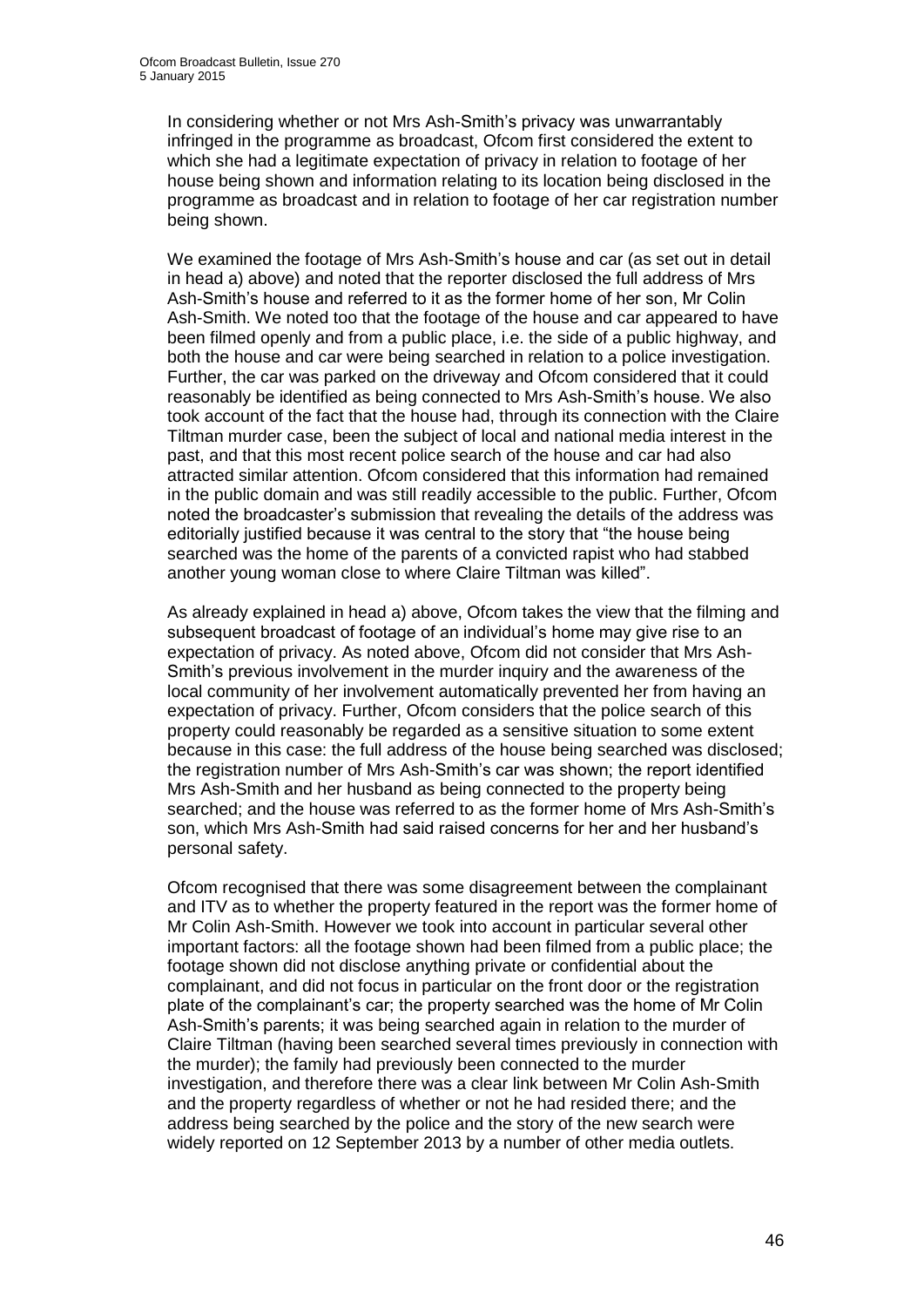In considering whether or not Mrs Ash-Smith's privacy was unwarrantably infringed in the programme as broadcast, Ofcom first considered the extent to which she had a legitimate expectation of privacy in relation to footage of her house being shown and information relating to its location being disclosed in the programme as broadcast and in relation to footage of her car registration number being shown.

We examined the footage of Mrs Ash-Smith's house and car (as set out in detail in head a) above) and noted that the reporter disclosed the full address of Mrs Ash-Smith's house and referred to it as the former home of her son, Mr Colin Ash-Smith. We noted too that the footage of the house and car appeared to have been filmed openly and from a public place, i.e. the side of a public highway, and both the house and car were being searched in relation to a police investigation. Further, the car was parked on the driveway and Ofcom considered that it could reasonably be identified as being connected to Mrs Ash-Smith's house. We also took account of the fact that the house had, through its connection with the Claire Tiltman murder case, been the subject of local and national media interest in the past, and that this most recent police search of the house and car had also attracted similar attention. Ofcom considered that this information had remained in the public domain and was still readily accessible to the public. Further, Ofcom noted the broadcaster's submission that revealing the details of the address was editorially justified because it was central to the story that "the house being searched was the home of the parents of a convicted rapist who had stabbed another young woman close to where Claire Tiltman was killed".

As already explained in head a) above, Ofcom takes the view that the filming and subsequent broadcast of footage of an individual's home may give rise to an expectation of privacy. As noted above, Ofcom did not consider that Mrs Ash-Smith's previous involvement in the murder inquiry and the awareness of the local community of her involvement automatically prevented her from having an expectation of privacy. Further, Ofcom considers that the police search of this property could reasonably be regarded as a sensitive situation to some extent because in this case: the full address of the house being searched was disclosed; the registration number of Mrs Ash-Smith's car was shown; the report identified Mrs Ash-Smith and her husband as being connected to the property being searched; and the house was referred to as the former home of Mrs Ash-Smith's son, which Mrs Ash-Smith had said raised concerns for her and her husband's personal safety.

Ofcom recognised that there was some disagreement between the complainant and ITV as to whether the property featured in the report was the former home of Mr Colin Ash-Smith. However we took into account in particular several other important factors: all the footage shown had been filmed from a public place; the footage shown did not disclose anything private or confidential about the complainant, and did not focus in particular on the front door or the registration plate of the complainant's car; the property searched was the home of Mr Colin Ash-Smith's parents; it was being searched again in relation to the murder of Claire Tiltman (having been searched several times previously in connection with the murder); the family had previously been connected to the murder investigation, and therefore there was a clear link between Mr Colin Ash-Smith and the property regardless of whether or not he had resided there; and the address being searched by the police and the story of the new search were widely reported on 12 September 2013 by a number of other media outlets.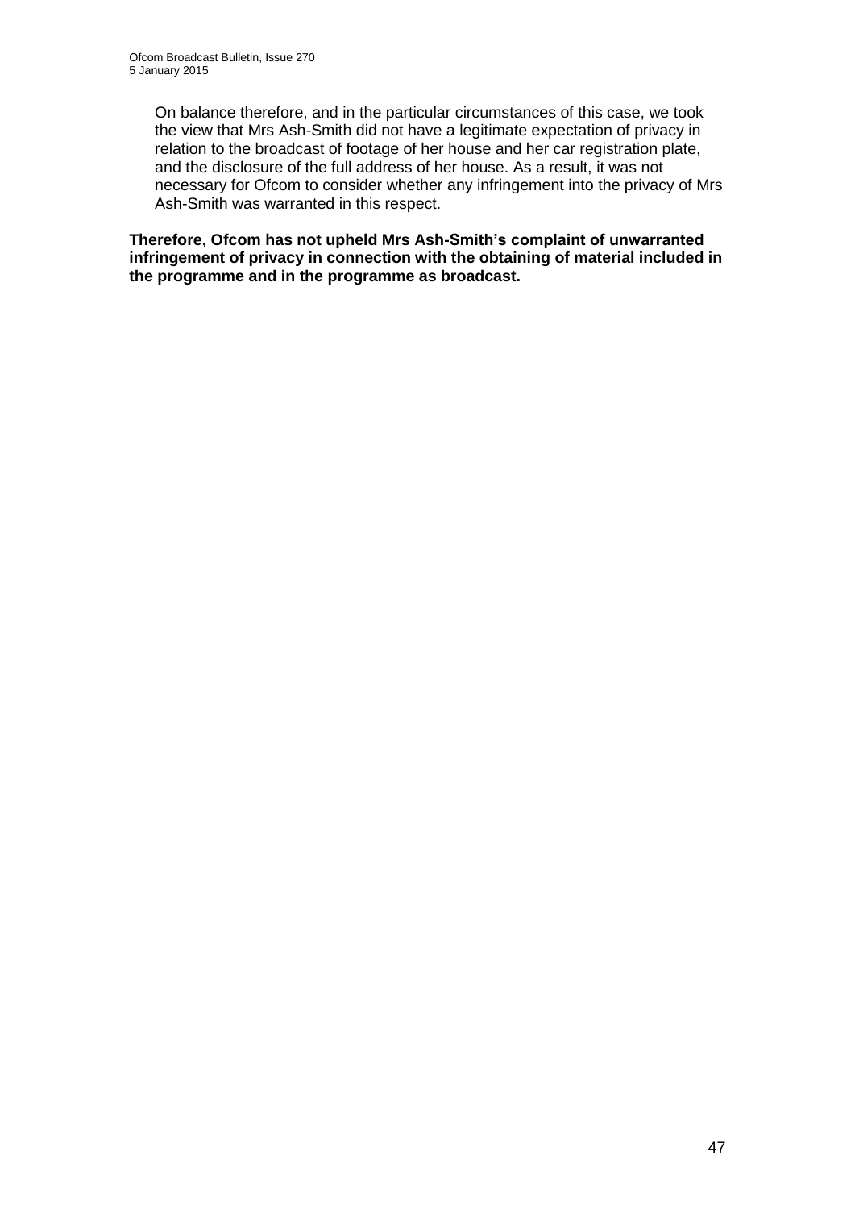On balance therefore, and in the particular circumstances of this case, we took the view that Mrs Ash-Smith did not have a legitimate expectation of privacy in relation to the broadcast of footage of her house and her car registration plate, and the disclosure of the full address of her house. As a result, it was not necessary for Ofcom to consider whether any infringement into the privacy of Mrs Ash-Smith was warranted in this respect.

**Therefore, Ofcom has not upheld Mrs Ash-Smith's complaint of unwarranted infringement of privacy in connection with the obtaining of material included in the programme and in the programme as broadcast.**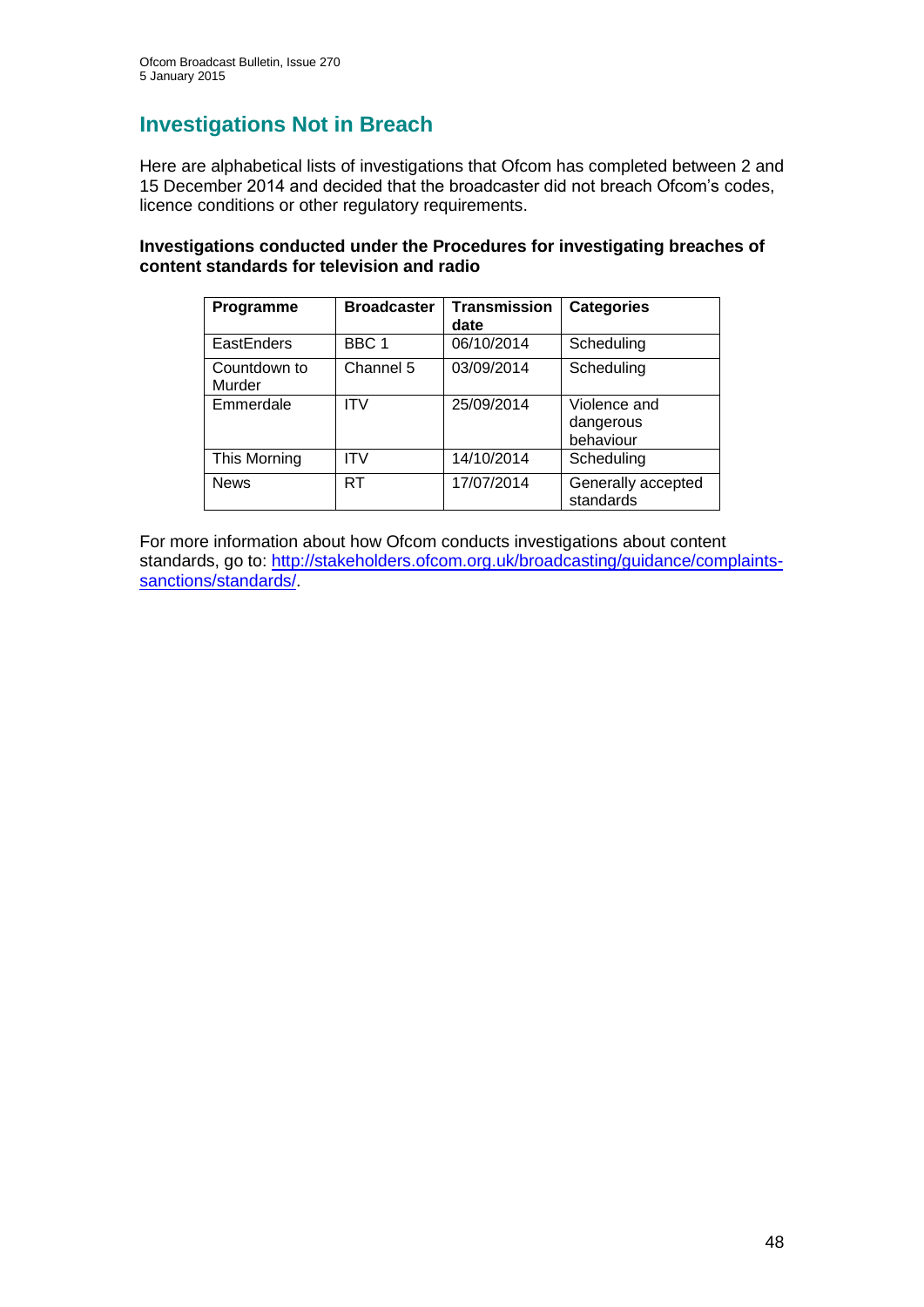# Investigations Not in Breach

Here are alphabetical lists of investigations that Ofcom has completed between 2 and 15 December 2014 and decided that the broadcaster did not breach Ofcom's codes, licence conditions or other regulatory requirements.

**Investigations conducted under the Procedures for investigating breaches of content standards for television and radio**

| Programme | Broadcaster | Transmission date | Categories |
|---|---|---|---|
| EastEnders | BBC 1 | 06/10/2014 | Scheduling |
| Countdown to Murder | Channel 5 | 03/09/2014 | Scheduling |
| Emmerdale | ITV | 25/09/2014 | Violence and dangerous behaviour |
| This Morning | ITV | 14/10/2014 | Scheduling |
| News | RT | 17/07/2014 | Generally accepted standards |

For more information about how Ofcom conducts investigations about content standards, go to: [http://stakeholders.ofcom.org.uk/broadcasting/guidance/complaints-sanctions/standards/](http://stakeholders.ofcom.org.uk/broadcasting/guidance/complaints-sanctions/standards/).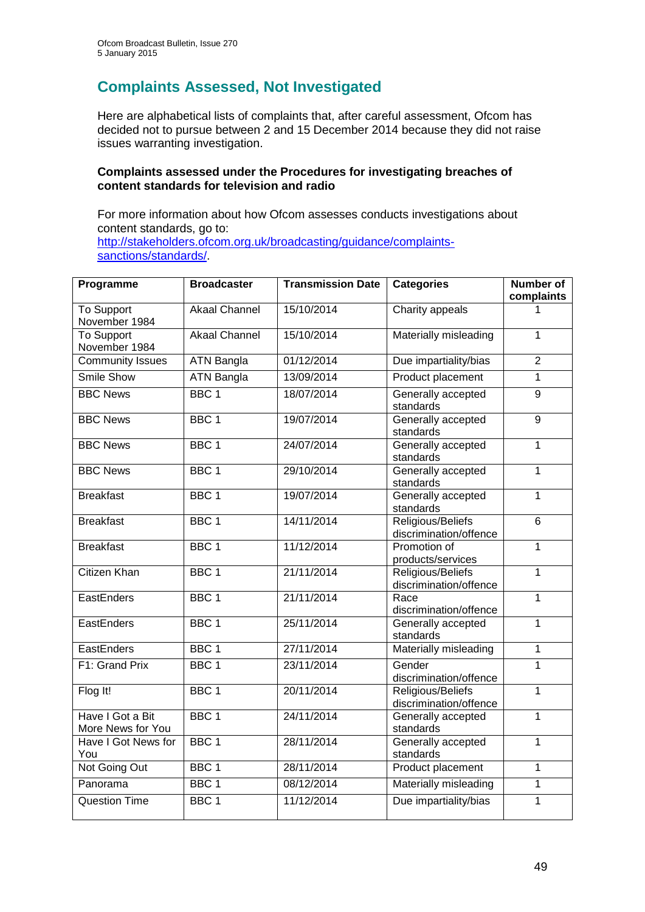## Complaints Assessed, Not Investigated

Here are alphabetical lists of complaints that, after careful assessment, Ofcom has decided not to pursue between 2 and 15 December 2014 because they did not raise issues warranting investigation.

### Complaints assessed under the Procedures for investigating breaches of content standards for television and radio

For more information about how Ofcom assesses conducts investigations about content standards, go to: [http://stakeholders.ofcom.org.uk/broadcasting/guidance/complaints-sanctions/standards/](http://stakeholders.ofcom.org.uk/broadcasting/guidance/complaints-sanctions/standards/).

| Programme | Broadcaster | Transmission Date | Categories | Number of complaints |
|---|---|---|---|---|
| To Support November 1984 | Akaal Channel | 15/10/2014 | Charity appeals | 1 |
| To Support November 1984 | Akaal Channel | 15/10/2014 | Materially misleading | 1 |
| Community Issues | ATN Bangla | 01/12/2014 | Due impartiality/bias | 2 |
| Smile Show | ATN Bangla | 13/09/2014 | Product placement | 1 |
| BBC News | BBC 1 | 18/07/2014 | Generally accepted standards | 9 |
| BBC News | BBC 1 | 19/07/2014 | Generally accepted standards | 9 |
| BBC News | BBC 1 | 24/07/2014 | Generally accepted standards | 1 |
| BBC News | BBC 1 | 29/10/2014 | Generally accepted standards | 1 |
| Breakfast | BBC 1 | 19/07/2014 | Generally accepted standards | 1 |
| Breakfast | BBC 1 | 14/11/2014 | Religious/Beliefs discrimination/offence | 6 |
| Breakfast | BBC 1 | 11/12/2014 | Promotion of products/services | 1 |
| Citizen Khan | BBC 1 | 21/11/2014 | Religious/Beliefs discrimination/offence | 1 |
| EastEnders | BBC 1 | 21/11/2014 | Race discrimination/offence | 1 |
| EastEnders | BBC 1 | 25/11/2014 | Generally accepted standards | 1 |
| EastEnders | BBC 1 | 27/11/2014 | Materially misleading | 1 |
| F1: Grand Prix | BBC 1 | 23/11/2014 | Gender discrimination/offence | 1 |
| Flog It! | BBC 1 | 20/11/2014 | Religious/Beliefs discrimination/offence | 1 |
| Have I Got a Bit More News for You | BBC 1 | 24/11/2014 | Generally accepted standards | 1 |
| Have I Got News for You | BBC 1 | 28/11/2014 | Generally accepted standards | 1 |
| Not Going Out | BBC 1 | 28/11/2014 | Product placement | 1 |
| Panorama | BBC 1 | 08/12/2014 | Materially misleading | 1 |
| Question Time | BBC 1 | 11/12/2014 | Due impartiality/bias | 1 |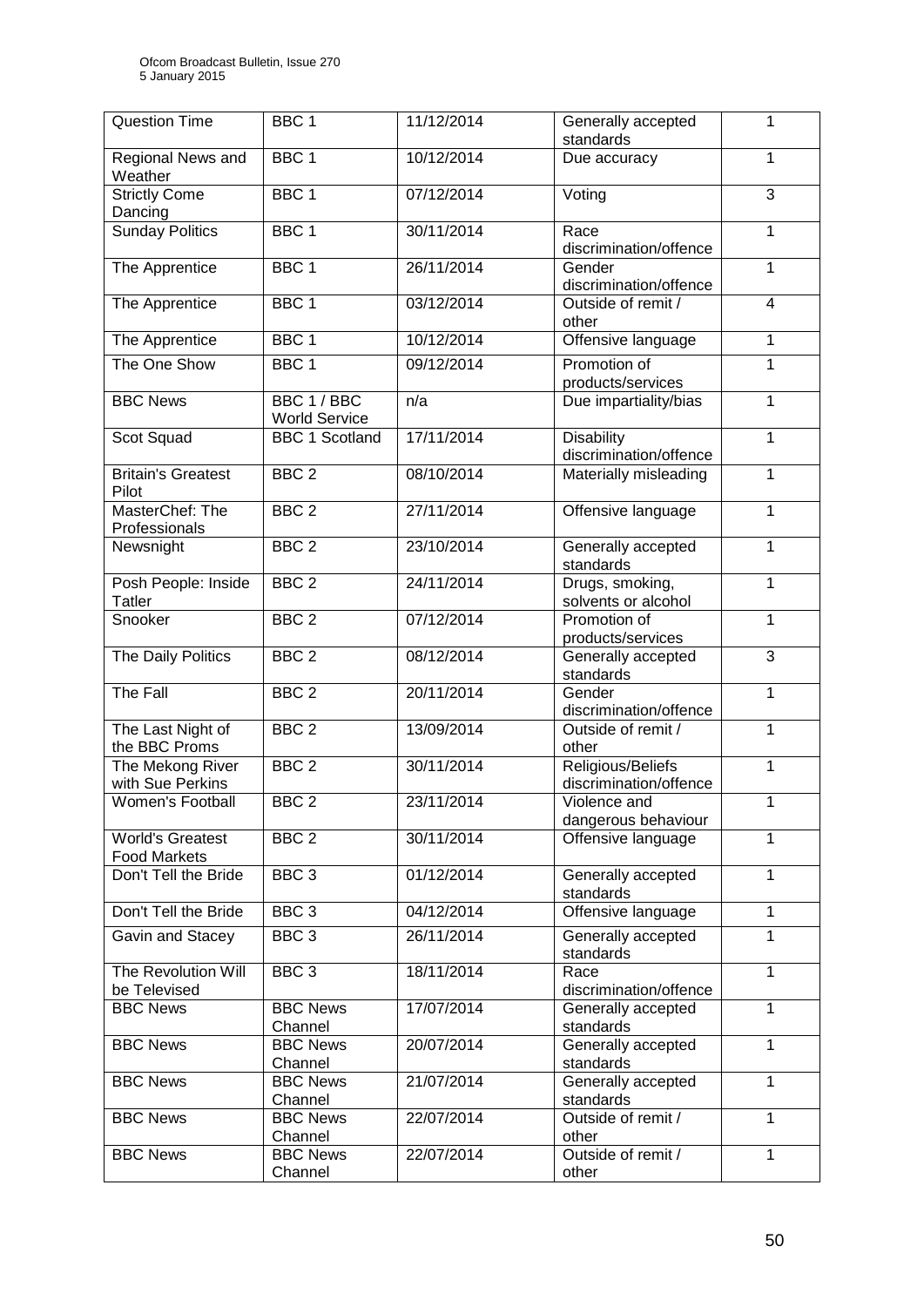| Question Time | BBC 1 | 11/12/2014 | Generally accepted standards | 1 |
|---|---|---|---|---|
| Regional News and Weather | BBC 1 | 10/12/2014 | Due accuracy | 1 |
| Strictly Come Dancing | BBC 1 | 07/12/2014 | Voting | 3 |
| Sunday Politics | BBC 1 | 30/11/2014 | Race discrimination/offence | 1 |
| The Apprentice | BBC 1 | 26/11/2014 | Gender discrimination/offence | 1 |
| The Apprentice | BBC 1 | 03/12/2014 | Outside of remit / other | 4 |
| The Apprentice | BBC 1 | 10/12/2014 | Offensive language | 1 |
| The One Show | BBC 1 | 09/12/2014 | Promotion of products/services | 1 |
| BBC News | BBC 1 / BBC World Service | n/a | Due impartiality/bias | 1 |
| Scot Squad | BBC 1 Scotland | 17/11/2014 | Disability discrimination/offence | 1 |
| Britain's Greatest Pilot | BBC 2 | 08/10/2014 | Materially misleading | 1 |
| MasterChef: The Professionals | BBC 2 | 27/11/2014 | Offensive language | 1 |
| Newsnight | BBC 2 | 23/10/2014 | Generally accepted standards | 1 |
| Posh People: Inside Tatler | BBC 2 | 24/11/2014 | Drugs, smoking, solvents or alcohol | 1 |
| Snooker | BBC 2 | 07/12/2014 | Promotion of products/services | 1 |
| The Daily Politics | BBC 2 | 08/12/2014 | Generally accepted standards | 3 |
| The Fall | BBC 2 | 20/11/2014 | Gender discrimination/offence | 1 |
| The Last Night of the BBC Proms | BBC 2 | 13/09/2014 | Outside of remit / other | 1 |
| The Mekong River with Sue Perkins | BBC 2 | 30/11/2014 | Religious/Beliefs discrimination/offence | 1 |
| Women's Football | BBC 2 | 23/11/2014 | Violence and dangerous behaviour | 1 |
| World's Greatest Food Markets | BBC 2 | 30/11/2014 | Offensive language | 1 |
| Don't Tell the Bride | BBC 3 | 01/12/2014 | Generally accepted standards | 1 |
| Don't Tell the Bride | BBC 3 | 04/12/2014 | Offensive language | 1 |
| Gavin and Stacey | BBC 3 | 26/11/2014 | Generally accepted standards | 1 |
| The Revolution Will be Televised | BBC 3 | 18/11/2014 | Race discrimination/offence | 1 |
| BBC News | BBC News Channel | 17/07/2014 | Generally accepted standards | 1 |
| BBC News | BBC News Channel | 20/07/2014 | Generally accepted standards | 1 |
| BBC News | BBC News Channel | 21/07/2014 | Generally accepted standards | 1 |
| BBC News | BBC News Channel | 22/07/2014 | Outside of remit / other | 1 |
| BBC News | BBC News Channel | 22/07/2014 | Outside of remit / other | 1 |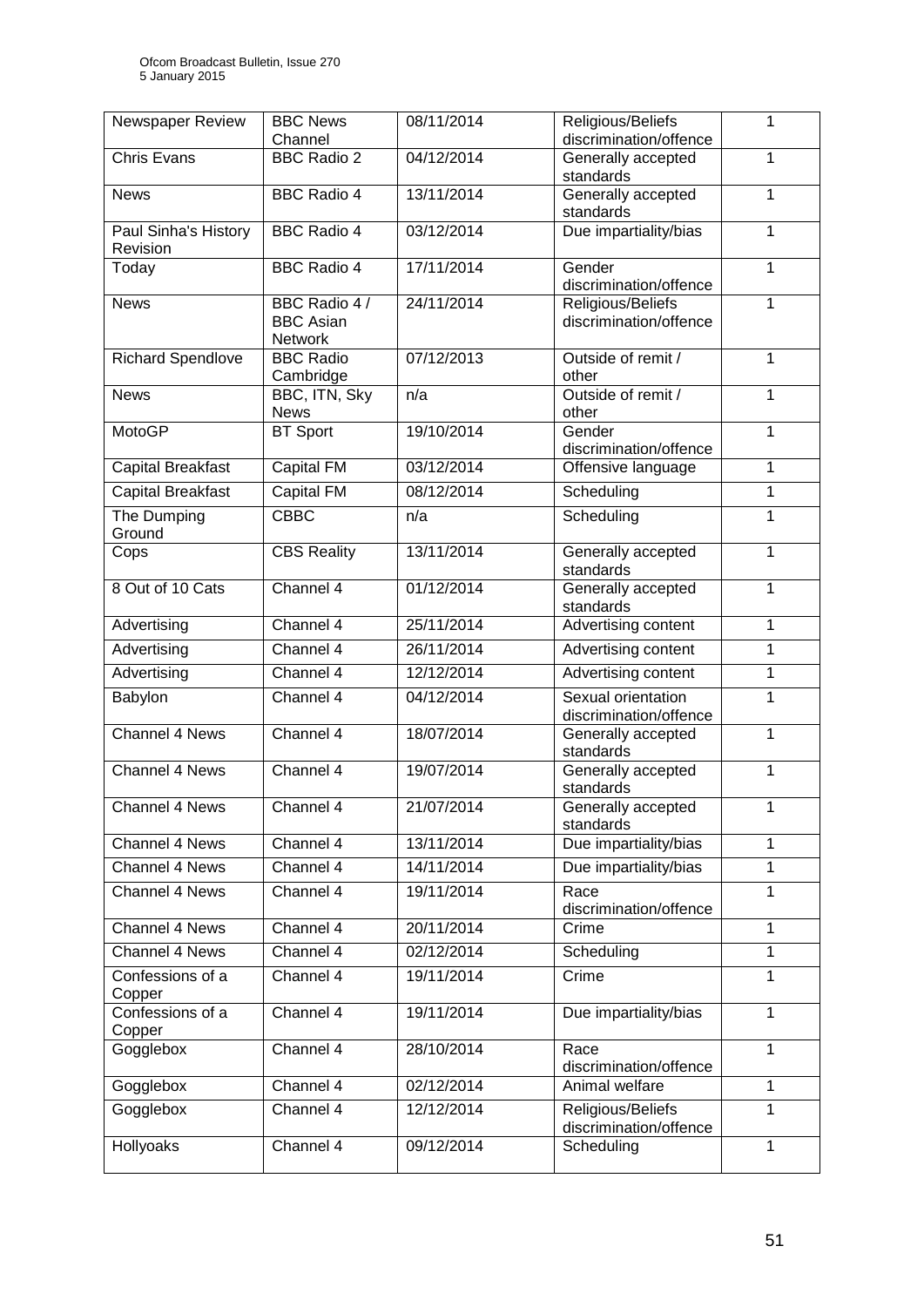| Newspaper Review | BBC News Channel | 08/11/2014 | Religious/Beliefs discrimination/offence | 1 |
|---|---|---|---|---|
| Chris Evans | BBC Radio 2 | 04/12/2014 | Generally accepted standards | 1 |
| News | BBC Radio 4 | 13/11/2014 | Generally accepted standards | 1 |
| Paul Sinha's History Revision | BBC Radio 4 | 03/12/2014 | Due impartiality/bias | 1 |
| Today | BBC Radio 4 | 17/11/2014 | Gender discrimination/offence | 1 |
| News | BBC Radio 4 / BBC Asian Network | 24/11/2014 | Religious/Beliefs discrimination/offence | 1 |
| Richard Spendlove | BBC Radio Cambridge | 07/12/2013 | Outside of remit / other | 1 |
| News | BBC, ITN, Sky News | n/a | Outside of remit / other | 1 |
| MotoGP | BT Sport | 19/10/2014 | Gender discrimination/offence | 1 |
| Capital Breakfast | Capital FM | 03/12/2014 | Offensive language | 1 |
| Capital Breakfast | Capital FM | 08/12/2014 | Scheduling | 1 |
| The Dumping Ground | CBBC | n/a | Scheduling | 1 |
| Cops | CBS Reality | 13/11/2014 | Generally accepted standards | 1 |
| 8 Out of 10 Cats | Channel 4 | 01/12/2014 | Generally accepted standards | 1 |
| Advertising | Channel 4 | 25/11/2014 | Advertising content | 1 |
| Advertising | Channel 4 | 26/11/2014 | Advertising content | 1 |
| Advertising | Channel 4 | 12/12/2014 | Advertising content | 1 |
| Babylon | Channel 4 | 04/12/2014 | Sexual orientation discrimination/offence | 1 |
| Channel 4 News | Channel 4 | 18/07/2014 | Generally accepted standards | 1 |
| Channel 4 News | Channel 4 | 19/07/2014 | Generally accepted standards | 1 |
| Channel 4 News | Channel 4 | 21/07/2014 | Generally accepted standards | 1 |
| Channel 4 News | Channel 4 | 13/11/2014 | Due impartiality/bias | 1 |
| Channel 4 News | Channel 4 | 14/11/2014 | Due impartiality/bias | 1 |
| Channel 4 News | Channel 4 | 19/11/2014 | Race discrimination/offence | 1 |
| Channel 4 News | Channel 4 | 20/11/2014 | Crime | 1 |
| Channel 4 News | Channel 4 | 02/12/2014 | Scheduling | 1 |
| Confessions of a Copper | Channel 4 | 19/11/2014 | Crime | 1 |
| Confessions of a Copper | Channel 4 | 19/11/2014 | Due impartiality/bias | 1 |
| Gogglebox | Channel 4 | 28/10/2014 | Race discrimination/offence | 1 |
| Gogglebox | Channel 4 | 02/12/2014 | Animal welfare | 1 |
| Gogglebox | Channel 4 | 12/12/2014 | Religious/Beliefs discrimination/offence | 1 |
| Hollyoaks | Channel 4 | 09/12/2014 | Scheduling | 1 |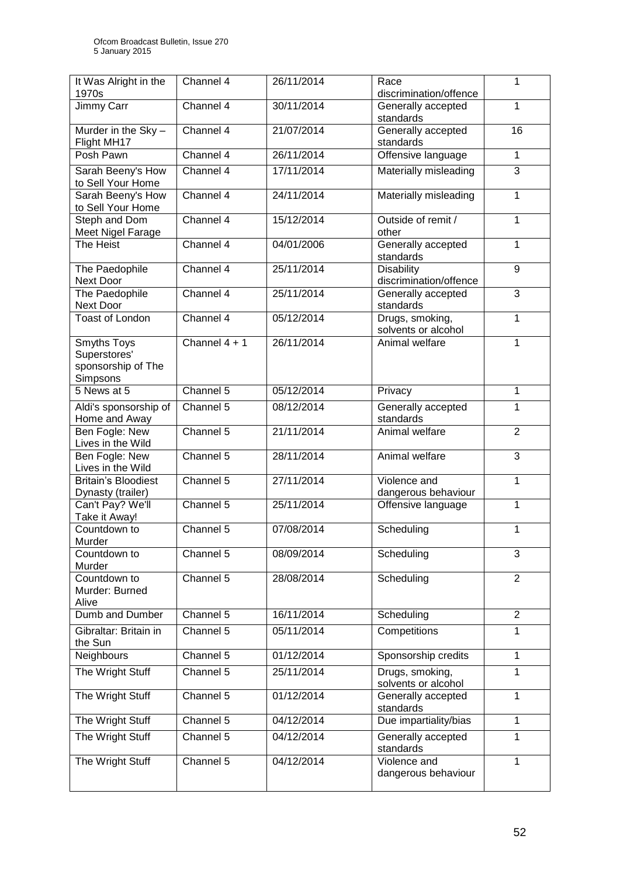| It Was Alright in the 1970s | Channel 4 | 26/11/2014 | Race discrimination/offence | 1 |
|---|---|---|---|---|
| Jimmy Carr | Channel 4 | 30/11/2014 | Generally accepted standards | 1 |
| Murder in the Sky – Flight MH17 | Channel 4 | 21/07/2014 | Generally accepted standards | 16 |
| Posh Pawn | Channel 4 | 26/11/2014 | Offensive language | 1 |
| Sarah Beeny's How to Sell Your Home | Channel 4 | 17/11/2014 | Materially misleading | 3 |
| Sarah Beeny's How to Sell Your Home | Channel 4 | 24/11/2014 | Materially misleading | 1 |
| Steph and Dom Meet Nigel Farage | Channel 4 | 15/12/2014 | Outside of remit / other | 1 |
| The Heist | Channel 4 | 04/01/2006 | Generally accepted standards | 1 |
| The Paedophile Next Door | Channel 4 | 25/11/2014 | Disability discrimination/offence | 9 |
| The Paedophile Next Door | Channel 4 | 25/11/2014 | Generally accepted standards | 3 |
| Toast of London | Channel 4 | 05/12/2014 | Drugs, smoking, solvents or alcohol | 1 |
| Smyths Toys Superstores' sponsorship of The Simpsons | Channel 4 + 1 | 26/11/2014 | Animal welfare | 1 |
| 5 News at 5 | Channel 5 | 05/12/2014 | Privacy | 1 |
| Aldi's sponsorship of Home and Away | Channel 5 | 08/12/2014 | Generally accepted standards | 1 |
| Ben Fogle: New Lives in the Wild | Channel 5 | 21/11/2014 | Animal welfare | 2 |
| Ben Fogle: New Lives in the Wild | Channel 5 | 28/11/2014 | Animal welfare | 3 |
| Britain's Bloodiest Dynasty (trailer) | Channel 5 | 27/11/2014 | Violence and dangerous behaviour | 1 |
| Can't Pay? We'll Take it Away! | Channel 5 | 25/11/2014 | Offensive language | 1 |
| Countdown to Murder | Channel 5 | 07/08/2014 | Scheduling | 1 |
| Countdown to Murder | Channel 5 | 08/09/2014 | Scheduling | 3 |
| Countdown to Murder: Burned Alive | Channel 5 | 28/08/2014 | Scheduling | 2 |
| Dumb and Dumber | Channel 5 | 16/11/2014 | Scheduling | 2 |
| Gibraltar: Britain in the Sun | Channel 5 | 05/11/2014 | Competitions | 1 |
| Neighbours | Channel 5 | 01/12/2014 | Sponsorship credits | 1 |
| The Wright Stuff | Channel 5 | 25/11/2014 | Drugs, smoking, solvents or alcohol | 1 |
| The Wright Stuff | Channel 5 | 01/12/2014 | Generally accepted standards | 1 |
| The Wright Stuff | Channel 5 | 04/12/2014 | Due impartiality/bias | 1 |
| The Wright Stuff | Channel 5 | 04/12/2014 | Generally accepted standards | 1 |
| The Wright Stuff | Channel 5 | 04/12/2014 | Violence and dangerous behaviour | 1 |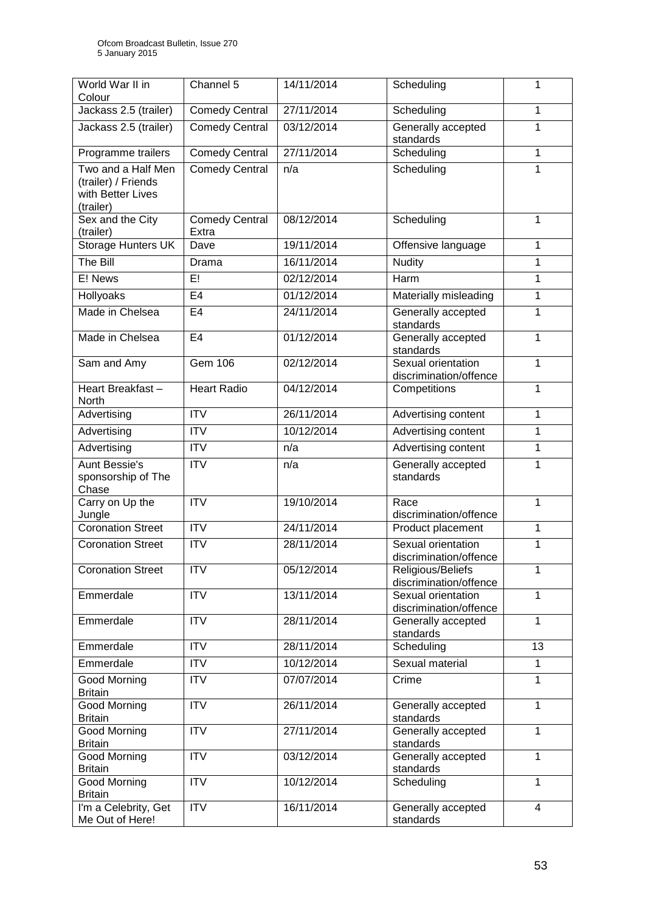| World War II in Colour | Channel 5 | 14/11/2014 | Scheduling | 1 |
|---|---|---|---|---|
| Jackass 2.5 (trailer) | Comedy Central | 27/11/2014 | Scheduling | 1 |
| Jackass 2.5 (trailer) | Comedy Central | 03/12/2014 | Generally accepted standards | 1 |
| Programme trailers | Comedy Central | 27/11/2014 | Scheduling | 1 |
| Two and a Half Men (trailer) / Friends with Better Lives (trailer) | Comedy Central | n/a | Scheduling | 1 |
| Sex and the City (trailer) | Comedy Central Extra | 08/12/2014 | Scheduling | 1 |
| Storage Hunters UK | Dave | 19/11/2014 | Offensive language | 1 |
| The Bill | Drama | 16/11/2014 | Nudity | 1 |
| E! News | E! | 02/12/2014 | Harm | 1 |
| Hollyoaks | E4 | 01/12/2014 | Materially misleading | 1 |
| Made in Chelsea | E4 | 24/11/2014 | Generally accepted standards | 1 |
| Made in Chelsea | E4 | 01/12/2014 | Generally accepted standards | 1 |
| Sam and Amy | Gem 106 | 02/12/2014 | Sexual orientation discrimination/offence | 1 |
| Heart Breakfast – North | Heart Radio | 04/12/2014 | Competitions | 1 |
| Advertising | ITV | 26/11/2014 | Advertising content | 1 |
| Advertising | ITV | 10/12/2014 | Advertising content | 1 |
| Advertising | ITV | n/a | Advertising content | 1 |
| Aunt Bessie's sponsorship of The Chase | ITV | n/a | Generally accepted standards | 1 |
| Carry on Up the Jungle | ITV | 19/10/2014 | Race discrimination/offence | 1 |
| Coronation Street | ITV | 24/11/2014 | Product placement | 1 |
| Coronation Street | ITV | 28/11/2014 | Sexual orientation discrimination/offence | 1 |
| Coronation Street | ITV | 05/12/2014 | Religious/Beliefs discrimination/offence | 1 |
| Emmerdale | ITV | 13/11/2014 | Sexual orientation discrimination/offence | 1 |
| Emmerdale | ITV | 28/11/2014 | Generally accepted standards | 1 |
| Emmerdale | ITV | 28/11/2014 | Scheduling | 13 |
| Emmerdale | ITV | 10/12/2014 | Sexual material | 1 |
| Good Morning Britain | ITV | 07/07/2014 | Crime | 1 |
| Good Morning Britain | ITV | 26/11/2014 | Generally accepted standards | 1 |
| Good Morning Britain | ITV | 27/11/2014 | Generally accepted standards | 1 |
| Good Morning Britain | ITV | 03/12/2014 | Generally accepted standards | 1 |
| Good Morning Britain | ITV | 10/12/2014 | Scheduling | 1 |
| I'm a Celebrity, Get Me Out of Here! | ITV | 16/11/2014 | Generally accepted standards | 4 |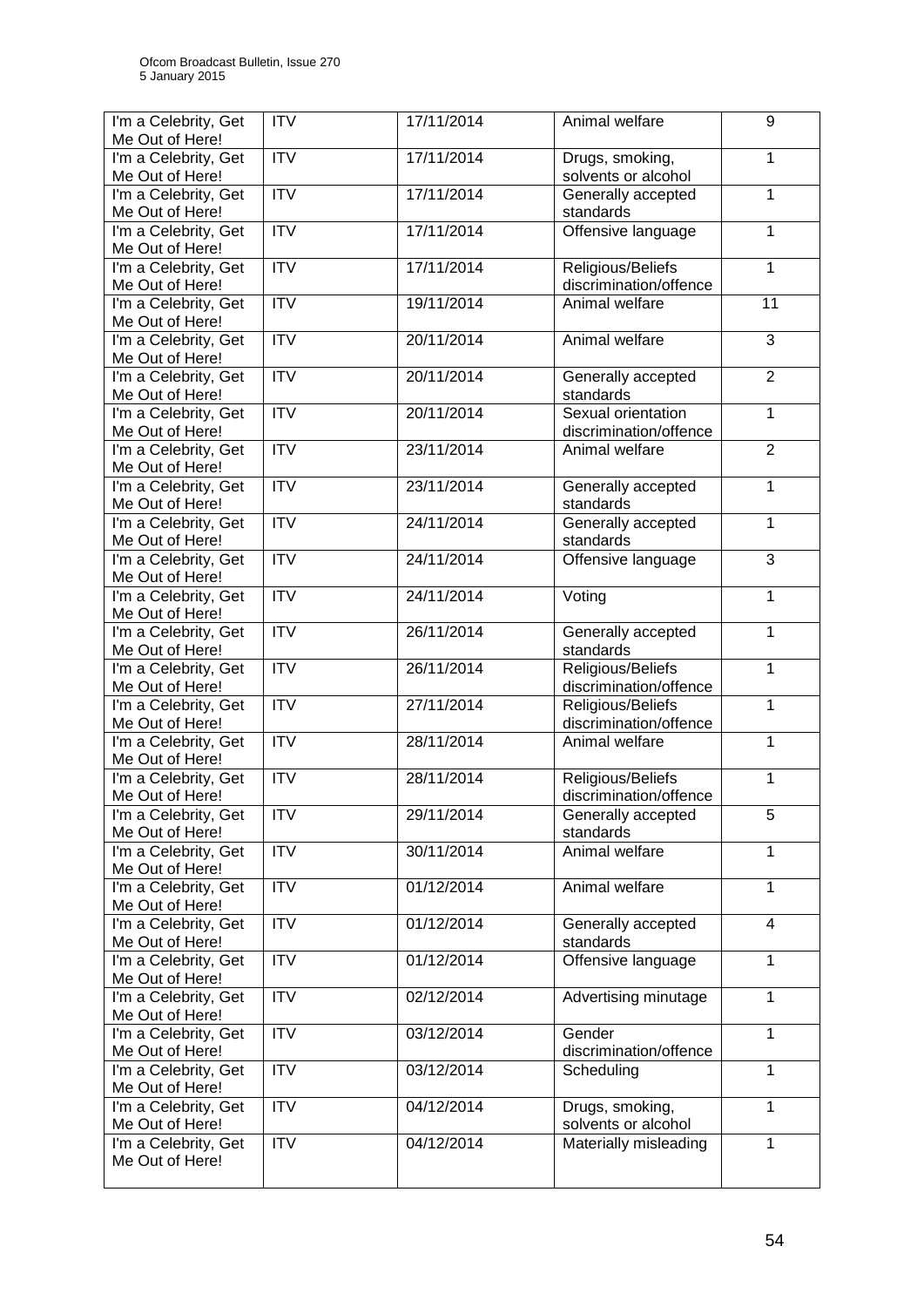| I'm a Celebrity, Get Me Out of Here! | ITV | 17/11/2014 | Animal welfare | 9 |
|---|---|---|---|---|
| I'm a Celebrity, Get Me Out of Here! | ITV | 17/11/2014 | Drugs, smoking, solvents or alcohol | 1 |
| I'm a Celebrity, Get Me Out of Here! | ITV | 17/11/2014 | Generally accepted standards | 1 |
| I'm a Celebrity, Get Me Out of Here! | ITV | 17/11/2014 | Offensive language | 1 |
| I'm a Celebrity, Get Me Out of Here! | ITV | 17/11/2014 | Religious/Beliefs discrimination/offence | 1 |
| I'm a Celebrity, Get Me Out of Here! | ITV | 19/11/2014 | Animal welfare | 11 |
| I'm a Celebrity, Get Me Out of Here! | ITV | 20/11/2014 | Animal welfare | 3 |
| I'm a Celebrity, Get Me Out of Here! | ITV | 20/11/2014 | Generally accepted standards | 2 |
| I'm a Celebrity, Get Me Out of Here! | ITV | 20/11/2014 | Sexual orientation discrimination/offence | 1 |
| I'm a Celebrity, Get Me Out of Here! | ITV | 23/11/2014 | Animal welfare | 2 |
| I'm a Celebrity, Get Me Out of Here! | ITV | 23/11/2014 | Generally accepted standards | 1 |
| I'm a Celebrity, Get Me Out of Here! | ITV | 24/11/2014 | Generally accepted standards | 1 |
| I'm a Celebrity, Get Me Out of Here! | ITV | 24/11/2014 | Offensive language | 3 |
| I'm a Celebrity, Get Me Out of Here! | ITV | 24/11/2014 | Voting | 1 |
| I'm a Celebrity, Get Me Out of Here! | ITV | 26/11/2014 | Generally accepted standards | 1 |
| I'm a Celebrity, Get Me Out of Here! | ITV | 26/11/2014 | Religious/Beliefs discrimination/offence | 1 |
| I'm a Celebrity, Get Me Out of Here! | ITV | 27/11/2014 | Religious/Beliefs discrimination/offence | 1 |
| I'm a Celebrity, Get Me Out of Here! | ITV | 28/11/2014 | Animal welfare | 1 |
| I'm a Celebrity, Get Me Out of Here! | ITV | 28/11/2014 | Religious/Beliefs discrimination/offence | 1 |
| I'm a Celebrity, Get Me Out of Here! | ITV | 29/11/2014 | Generally accepted standards | 5 |
| I'm a Celebrity, Get Me Out of Here! | ITV | 30/11/2014 | Animal welfare | 1 |
| I'm a Celebrity, Get Me Out of Here! | ITV | 01/12/2014 | Animal welfare | 1 |
| I'm a Celebrity, Get Me Out of Here! | ITV | 01/12/2014 | Generally accepted standards | 4 |
| I'm a Celebrity, Get Me Out of Here! | ITV | 01/12/2014 | Offensive language | 1 |
| I'm a Celebrity, Get Me Out of Here! | ITV | 02/12/2014 | Advertising minutage | 1 |
| I'm a Celebrity, Get Me Out of Here! | ITV | 03/12/2014 | Gender discrimination/offence | 1 |
| I'm a Celebrity, Get Me Out of Here! | ITV | 03/12/2014 | Scheduling | 1 |
| I'm a Celebrity, Get Me Out of Here! | ITV | 04/12/2014 | Drugs, smoking, solvents or alcohol | 1 |
| I'm a Celebrity, Get Me Out of Here! | ITV | 04/12/2014 | Materially misleading | 1 |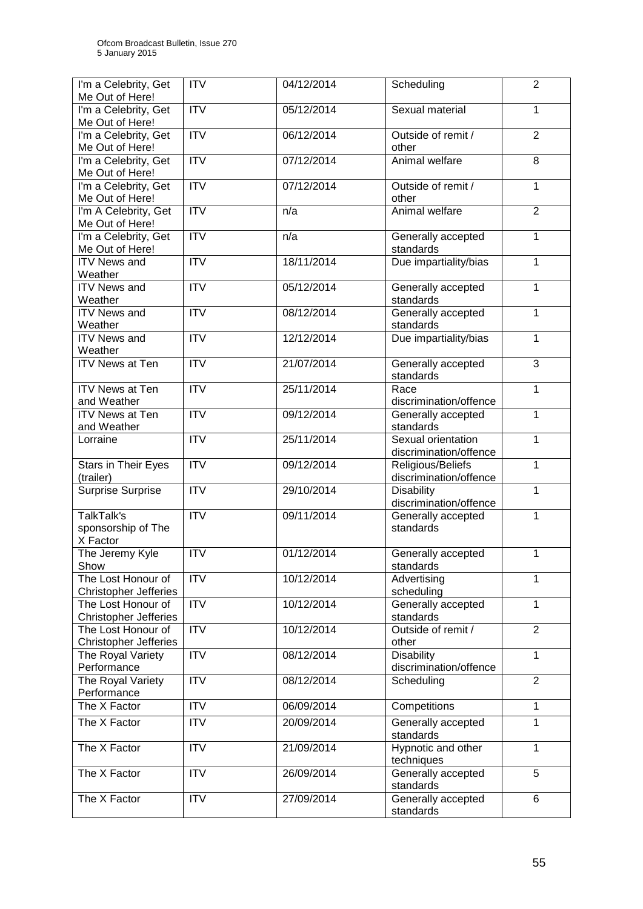| I'm a Celebrity, Get Me Out of Here! | ITV | 04/12/2014 | Scheduling | 2 |
|---|---|---|---|---|
| I'm a Celebrity, Get Me Out of Here! | ITV | 05/12/2014 | Sexual material | 1 |
| I'm a Celebrity, Get Me Out of Here! | ITV | 06/12/2014 | Outside of remit / other | 2 |
| I'm a Celebrity, Get Me Out of Here! | ITV | 07/12/2014 | Animal welfare | 8 |
| I'm a Celebrity, Get Me Out of Here! | ITV | 07/12/2014 | Outside of remit / other | 1 |
| I'm A Celebrity, Get Me Out of Here! | ITV | n/a | Animal welfare | 2 |
| I'm a Celebrity, Get Me Out of Here! | ITV | n/a | Generally accepted standards | 1 |
| ITV News and Weather | ITV | 18/11/2014 | Due impartiality/bias | 1 |
| ITV News and Weather | ITV | 05/12/2014 | Generally accepted standards | 1 |
| ITV News and Weather | ITV | 08/12/2014 | Generally accepted standards | 1 |
| ITV News and Weather | ITV | 12/12/2014 | Due impartiality/bias | 1 |
| ITV News at Ten | ITV | 21/07/2014 | Generally accepted standards | 3 |
| ITV News at Ten and Weather | ITV | 25/11/2014 | Race discrimination/offence | 1 |
| ITV News at Ten and Weather | ITV | 09/12/2014 | Generally accepted standards | 1 |
| Lorraine | ITV | 25/11/2014 | Sexual orientation discrimination/offence | 1 |
| Stars in Their Eyes (trailer) | ITV | 09/12/2014 | Religious/Beliefs discrimination/offence | 1 |
| Surprise Surprise | ITV | 29/10/2014 | Disability discrimination/offence | 1 |
| TalkTalk's sponsorship of The X Factor | ITV | 09/11/2014 | Generally accepted standards | 1 |
| The Jeremy Kyle Show | ITV | 01/12/2014 | Generally accepted standards | 1 |
| The Lost Honour of Christopher Jefferies | ITV | 10/12/2014 | Advertising scheduling | 1 |
| The Lost Honour of Christopher Jefferies | ITV | 10/12/2014 | Generally accepted standards | 1 |
| The Lost Honour of Christopher Jefferies | ITV | 10/12/2014 | Outside of remit / other | 2 |
| The Royal Variety Performance | ITV | 08/12/2014 | Disability discrimination/offence | 1 |
| The Royal Variety Performance | ITV | 08/12/2014 | Scheduling | 2 |
| The X Factor | ITV | 06/09/2014 | Competitions | 1 |
| The X Factor | ITV | 20/09/2014 | Generally accepted standards | 1 |
| The X Factor | ITV | 21/09/2014 | Hypnotic and other techniques | 1 |
| The X Factor | ITV | 26/09/2014 | Generally accepted standards | 5 |
| The X Factor | ITV | 27/09/2014 | Generally accepted standards | 6 |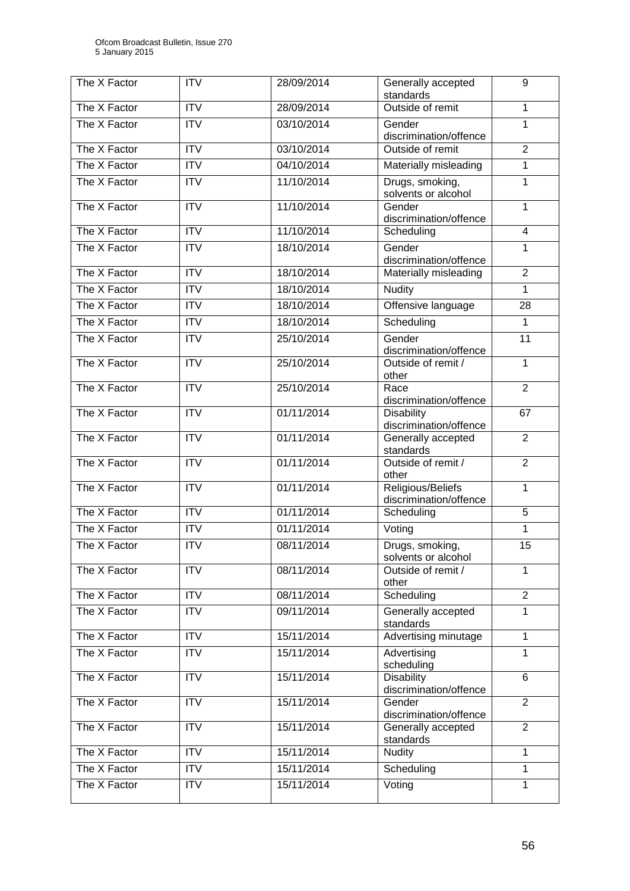| The X Factor | ITV | 28/09/2014 | Generally accepted standards | 9 |
|---|---|---|---|---|
| The X Factor | ITV | 28/09/2014 | Outside of remit | 1 |
| The X Factor | ITV | 03/10/2014 | Gender discrimination/offence | 1 |
| The X Factor | ITV | 03/10/2014 | Outside of remit | 2 |
| The X Factor | ITV | 04/10/2014 | Materially misleading | 1 |
| The X Factor | ITV | 11/10/2014 | Drugs, smoking, solvents or alcohol | 1 |
| The X Factor | ITV | 11/10/2014 | Gender discrimination/offence | 1 |
| The X Factor | ITV | 11/10/2014 | Scheduling | 4 |
| The X Factor | ITV | 18/10/2014 | Gender discrimination/offence | 1 |
| The X Factor | ITV | 18/10/2014 | Materially misleading | 2 |
| The X Factor | ITV | 18/10/2014 | Nudity | 1 |
| The X Factor | ITV | 18/10/2014 | Offensive language | 28 |
| The X Factor | ITV | 18/10/2014 | Scheduling | 1 |
| The X Factor | ITV | 25/10/2014 | Gender discrimination/offence | 11 |
| The X Factor | ITV | 25/10/2014 | Outside of remit / other | 1 |
| The X Factor | ITV | 25/10/2014 | Race discrimination/offence | 2 |
| The X Factor | ITV | 01/11/2014 | Disability discrimination/offence | 67 |
| The X Factor | ITV | 01/11/2014 | Generally accepted standards | 2 |
| The X Factor | ITV | 01/11/2014 | Outside of remit / other | 2 |
| The X Factor | ITV | 01/11/2014 | Religious/Beliefs discrimination/offence | 1 |
| The X Factor | ITV | 01/11/2014 | Scheduling | 5 |
| The X Factor | ITV | 01/11/2014 | Voting | 1 |
| The X Factor | ITV | 08/11/2014 | Drugs, smoking, solvents or alcohol | 15 |
| The X Factor | ITV | 08/11/2014 | Outside of remit / other | 1 |
| The X Factor | ITV | 08/11/2014 | Scheduling | 2 |
| The X Factor | ITV | 09/11/2014 | Generally accepted standards | 1 |
| The X Factor | ITV | 15/11/2014 | Advertising minutage | 1 |
| The X Factor | ITV | 15/11/2014 | Advertising scheduling | 1 |
| The X Factor | ITV | 15/11/2014 | Disability discrimination/offence | 6 |
| The X Factor | ITV | 15/11/2014 | Gender discrimination/offence | 2 |
| The X Factor | ITV | 15/11/2014 | Generally accepted standards | 2 |
| The X Factor | ITV | 15/11/2014 | Nudity | 1 |
| The X Factor | ITV | 15/11/2014 | Scheduling | 1 |
| The X Factor | ITV | 15/11/2014 | Voting | 1 |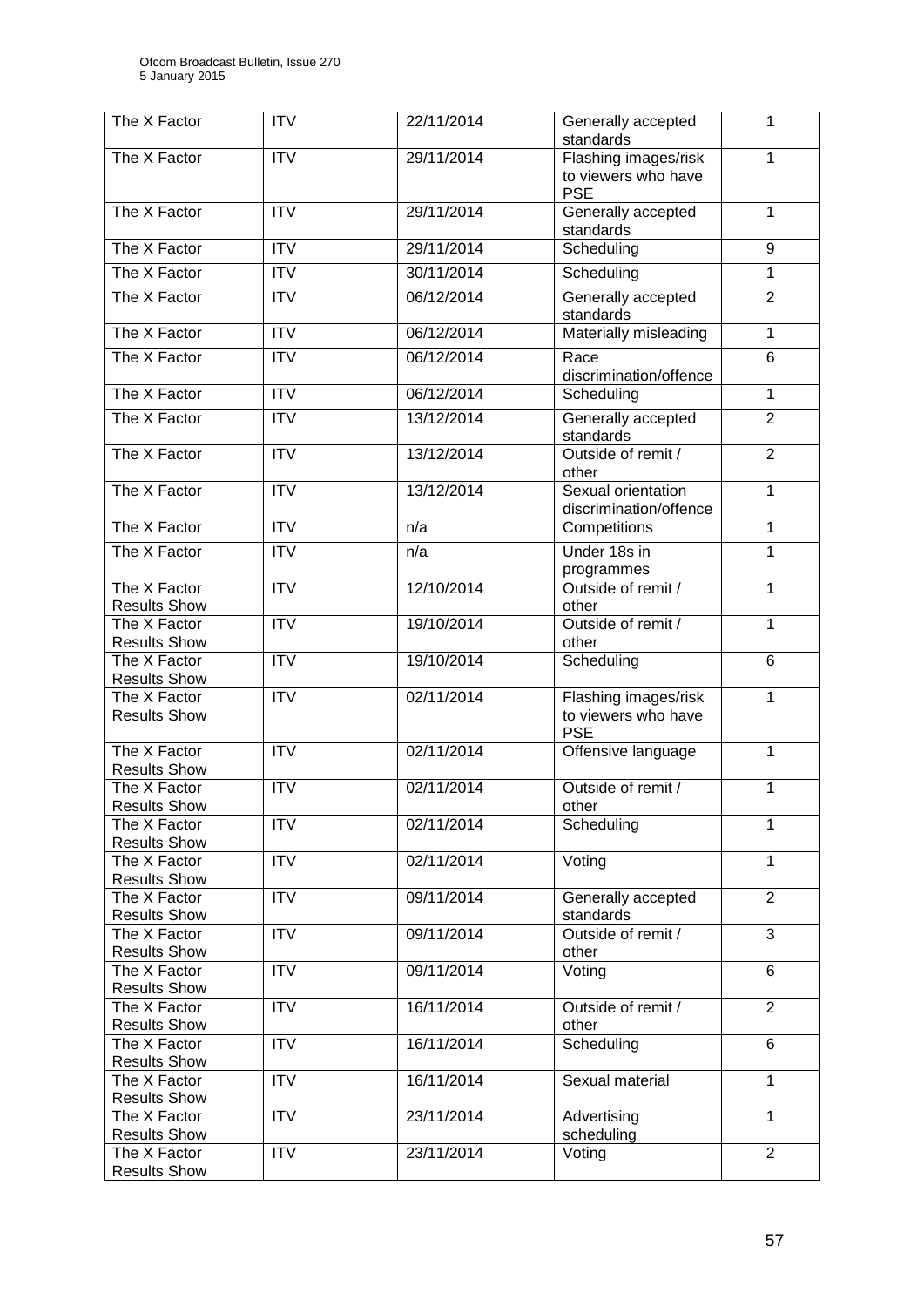| The X Factor | ITV | 22/11/2014 | Generally accepted standards | 1 |
|---|---|---|---|---|
| The X Factor | ITV | 29/11/2014 | Flashing images/risk to viewers who have PSE | 1 |
| The X Factor | ITV | 29/11/2014 | Generally accepted standards | 1 |
| The X Factor | ITV | 29/11/2014 | Scheduling | 9 |
| The X Factor | ITV | 30/11/2014 | Scheduling | 1 |
| The X Factor | ITV | 06/12/2014 | Generally accepted standards | 2 |
| The X Factor | ITV | 06/12/2014 | Materially misleading | 1 |
| The X Factor | ITV | 06/12/2014 | Race discrimination/offence | 6 |
| The X Factor | ITV | 06/12/2014 | Scheduling | 1 |
| The X Factor | ITV | 13/12/2014 | Generally accepted standards | 2 |
| The X Factor | ITV | 13/12/2014 | Outside of remit / other | 2 |
| The X Factor | ITV | 13/12/2014 | Sexual orientation discrimination/offence | 1 |
| The X Factor | ITV | n/a | Competitions | 1 |
| The X Factor | ITV | n/a | Under 18s in programmes | 1 |
| The X Factor Results Show | ITV | 12/10/2014 | Outside of remit / other | 1 |
| The X Factor Results Show | ITV | 19/10/2014 | Outside of remit / other | 1 |
| The X Factor Results Show | ITV | 19/10/2014 | Scheduling | 6 |
| The X Factor Results Show | ITV | 02/11/2014 | Flashing images/risk to viewers who have PSE | 1 |
| The X Factor Results Show | ITV | 02/11/2014 | Offensive language | 1 |
| The X Factor Results Show | ITV | 02/11/2014 | Outside of remit / other | 1 |
| The X Factor Results Show | ITV | 02/11/2014 | Scheduling | 1 |
| The X Factor Results Show | ITV | 02/11/2014 | Voting | 1 |
| The X Factor Results Show | ITV | 09/11/2014 | Generally accepted standards | 2 |
| The X Factor Results Show | ITV | 09/11/2014 | Outside of remit / other | 3 |
| The X Factor Results Show | ITV | 09/11/2014 | Voting | 6 |
| The X Factor Results Show | ITV | 16/11/2014 | Outside of remit / other | 2 |
| The X Factor Results Show | ITV | 16/11/2014 | Scheduling | 6 |
| The X Factor Results Show | ITV | 16/11/2014 | Sexual material | 1 |
| The X Factor Results Show | ITV | 23/11/2014 | Advertising scheduling | 1 |
| The X Factor Results Show | ITV | 23/11/2014 | Voting | 2 |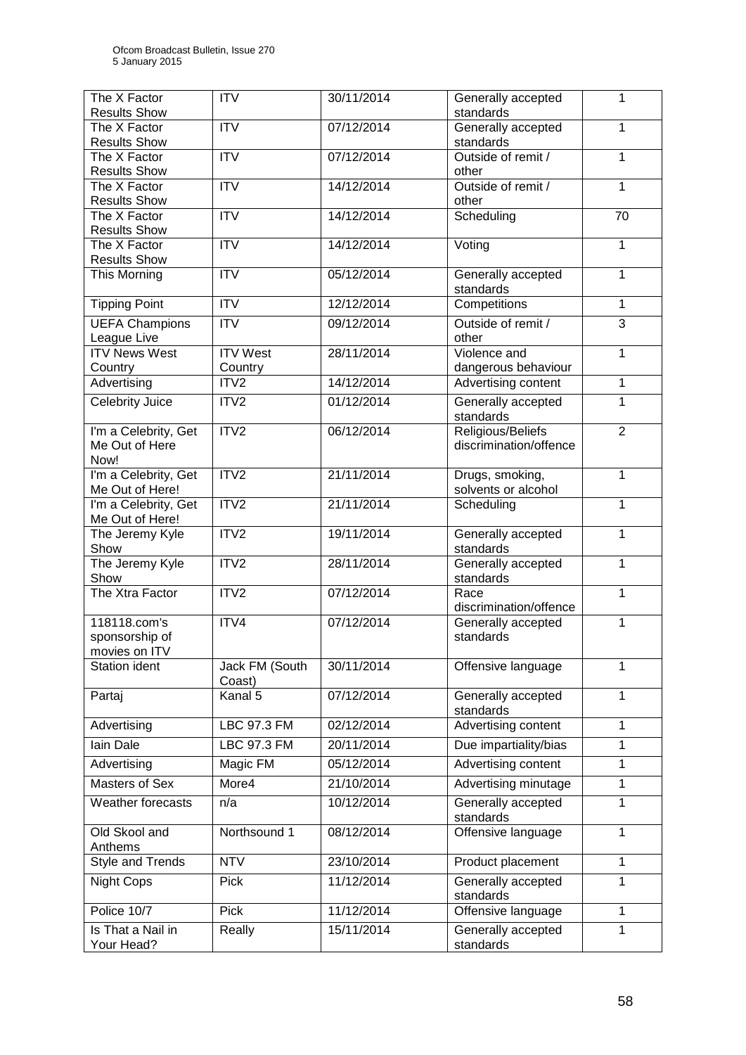| The X Factor Results Show | ITV | 30/11/2014 | Generally accepted standards | 1 |
|---|---|---|---|---|
| The X Factor Results Show | ITV | 07/12/2014 | Generally accepted standards | 1 |
| The X Factor Results Show | ITV | 07/12/2014 | Outside of remit / other | 1 |
| The X Factor Results Show | ITV | 14/12/2014 | Outside of remit / other | 1 |
| The X Factor Results Show | ITV | 14/12/2014 | Scheduling | 70 |
| The X Factor Results Show | ITV | 14/12/2014 | Voting | 1 |
| This Morning | ITV | 05/12/2014 | Generally accepted standards | 1 |
| Tipping Point | ITV | 12/12/2014 | Competitions | 1 |
| UEFA Champions League Live | ITV | 09/12/2014 | Outside of remit / other | 3 |
| ITV News West Country | ITV West Country | 28/11/2014 | Violence and dangerous behaviour | 1 |
| Advertising | ITV2 | 14/12/2014 | Advertising content | 1 |
| Celebrity Juice | ITV2 | 01/12/2014 | Generally accepted standards | 1 |
| I'm a Celebrity, Get Me Out of Here Now! | ITV2 | 06/12/2014 | Religious/Beliefs discrimination/offence | 2 |
| I'm a Celebrity, Get Me Out of Here! | ITV2 | 21/11/2014 | Drugs, smoking, solvents or alcohol | 1 |
| I'm a Celebrity, Get Me Out of Here! | ITV2 | 21/11/2014 | Scheduling | 1 |
| The Jeremy Kyle Show | ITV2 | 19/11/2014 | Generally accepted standards | 1 |
| The Jeremy Kyle Show | ITV2 | 28/11/2014 | Generally accepted standards | 1 |
| The Xtra Factor | ITV2 | 07/12/2014 | Race discrimination/offence | 1 |
| 118118.com's sponsorship of movies on ITV | ITV4 | 07/12/2014 | Generally accepted standards | 1 |
| Station ident | Jack FM (South Coast) | 30/11/2014 | Offensive language | 1 |
| Partaj | Kanal 5 | 07/12/2014 | Generally accepted standards | 1 |
| Advertising | LBC 97.3 FM | 02/12/2014 | Advertising content | 1 |
| Iain Dale | LBC 97.3 FM | 20/11/2014 | Due impartiality/bias | 1 |
| Advertising | Magic FM | 05/12/2014 | Advertising content | 1 |
| Masters of Sex | More4 | 21/10/2014 | Advertising minutage | 1 |
| Weather forecasts | n/a | 10/12/2014 | Generally accepted standards | 1 |
| Old Skool and Anthems | Northsound 1 | 08/12/2014 | Offensive language | 1 |
| Style and Trends | NTV | 23/10/2014 | Product placement | 1 |
| Night Cops | Pick | 11/12/2014 | Generally accepted standards | 1 |
| Police 10/7 | Pick | 11/12/2014 | Offensive language | 1 |
| Is That a Nail in Your Head? | Really | 15/11/2014 | Generally accepted standards | 1 |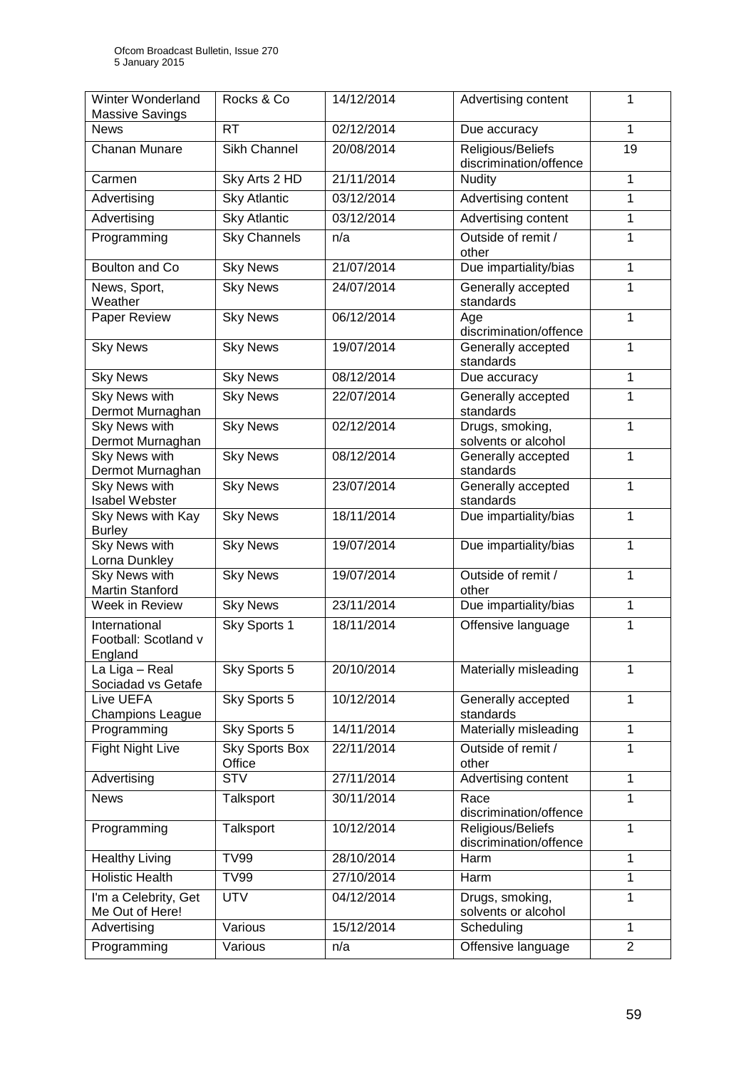| Winter Wonderland Massive Savings | Rocks & Co | 14/12/2014 | Advertising content | 1 |
|---|---|---|---|---|
| News | RT | 02/12/2014 | Due accuracy | 1 |
| Chanan Munare | Sikh Channel | 20/08/2014 | Religious/Beliefs discrimination/offence | 19 |
| Carmen | Sky Arts 2 HD | 21/11/2014 | Nudity | 1 |
| Advertising | Sky Atlantic | 03/12/2014 | Advertising content | 1 |
| Advertising | Sky Atlantic | 03/12/2014 | Advertising content | 1 |
| Programming | Sky Channels | n/a | Outside of remit / other | 1 |
| Boulton and Co | Sky News | 21/07/2014 | Due impartiality/bias | 1 |
| News, Sport, Weather | Sky News | 24/07/2014 | Generally accepted standards | 1 |
| Paper Review | Sky News | 06/12/2014 | Age discrimination/offence | 1 |
| Sky News | Sky News | 19/07/2014 | Generally accepted standards | 1 |
| Sky News | Sky News | 08/12/2014 | Due accuracy | 1 |
| Sky News with Dermot Murnaghan | Sky News | 22/07/2014 | Generally accepted standards | 1 |
| Sky News with Dermot Murnaghan | Sky News | 02/12/2014 | Drugs, smoking, solvents or alcohol | 1 |
| Sky News with Dermot Murnaghan | Sky News | 08/12/2014 | Generally accepted standards | 1 |
| Sky News with Isabel Webster | Sky News | 23/07/2014 | Generally accepted standards | 1 |
| Sky News with Kay Burley | Sky News | 18/11/2014 | Due impartiality/bias | 1 |
| Sky News with Lorna Dunkley | Sky News | 19/07/2014 | Due impartiality/bias | 1 |
| Sky News with Martin Stanford | Sky News | 19/07/2014 | Outside of remit / other | 1 |
| Week in Review | Sky News | 23/11/2014 | Due impartiality/bias | 1 |
| International Football: Scotland v England | Sky Sports 1 | 18/11/2014 | Offensive language | 1 |
| La Liga – Real Sociadad vs Getafe | Sky Sports 5 | 20/10/2014 | Materially misleading | 1 |
| Live UEFA Champions League | Sky Sports 5 | 10/12/2014 | Generally accepted standards | 1 |
| Programming | Sky Sports 5 | 14/11/2014 | Materially misleading | 1 |
| Fight Night Live | Sky Sports Box Office | 22/11/2014 | Outside of remit / other | 1 |
| Advertising | STV | 27/11/2014 | Advertising content | 1 |
| News | Talksport | 30/11/2014 | Race discrimination/offence | 1 |
| Programming | Talksport | 10/12/2014 | Religious/Beliefs discrimination/offence | 1 |
| Healthy Living | TV99 | 28/10/2014 | Harm | 1 |
| Holistic Health | TV99 | 27/10/2014 | Harm | 1 |
| I'm a Celebrity, Get Me Out of Here! | UTV | 04/12/2014 | Drugs, smoking, solvents or alcohol | 1 |
| Advertising | Various | 15/12/2014 | Scheduling | 1 |
| Programming | Various | n/a | Offensive language | 2 |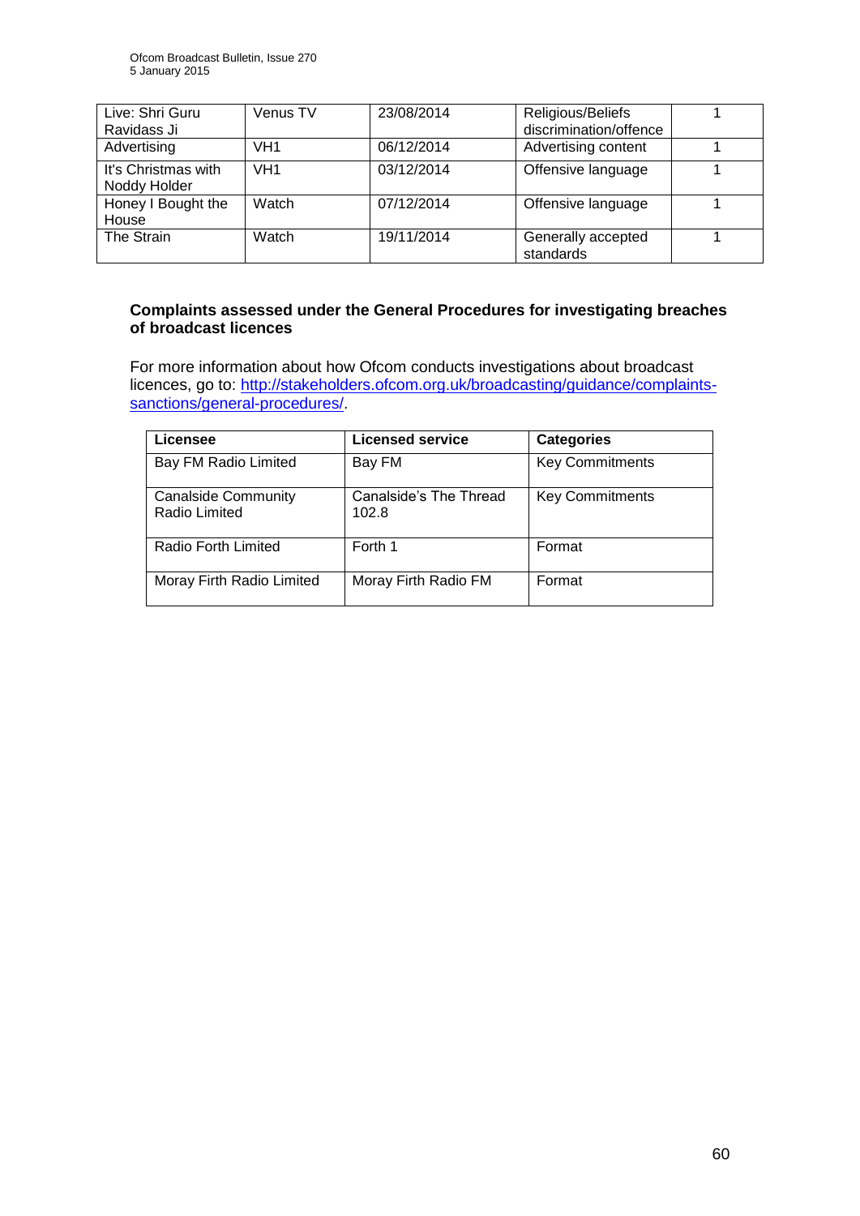| Live: Shri Guru Ravidass Ji | Venus TV | 23/08/2014 | Religious/Beliefs discrimination/offence | 1 |
|---|---|---|---|---|
| Advertising | VH1 | 06/12/2014 | Advertising content | 1 |
| It's Christmas with Noddy Holder | VH1 | 03/12/2014 | Offensive language | 1 |
| Honey I Bought the House | Watch | 07/12/2014 | Offensive language | 1 |
| The Strain | Watch | 19/11/2014 | Generally accepted standards | 1 |

**Complaints assessed under the General Procedures for investigating breaches of broadcast licences**

For more information about how Ofcom conducts investigations about broadcast licences, go to: http://stakeholders.ofcom.org.uk/broadcasting/guidance/complaints-sanctions/general-procedures/.

| Licensee | Licensed service | Categories |
|---|---|---|
| Bay FM Radio Limited | Bay FM | Key Commitments |
| Canalside Community Radio Limited | Canalside's The Thread 102.8 | Key Commitments |
| Radio Forth Limited | Forth 1 | Format |
| Moray Firth Radio Limited | Moray Firth Radio FM | Format |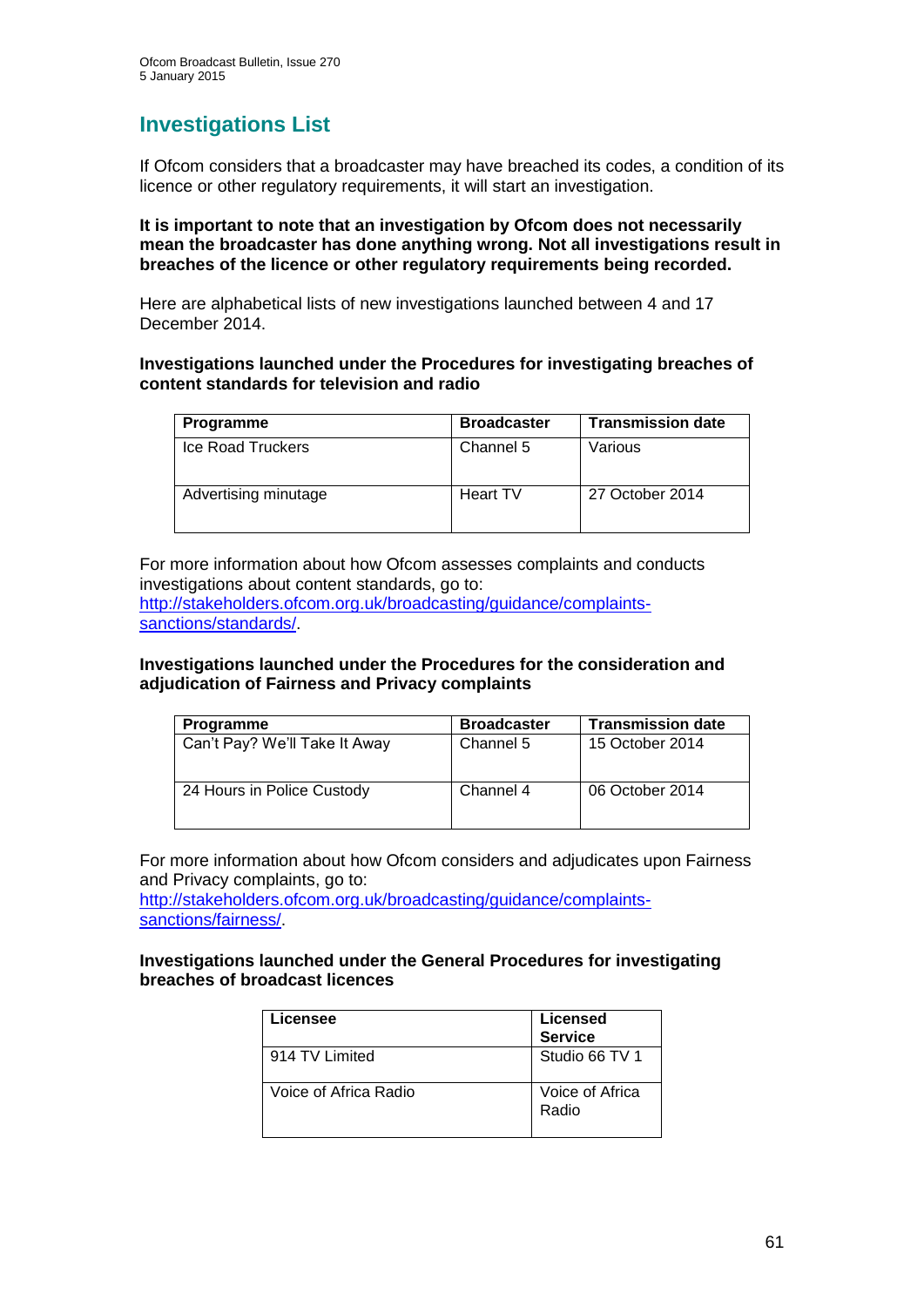## Investigations List

If Ofcom considers that a broadcaster may have breached its codes, a condition of its licence or other regulatory requirements, it will start an investigation.

**It is important to note that an investigation by Ofcom does not necessarily mean the broadcaster has done anything wrong. Not all investigations result in breaches of the licence or other regulatory requirements being recorded.**

Here are alphabetical lists of new investigations launched between 4 and 17 December 2014.

**Investigations launched under the Procedures for investigating breaches of content standards for television and radio**

| Programme | Broadcaster | Transmission date |
|---|---|---|
| Ice Road Truckers | Channel 5 | Various |
| Advertising minutage | Heart TV | 27 October 2014 |

For more information about how Ofcom assesses complaints and conducts investigations about content standards, go to: [http://stakeholders.ofcom.org.uk/broadcasting/guidance/complaints-sanctions/standards/](http://stakeholders.ofcom.org.uk/broadcasting/guidance/complaints-sanctions/standards/).

**Investigations launched under the Procedures for the consideration and adjudication of Fairness and Privacy complaints**

| Programme | Broadcaster | Transmission date |
|---|---|---|
| Can't Pay? We'll Take It Away | Channel 5 | 15 October 2014 |
| 24 Hours in Police Custody | Channel 4 | 06 October 2014 |

For more information about how Ofcom considers and adjudicates upon Fairness and Privacy complaints, go to: [http://stakeholders.ofcom.org.uk/broadcasting/guidance/complaints-sanctions/fairness/](http://stakeholders.ofcom.org.uk/broadcasting/guidance/complaints-sanctions/fairness/).

**Investigations launched under the General Procedures for investigating breaches of broadcast licences**

| Licensee | Licensed Service |
|---|---|
| 914 TV Limited | Studio 66 TV 1 |
| Voice of Africa Radio | Voice of Africa Radio |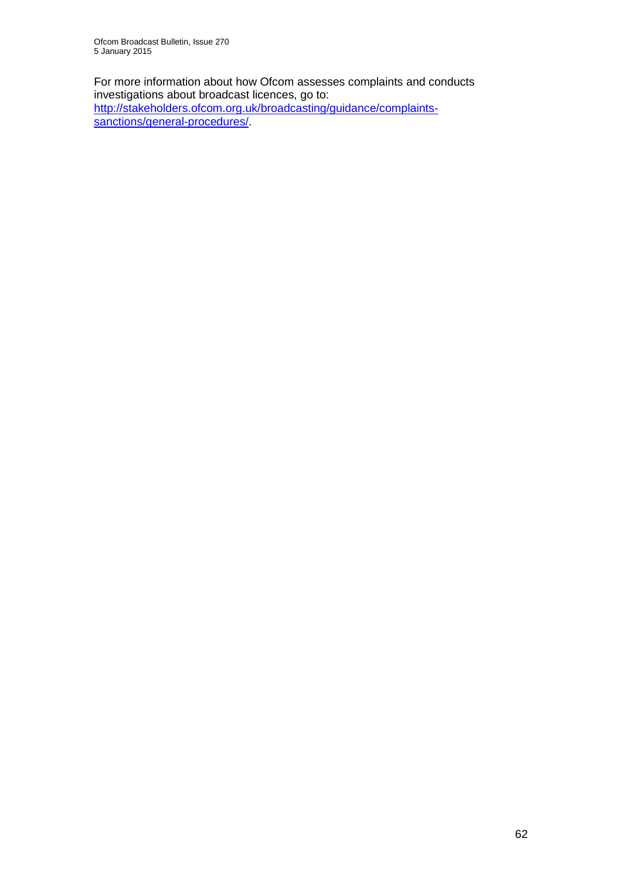For more information about how Ofcom assesses complaints and conducts investigations about broadcast licences, go to: [http://stakeholders.ofcom.org.uk/broadcasting/guidance/complaints-sanctions/general-procedures/](http://stakeholders.ofcom.org.uk/broadcasting/guidance/complaints-sanctions/general-procedures/).